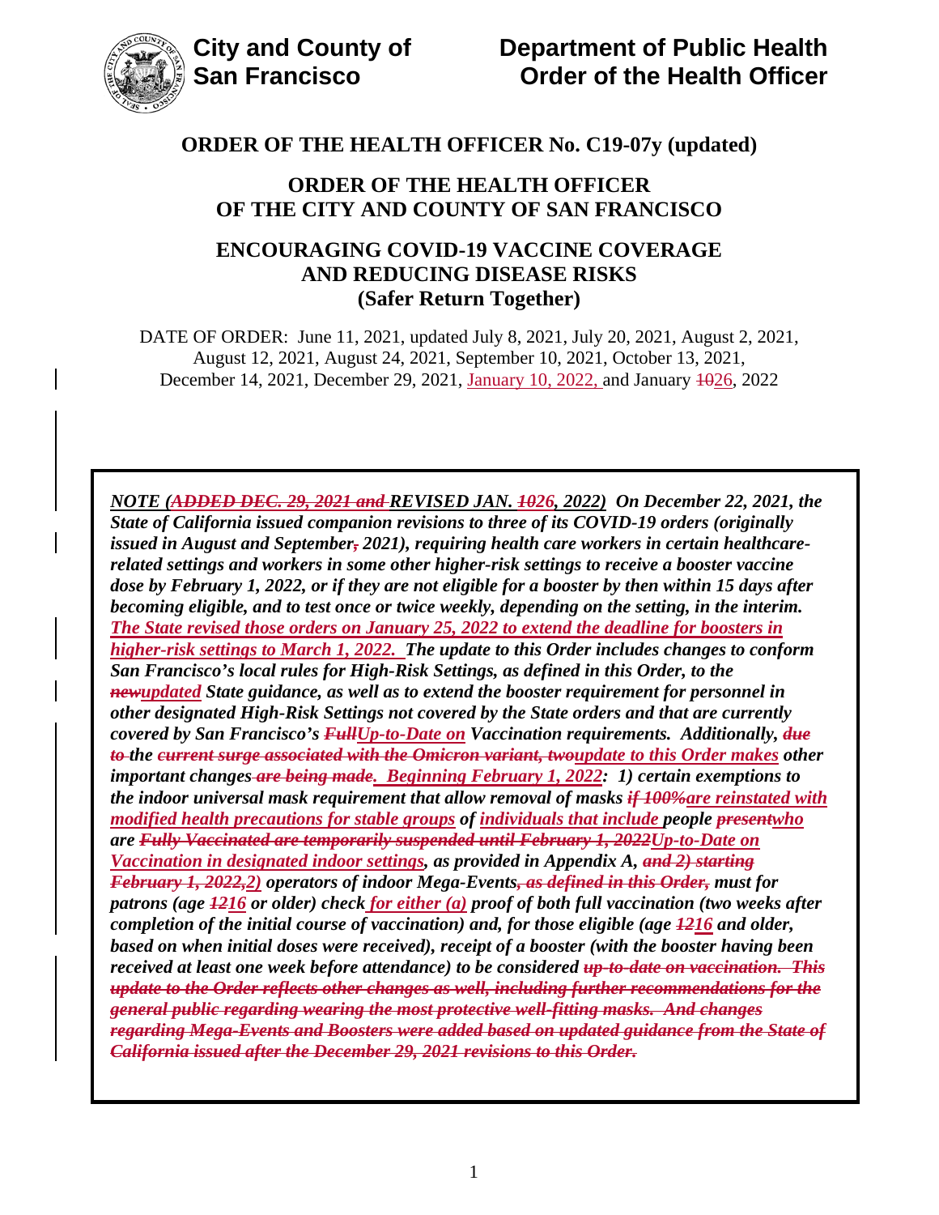**City and County of San Francisco** | **Department of Public Health Order of the Health Officer**

## ORDER OF THE HEALTH OFFICER No. C19-07y (updated)

## ORDER OF THE HEALTH OFFICER OF THE CITY AND COUNTY OF SAN FRANCISCO

## ENCOURAGING COVID-19 VACCINE COVERAGE AND REDUCING DISEASE RISKS (Safer Return Together)

DATE OF ORDER: June 11, 2021, updated July 8, 2021, July 20, 2021, August 2, 2021, August 12, 2021, August 24, 2021, September 10, 2021, October 13, 2021, December 14, 2021, December 29, 2021, January 10, 2022, and January ~~10~~26, 2022

***NOTE (~~ADDED DEC. 29, 2021 and~~ REVISED JAN. ~~10~~26, 2022) On December 22, 2021, the State of California issued companion revisions to three of its COVID-19 orders (originally issued in August and September~~,~~ 2021), requiring health care workers in certain healthcare-related settings and workers in some other higher-risk settings to receive a booster vaccine dose by February 1, 2022, or if they are not eligible for a booster by then within 15 days after becoming eligible, and to test once or twice weekly, depending on the setting, in the interim. The State revised those orders on January 25, 2022 to extend the deadline for boosters in higher-risk settings to March 1, 2022. The update to this Order includes changes to conform San Francisco's local rules for High-Risk Settings, as defined in this Order, to the ~~new~~updated State guidance, as well as to extend the booster requirement for personnel in other designated High-Risk Settings not covered by the State orders and that are currently covered by San Francisco's ~~Full~~Up-to-Date on Vaccination requirements. Additionally, ~~due to~~ the ~~current surge associated with the Omicron variant, two~~update to this Order makes other important changes ~~are being made~~. Beginning February 1, 2022: 1) certain exemptions to the indoor universal mask requirement that allow removal of masks ~~if 100%~~are reinstated with modified health precautions for stable groups of individuals that include people ~~present~~who are ~~Fully Vaccinated are temporarily suspended until February 1, 2022~~Up-to-Date on Vaccination in designated indoor settings, as provided in Appendix A, ~~and 2) starting February 1, 2022,~~2) operators of indoor Mega-Events~~, as defined in this Order,~~ must for patrons (age ~~12~~16 or older) check for either (a) proof of both full vaccination (two weeks after completion of the initial course of vaccination) and, for those eligible (age ~~12~~16 and older, based on when initial doses were received), receipt of a booster (with the booster having been received at least one week before attendance) to be considered ~~up-to-date on vaccination. This update to the Order reflects other changes as well, including further recommendations for the general public regarding wearing the most protective well-fitting masks. And changes regarding Mega-Events and Boosters were added based on updated guidance from the State of California issued after the December 29, 2021 revisions to this Order.~~***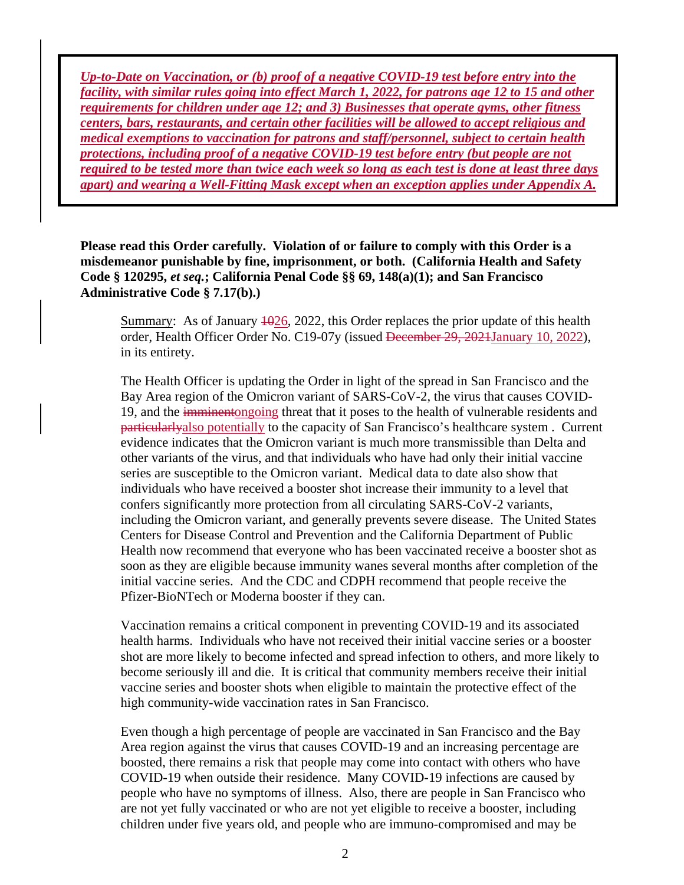*Up-to-Date on Vaccination, or (b) proof of a negative COVID-19 test before entry into the facility, with similar rules going into effect March 1, 2022, for patrons age 12 to 15 and other requirements for children under age 12; and 3) Businesses that operate gyms, other fitness centers, bars, restaurants, and certain other facilities will be allowed to accept religious and medical exemptions to vaccination for patrons and staff/personnel, subject to certain health protections, including proof of a negative COVID-19 test before entry (but people are not required to be tested more than twice each week so long as each test is done at least three days apart) and wearing a Well-Fitting Mask except when an exception applies under Appendix A.*

**Please read this Order carefully. Violation of or failure to comply with this Order is a misdemeanor punishable by fine, imprisonment, or both. (California Health and Safety Code § 120295, *et seq.*; California Penal Code §§ 69, 148(a)(1); and San Francisco Administrative Code § 7.17(b).)**

Summary: As of January ~~10~~26, 2022, this Order replaces the prior update of this health order, Health Officer Order No. C19-07y (issued ~~December 29, 2021~~January 10, 2022), in its entirety.

The Health Officer is updating the Order in light of the spread in San Francisco and the Bay Area region of the Omicron variant of SARS-CoV-2, the virus that causes COVID-19, and the ~~imminent~~ongoing threat that it poses to the health of vulnerable residents and ~~particularly~~also potentially to the capacity of San Francisco's healthcare system . Current evidence indicates that the Omicron variant is much more transmissible than Delta and other variants of the virus, and that individuals who have had only their initial vaccine series are susceptible to the Omicron variant. Medical data to date also show that individuals who have received a booster shot increase their immunity to a level that confers significantly more protection from all circulating SARS-CoV-2 variants, including the Omicron variant, and generally prevents severe disease. The United States Centers for Disease Control and Prevention and the California Department of Public Health now recommend that everyone who has been vaccinated receive a booster shot as soon as they are eligible because immunity wanes several months after completion of the initial vaccine series. And the CDC and CDPH recommend that people receive the Pfizer-BioNTech or Moderna booster if they can.

Vaccination remains a critical component in preventing COVID-19 and its associated health harms. Individuals who have not received their initial vaccine series or a booster shot are more likely to become infected and spread infection to others, and more likely to become seriously ill and die. It is critical that community members receive their initial vaccine series and booster shots when eligible to maintain the protective effect of the high community-wide vaccination rates in San Francisco.

Even though a high percentage of people are vaccinated in San Francisco and the Bay Area region against the virus that causes COVID-19 and an increasing percentage are boosted, there remains a risk that people may come into contact with others who have COVID-19 when outside their residence. Many COVID-19 infections are caused by people who have no symptoms of illness. Also, there are people in San Francisco who are not yet fully vaccinated or who are not yet eligible to receive a booster, including children under five years old, and people who are immuno-compromised and may be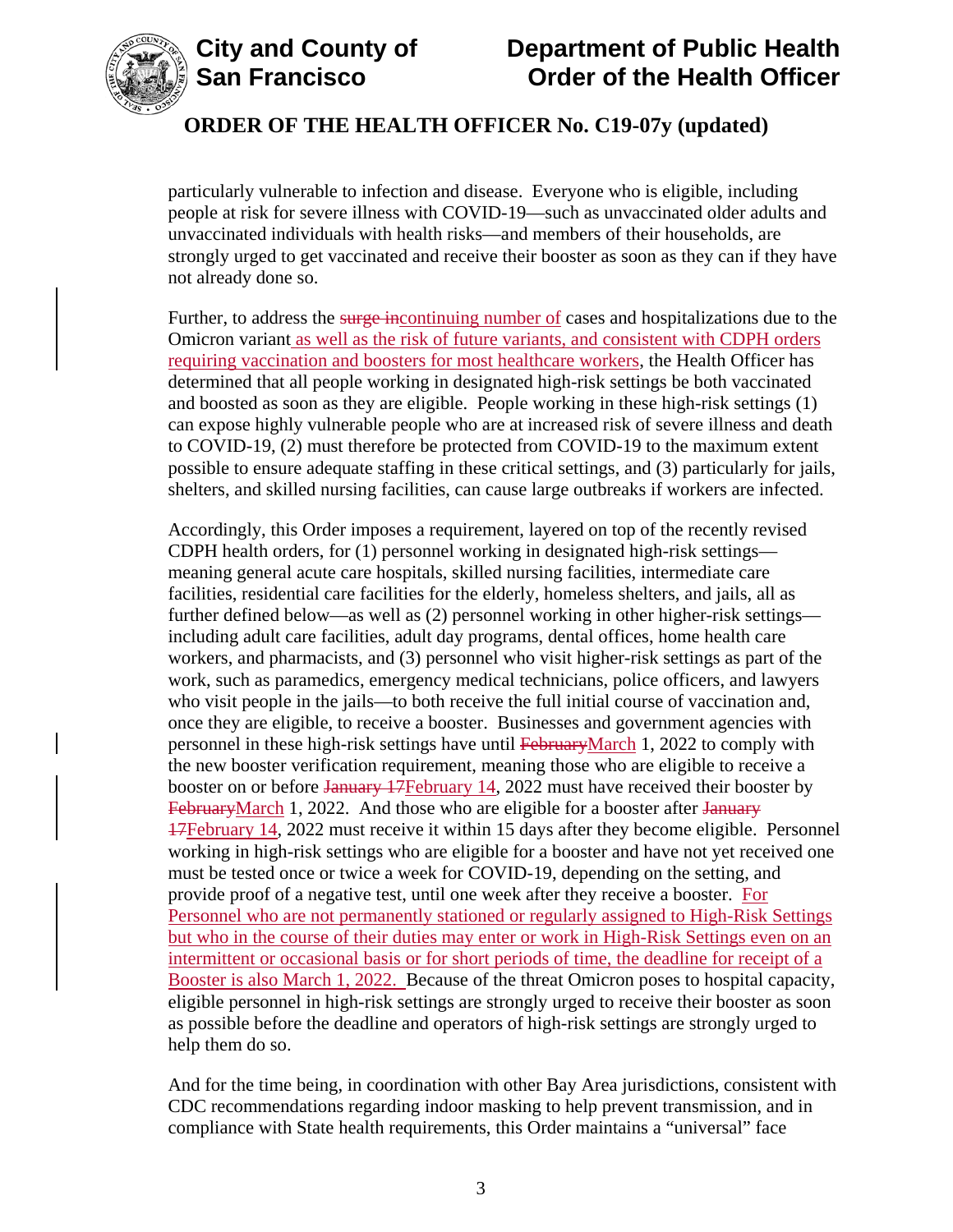particularly vulnerable to infection and disease. Everyone who is eligible, including people at risk for severe illness with COVID-19—such as unvaccinated older adults and unvaccinated individuals with health risks—and members of their households, are strongly urged to get vaccinated and receive their booster as soon as they can if they have not already done so.

Further, to address the ~~surge in~~continuing number of cases and hospitalizations due to the Omicron variant as well as the risk of future variants, and consistent with CDPH orders requiring vaccination and boosters for most healthcare workers, the Health Officer has determined that all people working in designated high-risk settings be both vaccinated and boosted as soon as they are eligible. People working in these high-risk settings (1) can expose highly vulnerable people who are at increased risk of severe illness and death to COVID-19, (2) must therefore be protected from COVID-19 to the maximum extent possible to ensure adequate staffing in these critical settings, and (3) particularly for jails, shelters, and skilled nursing facilities, can cause large outbreaks if workers are infected.

Accordingly, this Order imposes a requirement, layered on top of the recently revised CDPH health orders, for (1) personnel working in designated high-risk settings—meaning general acute care hospitals, skilled nursing facilities, intermediate care facilities, residential care facilities for the elderly, homeless shelters, and jails, all as further defined below—as well as (2) personnel working in other higher-risk settings—including adult care facilities, adult day programs, dental offices, home health care workers, and pharmacists, and (3) personnel who visit higher-risk settings as part of the work, such as paramedics, emergency medical technicians, police officers, and lawyers who visit people in the jails—to both receive the full initial course of vaccination and, once they are eligible, to receive a booster. Businesses and government agencies with personnel in these high-risk settings have until ~~February~~March 1, 2022 to comply with the new booster verification requirement, meaning those who are eligible to receive a booster on or before ~~January 17~~February 14, 2022 must have received their booster by ~~February~~March 1, 2022. And those who are eligible for a booster after ~~January 17~~February 14, 2022 must receive it within 15 days after they become eligible. Personnel working in high-risk settings who are eligible for a booster and have not yet received one must be tested once or twice a week for COVID-19, depending on the setting, and provide proof of a negative test, until one week after they receive a booster. For Personnel who are not permanently stationed or regularly assigned to High-Risk Settings but who in the course of their duties may enter or work in High-Risk Settings even on an intermittent or occasional basis or for short periods of time, the deadline for receipt of a Booster is also March 1, 2022. Because of the threat Omicron poses to hospital capacity, eligible personnel in high-risk settings are strongly urged to receive their booster as soon as possible before the deadline and operators of high-risk settings are strongly urged to help them do so.

And for the time being, in coordination with other Bay Area jurisdictions, consistent with CDC recommendations regarding indoor masking to help prevent transmission, and in compliance with State health requirements, this Order maintains a "universal" face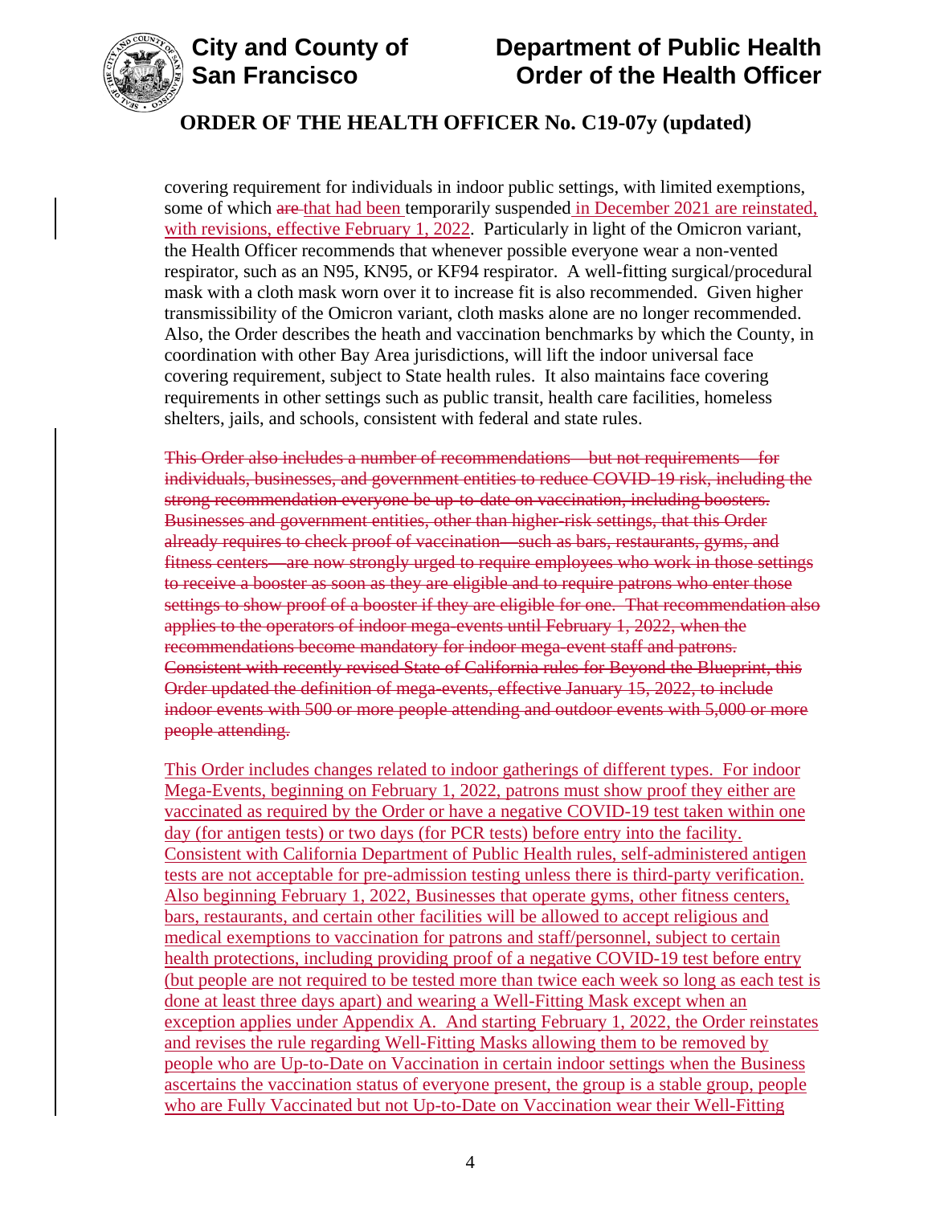covering requirement for individuals in indoor public settings, with limited exemptions, some of which ~~are~~ that had been temporarily suspended in December 2021 are reinstated, with revisions, effective February 1, 2022. Particularly in light of the Omicron variant, the Health Officer recommends that whenever possible everyone wear a non-vented respirator, such as an N95, KN95, or KF94 respirator. A well-fitting surgical/procedural mask with a cloth mask worn over it to increase fit is also recommended. Given higher transmissibility of the Omicron variant, cloth masks alone are no longer recommended. Also, the Order describes the heath and vaccination benchmarks by which the County, in coordination with other Bay Area jurisdictions, will lift the indoor universal face covering requirement, subject to State health rules. It also maintains face covering requirements in other settings such as public transit, health care facilities, homeless shelters, jails, and schools, consistent with federal and state rules.

~~This Order also includes a number of recommendations—but not requirements—for individuals, businesses, and government entities to reduce COVID-19 risk, including the strong recommendation everyone be up-to-date on vaccination, including boosters. Businesses and government entities, other than higher-risk settings, that this Order already requires to check proof of vaccination—such as bars, restaurants, gyms, and fitness centers—are now strongly urged to require employees who work in those settings to receive a booster as soon as they are eligible and to require patrons who enter those settings to show proof of a booster if they are eligible for one. That recommendation also applies to the operators of indoor mega-events until February 1, 2022, when the recommendations become mandatory for indoor mega-event staff and patrons. Consistent with recently revised State of California rules for Beyond the Blueprint, this Order updated the definition of mega-events, effective January 15, 2022, to include indoor events with 500 or more people attending and outdoor events with 5,000 or more people attending.~~

This Order includes changes related to indoor gatherings of different types. For indoor Mega-Events, beginning on February 1, 2022, patrons must show proof they either are vaccinated as required by the Order or have a negative COVID-19 test taken within one day (for antigen tests) or two days (for PCR tests) before entry into the facility. Consistent with California Department of Public Health rules, self-administered antigen tests are not acceptable for pre-admission testing unless there is third-party verification. Also beginning February 1, 2022, Businesses that operate gyms, other fitness centers, bars, restaurants, and certain other facilities will be allowed to accept religious and medical exemptions to vaccination for patrons and staff/personnel, subject to certain health protections, including providing proof of a negative COVID-19 test before entry (but people are not required to be tested more than twice each week so long as each test is done at least three days apart) and wearing a Well-Fitting Mask except when an exception applies under Appendix A. And starting February 1, 2022, the Order reinstates and revises the rule regarding Well-Fitting Masks allowing them to be removed by people who are Up-to-Date on Vaccination in certain indoor settings when the Business ascertains the vaccination status of everyone present, the group is a stable group, people who are Fully Vaccinated but not Up-to-Date on Vaccination wear their Well-Fitting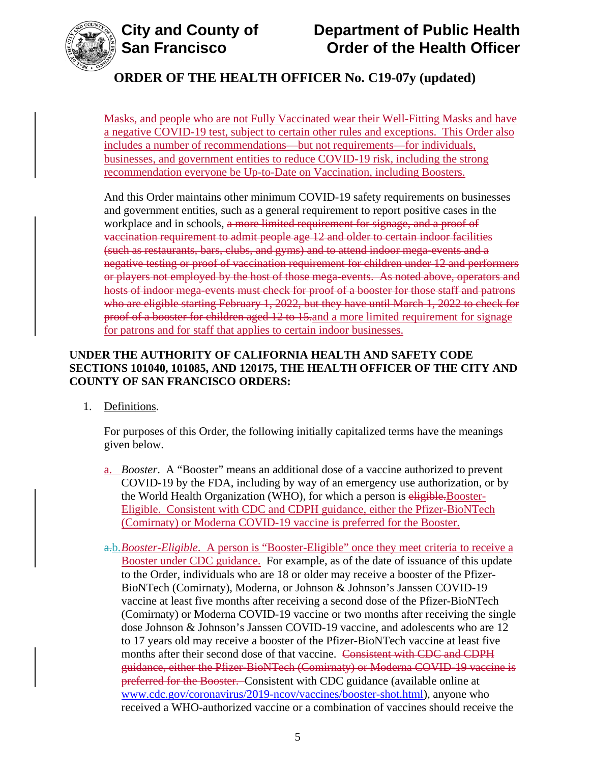Masks, and people who are not Fully Vaccinated wear their Well-Fitting Masks and have a negative COVID-19 test, subject to certain other rules and exceptions. This Order also includes a number of recommendations—but not requirements—for individuals, businesses, and government entities to reduce COVID-19 risk, including the strong recommendation everyone be Up-to-Date on Vaccination, including Boosters.

And this Order maintains other minimum COVID-19 safety requirements on businesses and government entities, such as a general requirement to report positive cases in the workplace and in schools, ~~a more limited requirement for signage, and a proof of vaccination requirement to admit people age 12 and older to certain indoor facilities (such as restaurants, bars, clubs, and gyms) and to attend indoor mega-events and a negative testing or proof of vaccination requirement for children under 12 and performers or players not employed by the host of those mega-events. As noted above, operators and hosts of indoor mega-events must check for proof of a booster for those staff and patrons who are eligible starting February 1, 2022, but they have until March 1, 2022 to check for proof of a booster for children aged 12 to 15.~~and a more limited requirement for signage for patrons and for staff that applies to certain indoor businesses.

**UNDER THE AUTHORITY OF CALIFORNIA HEALTH AND SAFETY CODE SECTIONS 101040, 101085, AND 120175, THE HEALTH OFFICER OF THE CITY AND COUNTY OF SAN FRANCISCO ORDERS:**

1. Definitions.

   For purposes of this Order, the following initially capitalized terms have the meanings given below.

   a. *Booster*. A "Booster" means an additional dose of a vaccine authorized to prevent COVID-19 by the FDA, including by way of an emergency use authorization, or by the World Health Organization (WHO), for which a person is ~~eligible.~~Booster-Eligible. Consistent with CDC and CDPH guidance, either the Pfizer-BioNTech (Comirnaty) or Moderna COVID-19 vaccine is preferred for the Booster.

   ~~a.~~b. *Booster-Eligible*. A person is "Booster-Eligible" once they meet criteria to receive a Booster under CDC guidance. For example, as of the date of issuance of this update to the Order, individuals who are 18 or older may receive a booster of the Pfizer-BioNTech (Comirnaty), Moderna, or Johnson & Johnson's Janssen COVID-19 vaccine at least five months after receiving a second dose of the Pfizer-BioNTech (Comirnaty) or Moderna COVID-19 vaccine or two months after receiving the single dose Johnson & Johnson's Janssen COVID-19 vaccine, and adolescents who are 12 to 17 years old may receive a booster of the Pfizer-BioNTech vaccine at least five months after their second dose of that vaccine. ~~Consistent with CDC and CDPH guidance, either the Pfizer-BioNTech (Comirnaty) or Moderna COVID-19 vaccine is preferred for the Booster.~~ Consistent with CDC guidance (available online at www.cdc.gov/coronavirus/2019-ncov/vaccines/booster-shot.html), anyone who received a WHO-authorized vaccine or a combination of vaccines should receive the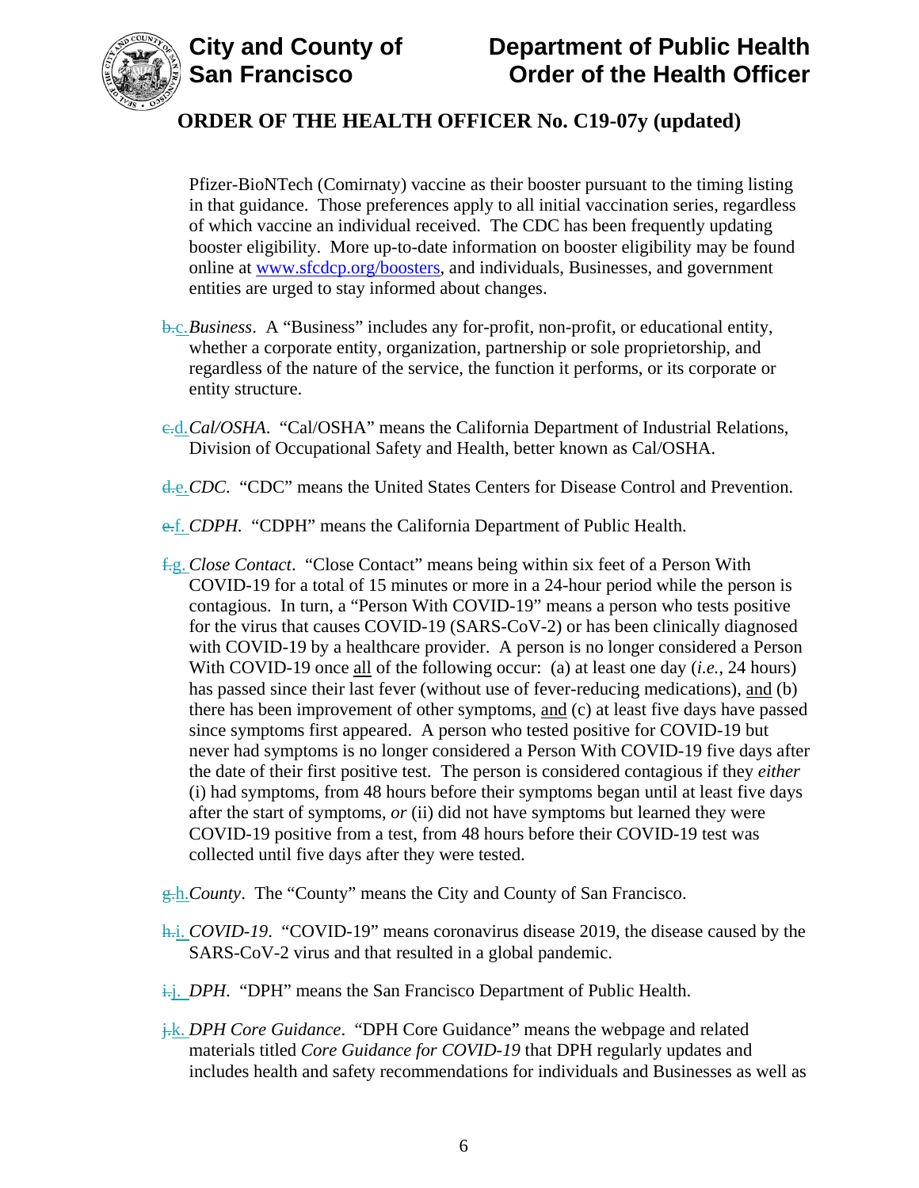Pfizer-BioNTech (Comirnaty) vaccine as their booster pursuant to the timing listing in that guidance. Those preferences apply to all initial vaccination series, regardless of which vaccine an individual received. The CDC has been frequently updating booster eligibility. More up-to-date information on booster eligibility may be found online at [www.sfcdcp.org/boosters](http://www.sfcdcp.org/boosters), and individuals, Businesses, and government entities are urged to stay informed about changes.

~~b.~~c. *Business*. A "Business" includes any for-profit, non-profit, or educational entity, whether a corporate entity, organization, partnership or sole proprietorship, and regardless of the nature of the service, the function it performs, or its corporate or entity structure.

~~c.~~d. *Cal/OSHA*. "Cal/OSHA" means the California Department of Industrial Relations, Division of Occupational Safety and Health, better known as Cal/OSHA.

~~d.~~e. *CDC*. "CDC" means the United States Centers for Disease Control and Prevention.

~~e.~~f. *CDPH*. "CDPH" means the California Department of Public Health.

~~f.~~g. *Close Contact*. "Close Contact" means being within six feet of a Person With COVID-19 for a total of 15 minutes or more in a 24-hour period while the person is contagious. In turn, a "Person With COVID-19" means a person who tests positive for the virus that causes COVID-19 (SARS-CoV-2) or has been clinically diagnosed with COVID-19 by a healthcare provider. A person is no longer considered a Person With COVID-19 once <u>all</u> of the following occur: (a) at least one day (*i.e.*, 24 hours) has passed since their last fever (without use of fever-reducing medications), <u>and</u> (b) there has been improvement of other symptoms, <u>and</u> (c) at least five days have passed since symptoms first appeared. A person who tested positive for COVID-19 but never had symptoms is no longer considered a Person With COVID-19 five days after the date of their first positive test. The person is considered contagious if they *either* (i) had symptoms, from 48 hours before their symptoms began until at least five days after the start of symptoms, *or* (ii) did not have symptoms but learned they were COVID-19 positive from a test, from 48 hours before their COVID-19 test was collected until five days after they were tested.

~~g.~~h. *County*. The "County" means the City and County of San Francisco.

~~h.~~i. *COVID-19*. "COVID-19" means coronavirus disease 2019, the disease caused by the SARS-CoV-2 virus and that resulted in a global pandemic.

~~i.~~j. *DPH*. "DPH" means the San Francisco Department of Public Health.

~~j.~~k. *DPH Core Guidance*. "DPH Core Guidance" means the webpage and related materials titled *Core Guidance for COVID-19* that DPH regularly updates and includes health and safety recommendations for individuals and Businesses as well as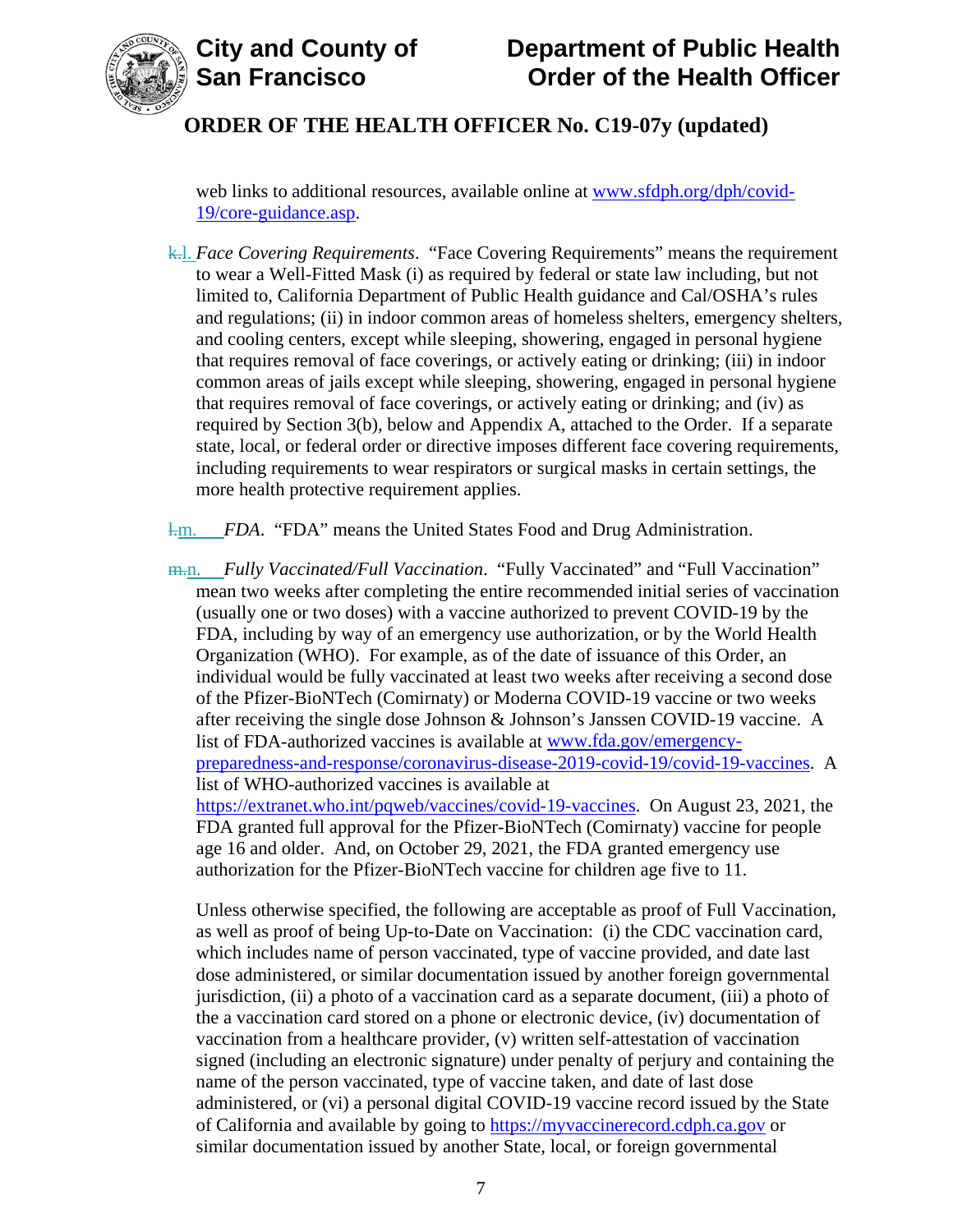web links to additional resources, available online at www.sfdph.org/dph/covid-19/core-guidance.asp.

~~k.~~l. *Face Covering Requirements*. "Face Covering Requirements" means the requirement to wear a Well-Fitted Mask (i) as required by federal or state law including, but not limited to, California Department of Public Health guidance and Cal/OSHA's rules and regulations; (ii) in indoor common areas of homeless shelters, emergency shelters, and cooling centers, except while sleeping, showering, engaged in personal hygiene that requires removal of face coverings, or actively eating or drinking; (iii) in indoor common areas of jails except while sleeping, showering, engaged in personal hygiene that requires removal of face coverings, or actively eating or drinking; and (iv) as required by Section 3(b), below and Appendix A, attached to the Order. If a separate state, local, or federal order or directive imposes different face covering requirements, including requirements to wear respirators or surgical masks in certain settings, the more health protective requirement applies.

~~l.~~m. *FDA*. "FDA" means the United States Food and Drug Administration.

~~m.~~n. *Fully Vaccinated/Full Vaccination*. "Fully Vaccinated" and "Full Vaccination" mean two weeks after completing the entire recommended initial series of vaccination (usually one or two doses) with a vaccine authorized to prevent COVID-19 by the FDA, including by way of an emergency use authorization, or by the World Health Organization (WHO). For example, as of the date of issuance of this Order, an individual would be fully vaccinated at least two weeks after receiving a second dose of the Pfizer-BioNTech (Comirnaty) or Moderna COVID-19 vaccine or two weeks after receiving the single dose Johnson & Johnson's Janssen COVID-19 vaccine. A list of FDA-authorized vaccines is available at www.fda.gov/emergency-preparedness-and-response/coronavirus-disease-2019-covid-19/covid-19-vaccines. A list of WHO-authorized vaccines is available at https://extranet.who.int/pqweb/vaccines/covid-19-vaccines. On August 23, 2021, the FDA granted full approval for the Pfizer-BioNTech (Comirnaty) vaccine for people age 16 and older. And, on October 29, 2021, the FDA granted emergency use authorization for the Pfizer-BioNTech vaccine for children age five to 11.

Unless otherwise specified, the following are acceptable as proof of Full Vaccination, as well as proof of being Up-to-Date on Vaccination: (i) the CDC vaccination card, which includes name of person vaccinated, type of vaccine provided, and date last dose administered, or similar documentation issued by another foreign governmental jurisdiction, (ii) a photo of a vaccination card as a separate document, (iii) a photo of the a vaccination card stored on a phone or electronic device, (iv) documentation of vaccination from a healthcare provider, (v) written self-attestation of vaccination signed (including an electronic signature) under penalty of perjury and containing the name of the person vaccinated, type of vaccine taken, and date of last dose administered, or (vi) a personal digital COVID-19 vaccine record issued by the State of California and available by going to https://myvaccinerecord.cdph.ca.gov or similar documentation issued by another State, local, or foreign governmental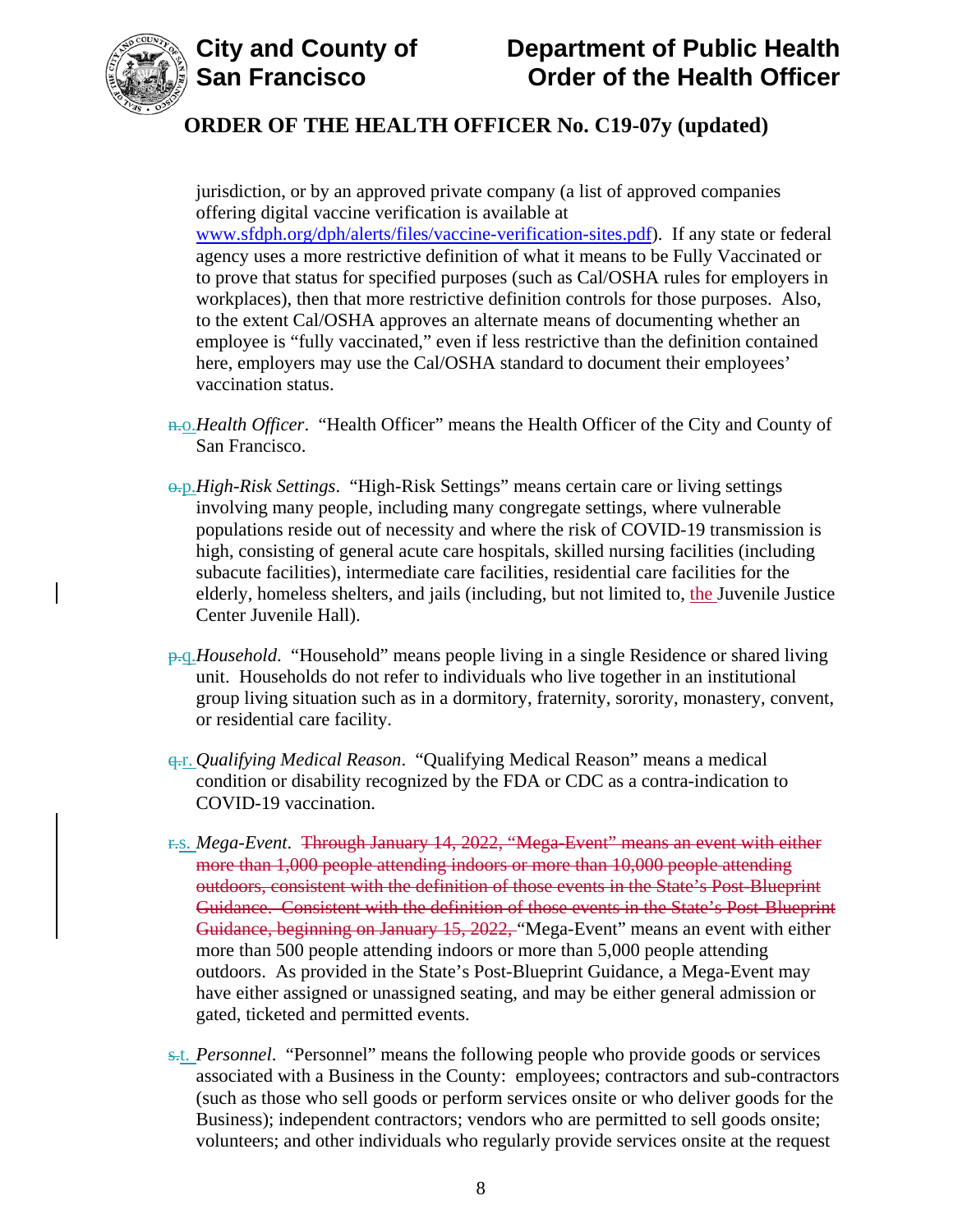jurisdiction, or by an approved private company (a list of approved companies offering digital vaccine verification is available at www.sfdph.org/dph/alerts/files/vaccine-verification-sites.pdf). If any state or federal agency uses a more restrictive definition of what it means to be Fully Vaccinated or to prove that status for specified purposes (such as Cal/OSHA rules for employers in workplaces), then that more restrictive definition controls for those purposes. Also, to the extent Cal/OSHA approves an alternate means of documenting whether an employee is "fully vaccinated," even if less restrictive than the definition contained here, employers may use the Cal/OSHA standard to document their employees' vaccination status.

~~n.~~o. *Health Officer*. "Health Officer" means the Health Officer of the City and County of San Francisco.

~~o.~~p. *High-Risk Settings*. "High-Risk Settings" means certain care or living settings involving many people, including many congregate settings, where vulnerable populations reside out of necessity and where the risk of COVID-19 transmission is high, consisting of general acute care hospitals, skilled nursing facilities (including subacute facilities), intermediate care facilities, residential care facilities for the elderly, homeless shelters, and jails (including, but not limited to, the Juvenile Justice Center Juvenile Hall).

~~p.~~q. *Household*. "Household" means people living in a single Residence or shared living unit. Households do not refer to individuals who live together in an institutional group living situation such as in a dormitory, fraternity, sorority, monastery, convent, or residential care facility.

~~q.~~r. *Qualifying Medical Reason*. "Qualifying Medical Reason" means a medical condition or disability recognized by the FDA or CDC as a contra-indication to COVID-19 vaccination.

~~r.~~s. *Mega-Event*. ~~Through January 14, 2022, "Mega-Event" means an event with either more than 1,000 people attending indoors or more than 10,000 people attending outdoors, consistent with the definition of those events in the State's Post-Blueprint Guidance. Consistent with the definition of those events in the State's Post-Blueprint Guidance, beginning on January 15, 2022,~~ "Mega-Event" means an event with either more than 500 people attending indoors or more than 5,000 people attending outdoors. As provided in the State's Post-Blueprint Guidance, a Mega-Event may have either assigned or unassigned seating, and may be either general admission or gated, ticketed and permitted events.

~~s.~~t. *Personnel*. "Personnel" means the following people who provide goods or services associated with a Business in the County: employees; contractors and sub-contractors (such as those who sell goods or perform services onsite or who deliver goods for the Business); independent contractors; vendors who are permitted to sell goods onsite; volunteers; and other individuals who regularly provide services onsite at the request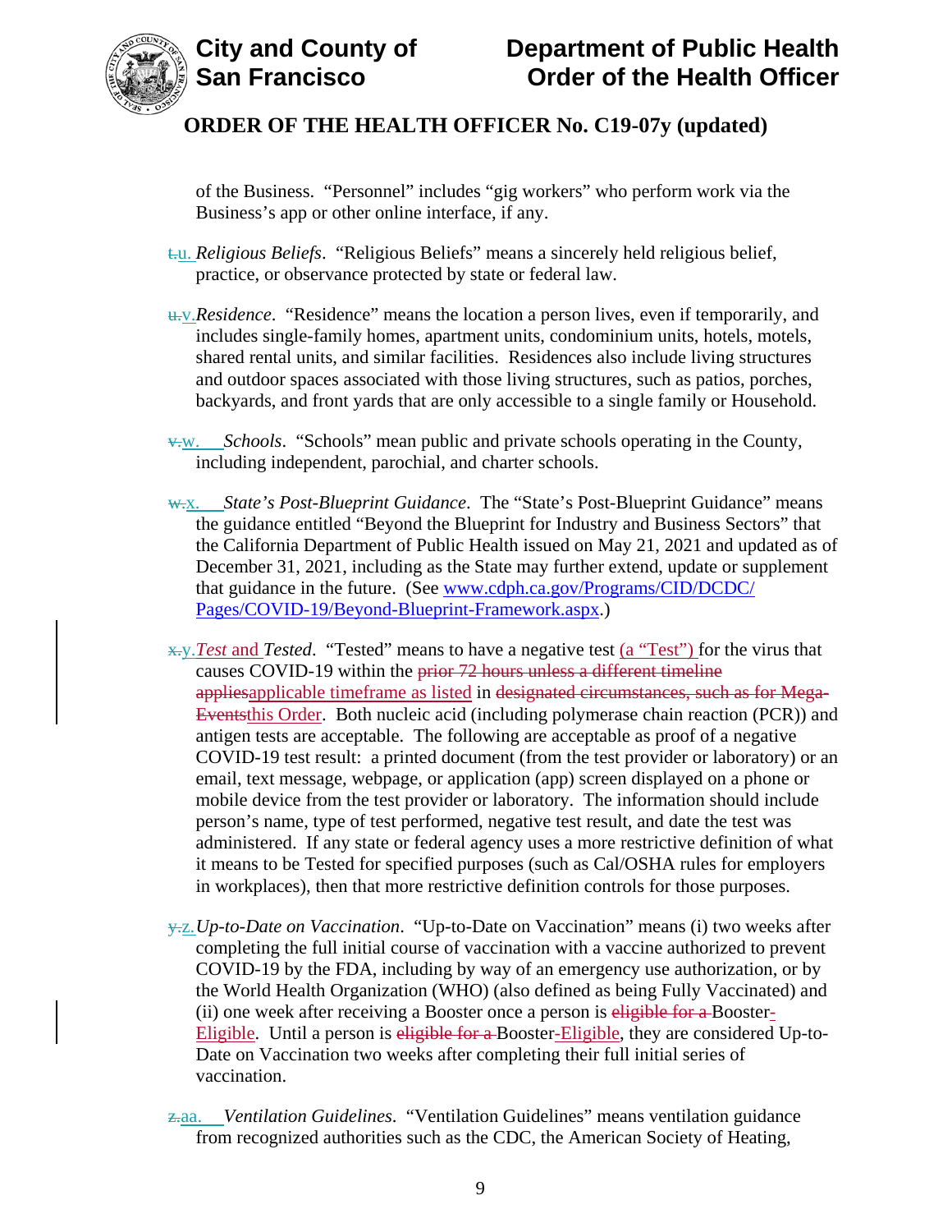of the Business. "Personnel" includes "gig workers" who perform work via the Business's app or other online interface, if any.

~~t.~~u. *Religious Beliefs*. "Religious Beliefs" means a sincerely held religious belief, practice, or observance protected by state or federal law.

~~u.~~v. *Residence*. "Residence" means the location a person lives, even if temporarily, and includes single-family homes, apartment units, condominium units, hotels, motels, shared rental units, and similar facilities. Residences also include living structures and outdoor spaces associated with those living structures, such as patios, porches, backyards, and front yards that are only accessible to a single family or Household.

~~v.~~w. *Schools*. "Schools" mean public and private schools operating in the County, including independent, parochial, and charter schools.

~~w.~~x. *State's Post-Blueprint Guidance*. The "State's Post-Blueprint Guidance" means the guidance entitled "Beyond the Blueprint for Industry and Business Sectors" that the California Department of Public Health issued on May 21, 2021 and updated as of December 31, 2021, including as the State may further extend, update or supplement that guidance in the future. (See www.cdph.ca.gov/Programs/CID/DCDC/Pages/COVID-19/Beyond-Blueprint-Framework.aspx.)

~~x.~~y. *Test and Tested*. "Tested" means to have a negative test (a "Test") for the virus that causes COVID-19 within the ~~prior 72 hours unless a different timeline applies~~applicable timeframe as listed in ~~designated circumstances, such as for Mega-Events~~this Order. Both nucleic acid (including polymerase chain reaction (PCR)) and antigen tests are acceptable. The following are acceptable as proof of a negative COVID-19 test result: a printed document (from the test provider or laboratory) or an email, text message, webpage, or application (app) screen displayed on a phone or mobile device from the test provider or laboratory. The information should include person's name, type of test performed, negative test result, and date the test was administered. If any state or federal agency uses a more restrictive definition of what it means to be Tested for specified purposes (such as Cal/OSHA rules for employers in workplaces), then that more restrictive definition controls for those purposes.

~~y.~~z. *Up-to-Date on Vaccination*. "Up-to-Date on Vaccination" means (i) two weeks after completing the full initial course of vaccination with a vaccine authorized to prevent COVID-19 by the FDA, including by way of an emergency use authorization, or by the World Health Organization (WHO) (also defined as being Fully Vaccinated) and (ii) one week after receiving a Booster once a person is ~~eligible for a~~ Booster-Eligible. Until a person is ~~eligible for a~~ Booster-Eligible, they are considered Up-to-Date on Vaccination two weeks after completing their full initial series of vaccination.

~~z.~~aa. *Ventilation Guidelines*. "Ventilation Guidelines" means ventilation guidance from recognized authorities such as the CDC, the American Society of Heating,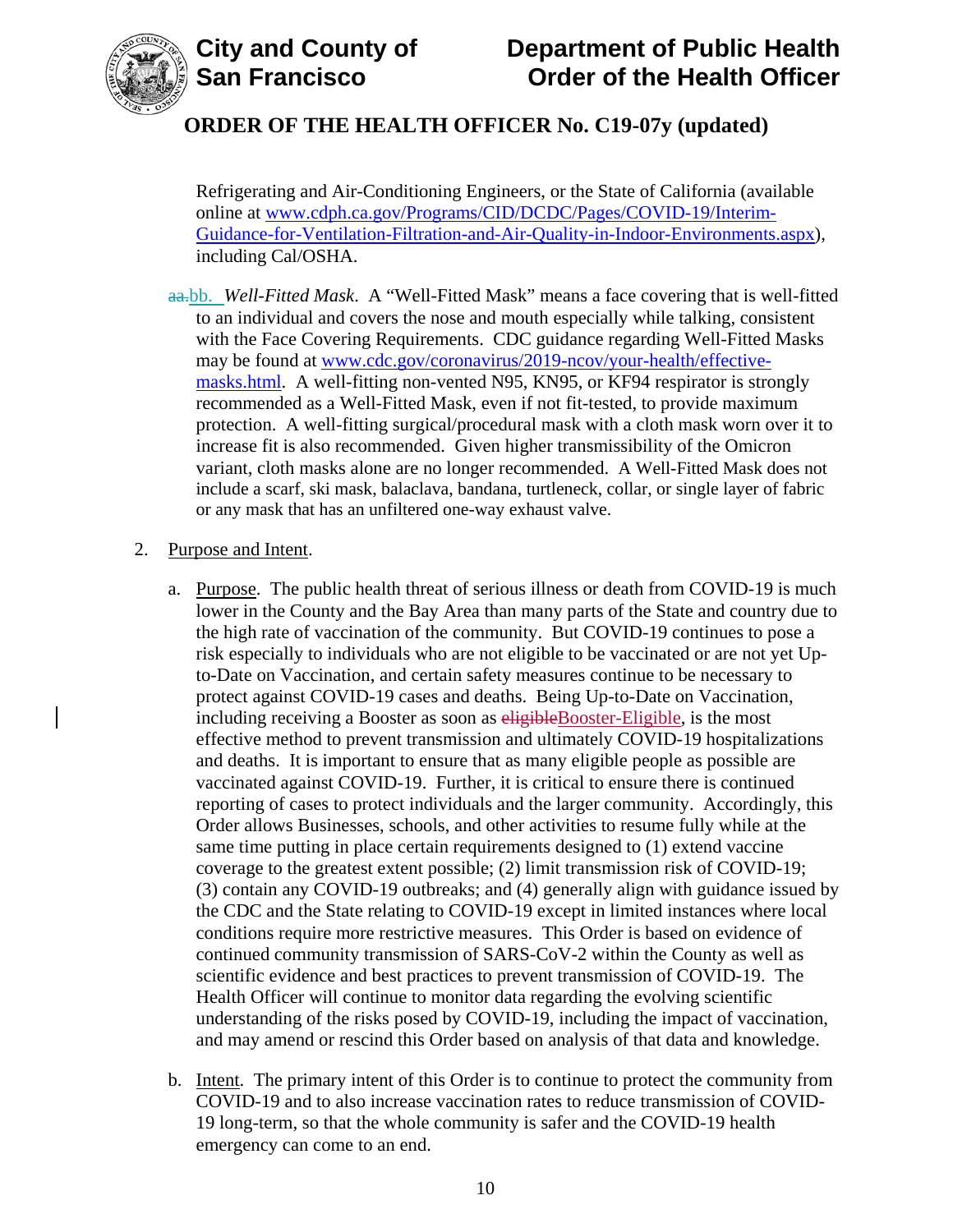Refrigerating and Air-Conditioning Engineers, or the State of California (available online at [www.cdph.ca.gov/Programs/CID/DCDC/Pages/COVID-19/Interim-Guidance-for-Ventilation-Filtration-and-Air-Quality-in-Indoor-Environments.aspx](www.cdph.ca.gov/Programs/CID/DCDC/Pages/COVID-19/Interim-Guidance-for-Ventilation-Filtration-and-Air-Quality-in-Indoor-Environments.aspx)), including Cal/OSHA.

~~aa.~~bb. *Well-Fitted Mask*. A "Well-Fitted Mask" means a face covering that is well-fitted to an individual and covers the nose and mouth especially while talking, consistent with the Face Covering Requirements. CDC guidance regarding Well-Fitted Masks may be found at [www.cdc.gov/coronavirus/2019-ncov/your-health/effective-masks.html](www.cdc.gov/coronavirus/2019-ncov/your-health/effective-masks.html). A well-fitting non-vented N95, KN95, or KF94 respirator is strongly recommended as a Well-Fitted Mask, even if not fit-tested, to provide maximum protection. A well-fitting surgical/procedural mask with a cloth mask worn over it to increase fit is also recommended. Given higher transmissibility of the Omicron variant, cloth masks alone are no longer recommended. A Well-Fitted Mask does not include a scarf, ski mask, balaclava, bandana, turtleneck, collar, or single layer of fabric or any mask that has an unfiltered one-way exhaust valve.

2. Purpose and Intent.

   a. Purpose. The public health threat of serious illness or death from COVID-19 is much lower in the County and the Bay Area than many parts of the State and country due to the high rate of vaccination of the community. But COVID-19 continues to pose a risk especially to individuals who are not eligible to be vaccinated or are not yet Up-to-Date on Vaccination, and certain safety measures continue to be necessary to protect against COVID-19 cases and deaths. Being Up-to-Date on Vaccination, including receiving a Booster as soon as ~~eligible~~Booster-Eligible, is the most effective method to prevent transmission and ultimately COVID-19 hospitalizations and deaths. It is important to ensure that as many eligible people as possible are vaccinated against COVID-19. Further, it is critical to ensure there is continued reporting of cases to protect individuals and the larger community. Accordingly, this Order allows Businesses, schools, and other activities to resume fully while at the same time putting in place certain requirements designed to (1) extend vaccine coverage to the greatest extent possible; (2) limit transmission risk of COVID-19; (3) contain any COVID-19 outbreaks; and (4) generally align with guidance issued by the CDC and the State relating to COVID-19 except in limited instances where local conditions require more restrictive measures. This Order is based on evidence of continued community transmission of SARS-CoV-2 within the County as well as scientific evidence and best practices to prevent transmission of COVID-19. The Health Officer will continue to monitor data regarding the evolving scientific understanding of the risks posed by COVID-19, including the impact of vaccination, and may amend or rescind this Order based on analysis of that data and knowledge.

   b. Intent. The primary intent of this Order is to continue to protect the community from COVID-19 and to also increase vaccination rates to reduce transmission of COVID-19 long-term, so that the whole community is safer and the COVID-19 health emergency can come to an end.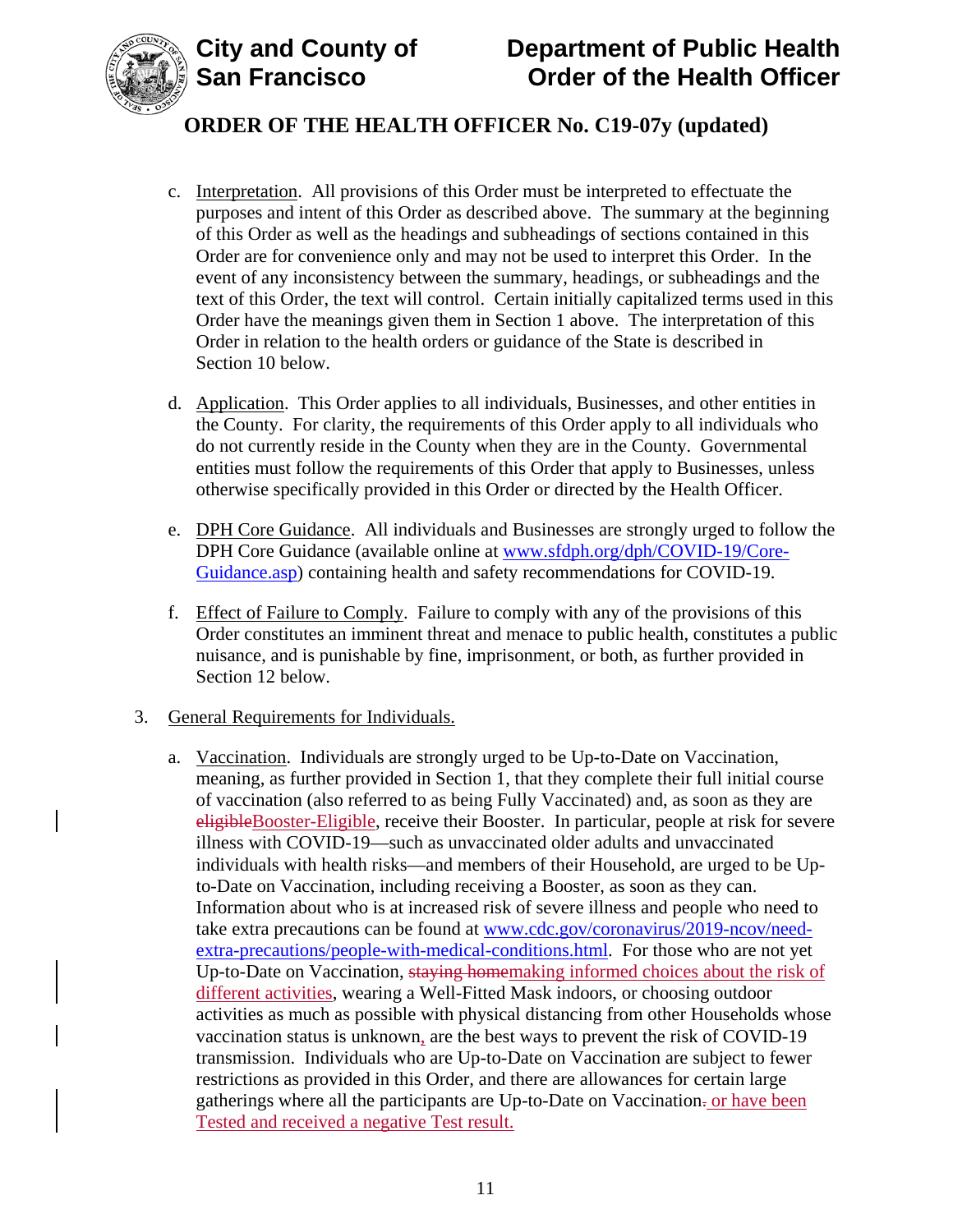c. Interpretation. All provisions of this Order must be interpreted to effectuate the purposes and intent of this Order as described above. The summary at the beginning of this Order as well as the headings and subheadings of sections contained in this Order are for convenience only and may not be used to interpret this Order. In the event of any inconsistency between the summary, headings, or subheadings and the text of this Order, the text will control. Certain initially capitalized terms used in this Order have the meanings given them in Section 1 above. The interpretation of this Order in relation to the health orders or guidance of the State is described in Section 10 below.

d. Application. This Order applies to all individuals, Businesses, and other entities in the County. For clarity, the requirements of this Order apply to all individuals who do not currently reside in the County when they are in the County. Governmental entities must follow the requirements of this Order that apply to Businesses, unless otherwise specifically provided in this Order or directed by the Health Officer.

e. DPH Core Guidance. All individuals and Businesses are strongly urged to follow the DPH Core Guidance (available online at [www.sfdph.org/dph/COVID-19/Core-Guidance.asp](www.sfdph.org/dph/COVID-19/Core-Guidance.asp)) containing health and safety recommendations for COVID-19.

f. Effect of Failure to Comply. Failure to comply with any of the provisions of this Order constitutes an imminent threat and menace to public health, constitutes a public nuisance, and is punishable by fine, imprisonment, or both, as further provided in Section 12 below.

3. General Requirements for Individuals.

a. Vaccination. Individuals are strongly urged to be Up-to-Date on Vaccination, meaning, as further provided in Section 1, that they complete their full initial course of vaccination (also referred to as being Fully Vaccinated) and, as soon as they are ~~eligible~~Booster-Eligible, receive their Booster. In particular, people at risk for severe illness with COVID-19—such as unvaccinated older adults and unvaccinated individuals with health risks—and members of their Household, are urged to be Up-to-Date on Vaccination, including receiving a Booster, as soon as they can. Information about who is at increased risk of severe illness and people who need to take extra precautions can be found at [www.cdc.gov/coronavirus/2019-ncov/need-extra-precautions/people-with-medical-conditions.html](www.cdc.gov/coronavirus/2019-ncov/need-extra-precautions/people-with-medical-conditions.html). For those who are not yet Up-to-Date on Vaccination, ~~staying home~~making informed choices about the risk of different activities, wearing a Well-Fitted Mask indoors, or choosing outdoor activities as much as possible with physical distancing from other Households whose vaccination status is unknown, are the best ways to prevent the risk of COVID-19 transmission. Individuals who are Up-to-Date on Vaccination are subject to fewer restrictions as provided in this Order, and there are allowances for certain large gatherings where all the participants are Up-to-Date on Vaccination~~.~~ or have been Tested and received a negative Test result.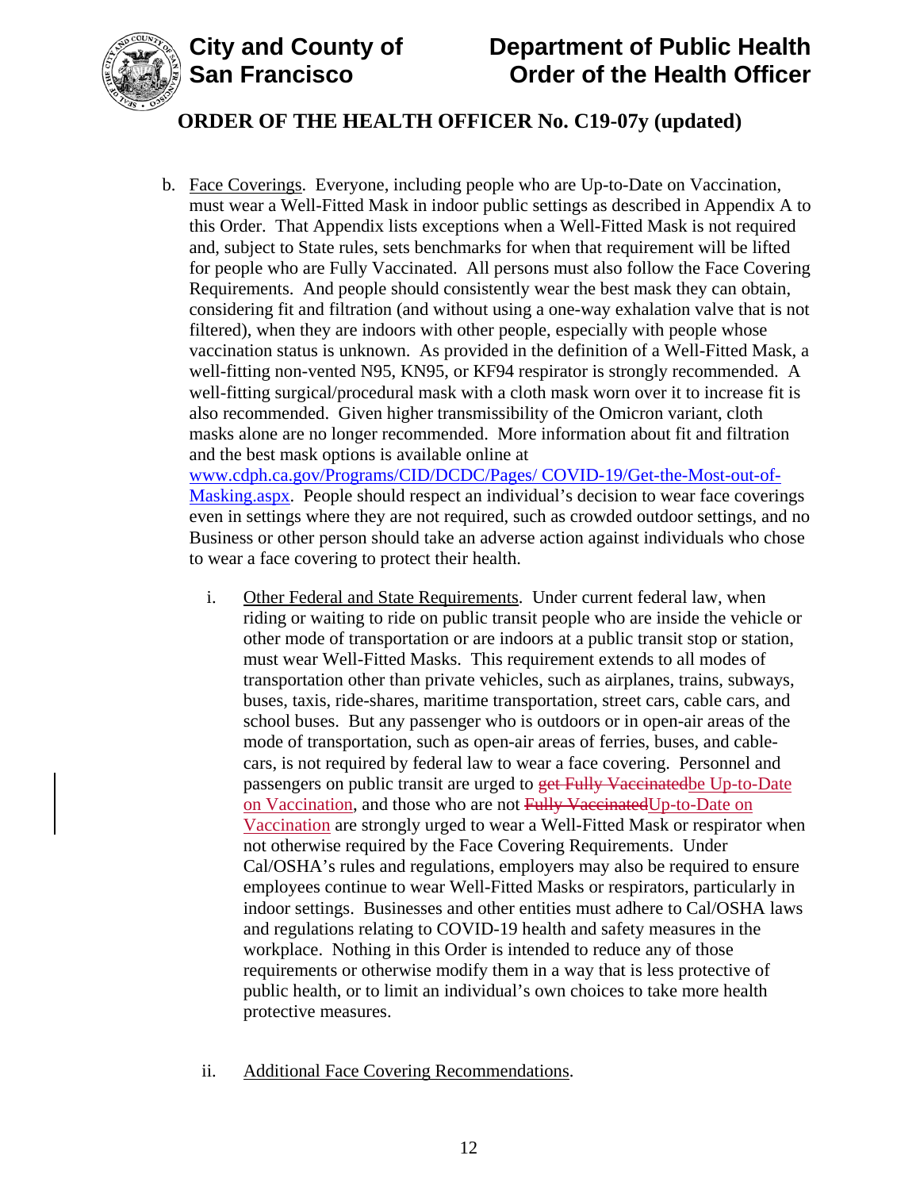b. Face Coverings. Everyone, including people who are Up-to-Date on Vaccination, must wear a Well-Fitted Mask in indoor public settings as described in Appendix A to this Order. That Appendix lists exceptions when a Well-Fitted Mask is not required and, subject to State rules, sets benchmarks for when that requirement will be lifted for people who are Fully Vaccinated. All persons must also follow the Face Covering Requirements. And people should consistently wear the best mask they can obtain, considering fit and filtration (and without using a one-way exhalation valve that is not filtered), when they are indoors with other people, especially with people whose vaccination status is unknown. As provided in the definition of a Well-Fitted Mask, a well-fitting non-vented N95, KN95, or KF94 respirator is strongly recommended. A well-fitting surgical/procedural mask with a cloth mask worn over it to increase fit is also recommended. Given higher transmissibility of the Omicron variant, cloth masks alone are no longer recommended. More information about fit and filtration and the best mask options is available online at www.cdph.ca.gov/Programs/CID/DCDC/Pages/ COVID-19/Get-the-Most-out-of-Masking.aspx. People should respect an individual's decision to wear face coverings even in settings where they are not required, such as crowded outdoor settings, and no Business or other person should take an adverse action against individuals who chose to wear a face covering to protect their health.

   i. Other Federal and State Requirements. Under current federal law, when riding or waiting to ride on public transit people who are inside the vehicle or other mode of transportation or are indoors at a public transit stop or station, must wear Well-Fitted Masks. This requirement extends to all modes of transportation other than private vehicles, such as airplanes, trains, subways, buses, taxis, ride-shares, maritime transportation, street cars, cable cars, and school buses. But any passenger who is outdoors or in open-air areas of the mode of transportation, such as open-air areas of ferries, buses, and cable-cars, is not required by federal law to wear a face covering. Personnel and passengers on public transit are urged to ~~get Fully Vaccinated~~be Up-to-Date on Vaccination, and those who are not ~~Fully Vaccinated~~Up-to-Date on Vaccination are strongly urged to wear a Well-Fitted Mask or respirator when not otherwise required by the Face Covering Requirements. Under Cal/OSHA's rules and regulations, employers may also be required to ensure employees continue to wear Well-Fitted Masks or respirators, particularly in indoor settings. Businesses and other entities must adhere to Cal/OSHA laws and regulations relating to COVID-19 health and safety measures in the workplace. Nothing in this Order is intended to reduce any of those requirements or otherwise modify them in a way that is less protective of public health, or to limit an individual's own choices to take more health protective measures.

   ii. Additional Face Covering Recommendations.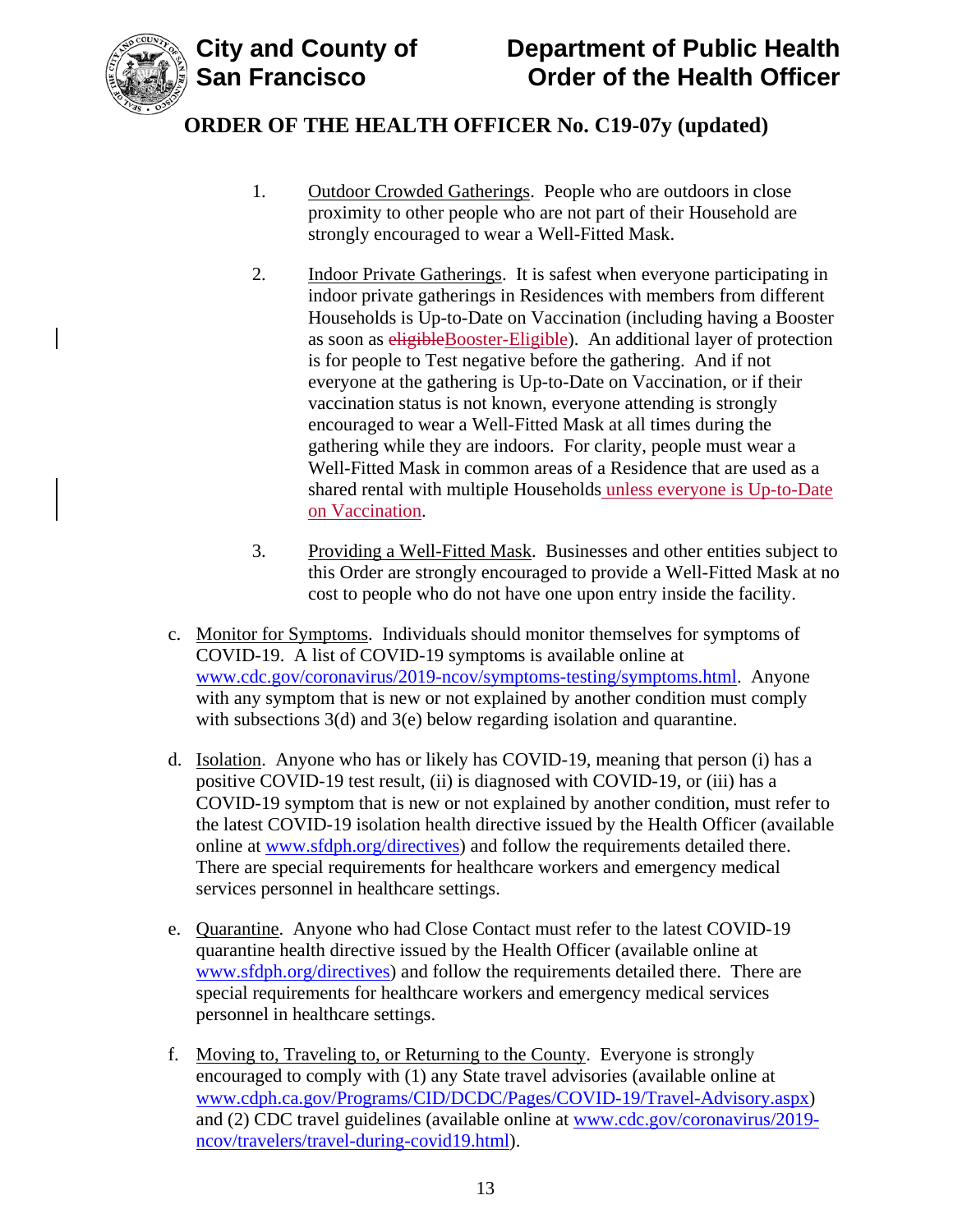1. Outdoor Crowded Gatherings. People who are outdoors in close proximity to other people who are not part of their Household are strongly encouraged to wear a Well-Fitted Mask.

2. Indoor Private Gatherings. It is safest when everyone participating in indoor private gatherings in Residences with members from different Households is Up-to-Date on Vaccination (including having a Booster as soon as ~~eligible~~Booster-Eligible). An additional layer of protection is for people to Test negative before the gathering. And if not everyone at the gathering is Up-to-Date on Vaccination, or if their vaccination status is not known, everyone attending is strongly encouraged to wear a Well-Fitted Mask at all times during the gathering while they are indoors. For clarity, people must wear a Well-Fitted Mask in common areas of a Residence that are used as a shared rental with multiple Households unless everyone is Up-to-Date on Vaccination.

3. Providing a Well-Fitted Mask. Businesses and other entities subject to this Order are strongly encouraged to provide a Well-Fitted Mask at no cost to people who do not have one upon entry inside the facility.

c. Monitor for Symptoms. Individuals should monitor themselves for symptoms of COVID-19. A list of COVID-19 symptoms is available online at www.cdc.gov/coronavirus/2019-ncov/symptoms-testing/symptoms.html. Anyone with any symptom that is new or not explained by another condition must comply with subsections 3(d) and 3(e) below regarding isolation and quarantine.

d. Isolation. Anyone who has or likely has COVID-19, meaning that person (i) has a positive COVID-19 test result, (ii) is diagnosed with COVID-19, or (iii) has a COVID-19 symptom that is new or not explained by another condition, must refer to the latest COVID-19 isolation health directive issued by the Health Officer (available online at www.sfdph.org/directives) and follow the requirements detailed there. There are special requirements for healthcare workers and emergency medical services personnel in healthcare settings.

e. Quarantine. Anyone who had Close Contact must refer to the latest COVID-19 quarantine health directive issued by the Health Officer (available online at www.sfdph.org/directives) and follow the requirements detailed there. There are special requirements for healthcare workers and emergency medical services personnel in healthcare settings.

f. Moving to, Traveling to, or Returning to the County. Everyone is strongly encouraged to comply with (1) any State travel advisories (available online at www.cdph.ca.gov/Programs/CID/DCDC/Pages/COVID-19/Travel-Advisory.aspx) and (2) CDC travel guidelines (available online at www.cdc.gov/coronavirus/2019-ncov/travelers/travel-during-covid19.html).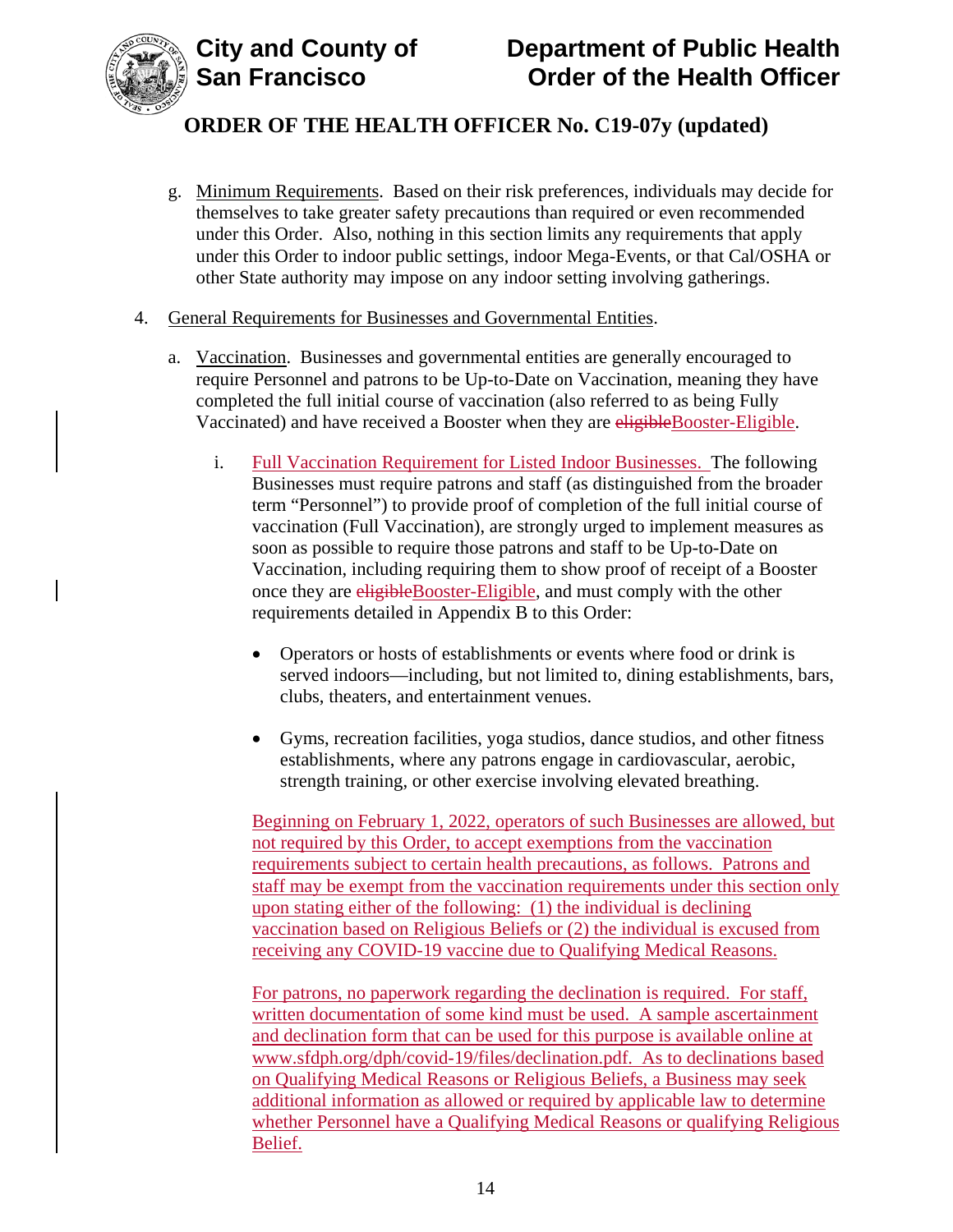g. Minimum Requirements. Based on their risk preferences, individuals may decide for themselves to take greater safety precautions than required or even recommended under this Order. Also, nothing in this section limits any requirements that apply under this Order to indoor public settings, indoor Mega-Events, or that Cal/OSHA or other State authority may impose on any indoor setting involving gatherings.

4. General Requirements for Businesses and Governmental Entities.

   a. Vaccination. Businesses and governmental entities are generally encouraged to require Personnel and patrons to be Up-to-Date on Vaccination, meaning they have completed the full initial course of vaccination (also referred to as being Fully Vaccinated) and have received a Booster when they are ~~eligible~~Booster-Eligible.

      i. Full Vaccination Requirement for Listed Indoor Businesses. The following Businesses must require patrons and staff (as distinguished from the broader term "Personnel") to provide proof of completion of the full initial course of vaccination (Full Vaccination), are strongly urged to implement measures as soon as possible to require those patrons and staff to be Up-to-Date on Vaccination, including requiring them to show proof of receipt of a Booster once they are ~~eligible~~Booster-Eligible, and must comply with the other requirements detailed in Appendix B to this Order:

      - Operators or hosts of establishments or events where food or drink is served indoors—including, but not limited to, dining establishments, bars, clubs, theaters, and entertainment venues.

      - Gyms, recreation facilities, yoga studios, dance studios, and other fitness establishments, where any patrons engage in cardiovascular, aerobic, strength training, or other exercise involving elevated breathing.

      Beginning on February 1, 2022, operators of such Businesses are allowed, but not required by this Order, to accept exemptions from the vaccination requirements subject to certain health precautions, as follows. Patrons and staff may be exempt from the vaccination requirements under this section only upon stating either of the following: (1) the individual is declining vaccination based on Religious Beliefs or (2) the individual is excused from receiving any COVID-19 vaccine due to Qualifying Medical Reasons.

      For patrons, no paperwork regarding the declination is required. For staff, written documentation of some kind must be used. A sample ascertainment and declination form that can be used for this purpose is available online at www.sfdph.org/dph/covid-19/files/declination.pdf. As to declinations based on Qualifying Medical Reasons or Religious Beliefs, a Business may seek additional information as allowed or required by applicable law to determine whether Personnel have a Qualifying Medical Reasons or qualifying Religious Belief.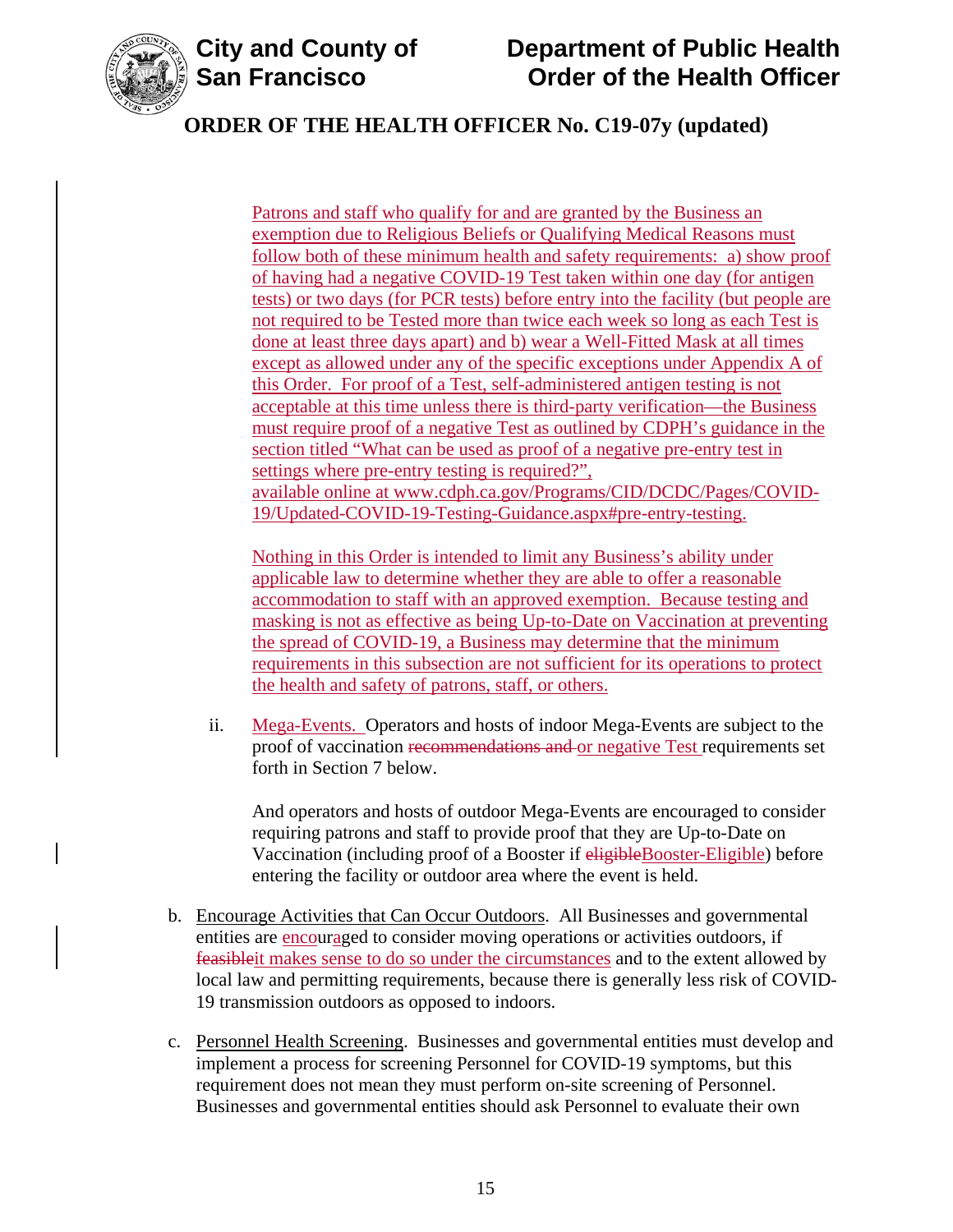Patrons and staff who qualify for and are granted by the Business an exemption due to Religious Beliefs or Qualifying Medical Reasons must follow both of these minimum health and safety requirements: a) show proof of having had a negative COVID-19 Test taken within one day (for antigen tests) or two days (for PCR tests) before entry into the facility (but people are not required to be Tested more than twice each week so long as each Test is done at least three days apart) and b) wear a Well-Fitted Mask at all times except as allowed under any of the specific exceptions under Appendix A of this Order. For proof of a Test, self-administered antigen testing is not acceptable at this time unless there is third-party verification—the Business must require proof of a negative Test as outlined by CDPH's guidance in the section titled "What can be used as proof of a negative pre-entry test in settings where pre-entry testing is required?", available online at www.cdph.ca.gov/Programs/CID/DCDC/Pages/COVID-19/Updated-COVID-19-Testing-Guidance.aspx#pre-entry-testing.

Nothing in this Order is intended to limit any Business's ability under applicable law to determine whether they are able to offer a reasonable accommodation to staff with an approved exemption. Because testing and masking is not as effective as being Up-to-Date on Vaccination at preventing the spread of COVID-19, a Business may determine that the minimum requirements in this subsection are not sufficient for its operations to protect the health and safety of patrons, staff, or others.

ii. Mega-Events. Operators and hosts of indoor Mega-Events are subject to the proof of vaccination ~~recommendations and~~ or negative Test requirements set forth in Section 7 below.

And operators and hosts of outdoor Mega-Events are encouraged to consider requiring patrons and staff to provide proof that they are Up-to-Date on Vaccination (including proof of a Booster if ~~eligible~~Booster-Eligible) before entering the facility or outdoor area where the event is held.

b. Encourage Activities that Can Occur Outdoors. All Businesses and governmental entities are encouraged to consider moving operations or activities outdoors, if ~~feasible~~it makes sense to do so under the circumstances and to the extent allowed by local law and permitting requirements, because there is generally less risk of COVID-19 transmission outdoors as opposed to indoors.

c. Personnel Health Screening. Businesses and governmental entities must develop and implement a process for screening Personnel for COVID-19 symptoms, but this requirement does not mean they must perform on-site screening of Personnel. Businesses and governmental entities should ask Personnel to evaluate their own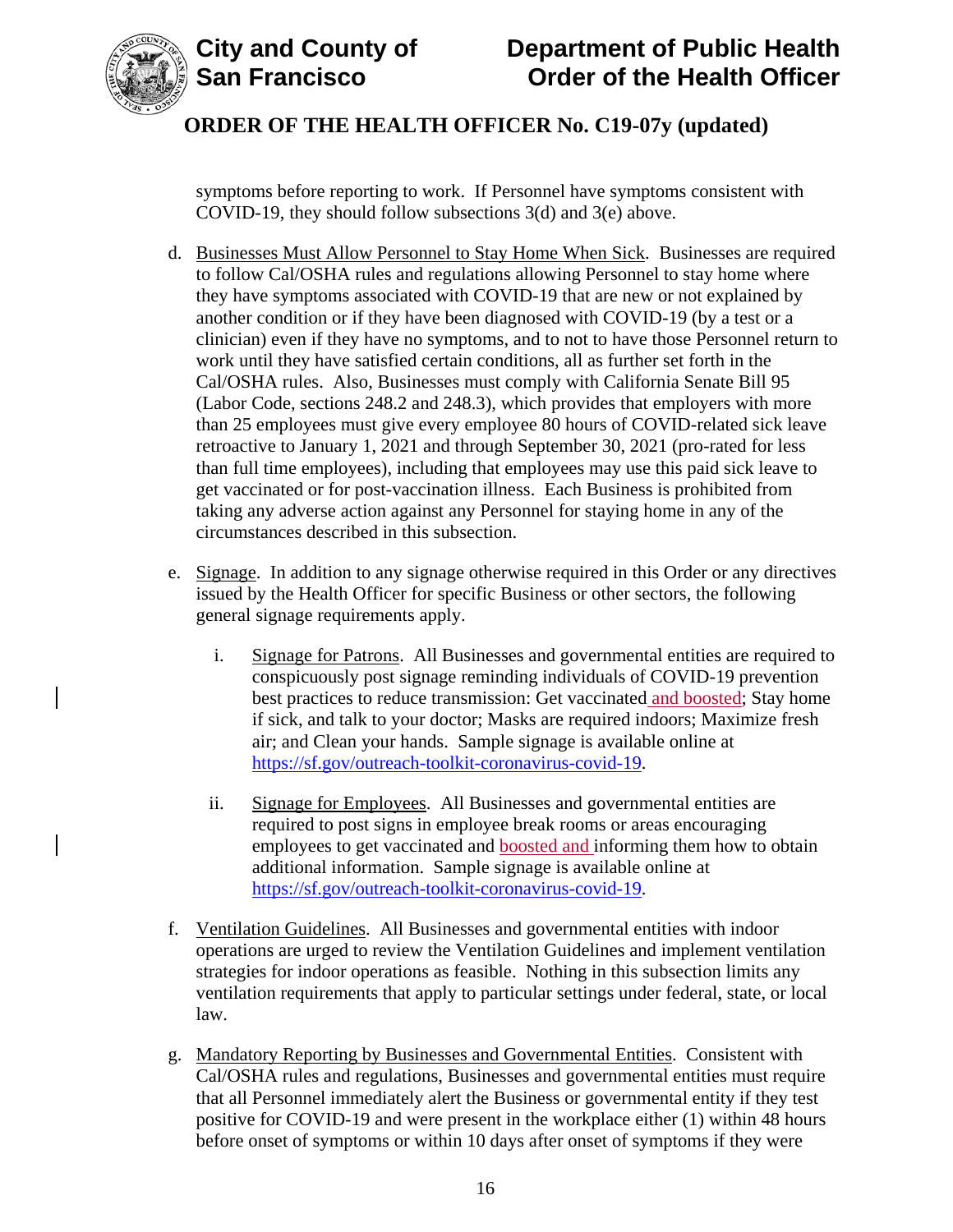symptoms before reporting to work. If Personnel have symptoms consistent with COVID-19, they should follow subsections 3(d) and 3(e) above.

d. Businesses Must Allow Personnel to Stay Home When Sick. Businesses are required to follow Cal/OSHA rules and regulations allowing Personnel to stay home where they have symptoms associated with COVID-19 that are new or not explained by another condition or if they have been diagnosed with COVID-19 (by a test or a clinician) even if they have no symptoms, and to not to have those Personnel return to work until they have satisfied certain conditions, all as further set forth in the Cal/OSHA rules. Also, Businesses must comply with California Senate Bill 95 (Labor Code, sections 248.2 and 248.3), which provides that employers with more than 25 employees must give every employee 80 hours of COVID-related sick leave retroactive to January 1, 2021 and through September 30, 2021 (pro-rated for less than full time employees), including that employees may use this paid sick leave to get vaccinated or for post-vaccination illness. Each Business is prohibited from taking any adverse action against any Personnel for staying home in any of the circumstances described in this subsection.

e. Signage. In addition to any signage otherwise required in this Order or any directives issued by the Health Officer for specific Business or other sectors, the following general signage requirements apply.

   i. Signage for Patrons. All Businesses and governmental entities are required to conspicuously post signage reminding individuals of COVID-19 prevention best practices to reduce transmission: Get vaccinated and boosted; Stay home if sick, and talk to your doctor; Masks are required indoors; Maximize fresh air; and Clean your hands. Sample signage is available online at https://sf.gov/outreach-toolkit-coronavirus-covid-19.

   ii. Signage for Employees. All Businesses and governmental entities are required to post signs in employee break rooms or areas encouraging employees to get vaccinated and boosted and informing them how to obtain additional information. Sample signage is available online at https://sf.gov/outreach-toolkit-coronavirus-covid-19.

f. Ventilation Guidelines. All Businesses and governmental entities with indoor operations are urged to review the Ventilation Guidelines and implement ventilation strategies for indoor operations as feasible. Nothing in this subsection limits any ventilation requirements that apply to particular settings under federal, state, or local law.

g. Mandatory Reporting by Businesses and Governmental Entities. Consistent with Cal/OSHA rules and regulations, Businesses and governmental entities must require that all Personnel immediately alert the Business or governmental entity if they test positive for COVID-19 and were present in the workplace either (1) within 48 hours before onset of symptoms or within 10 days after onset of symptoms if they were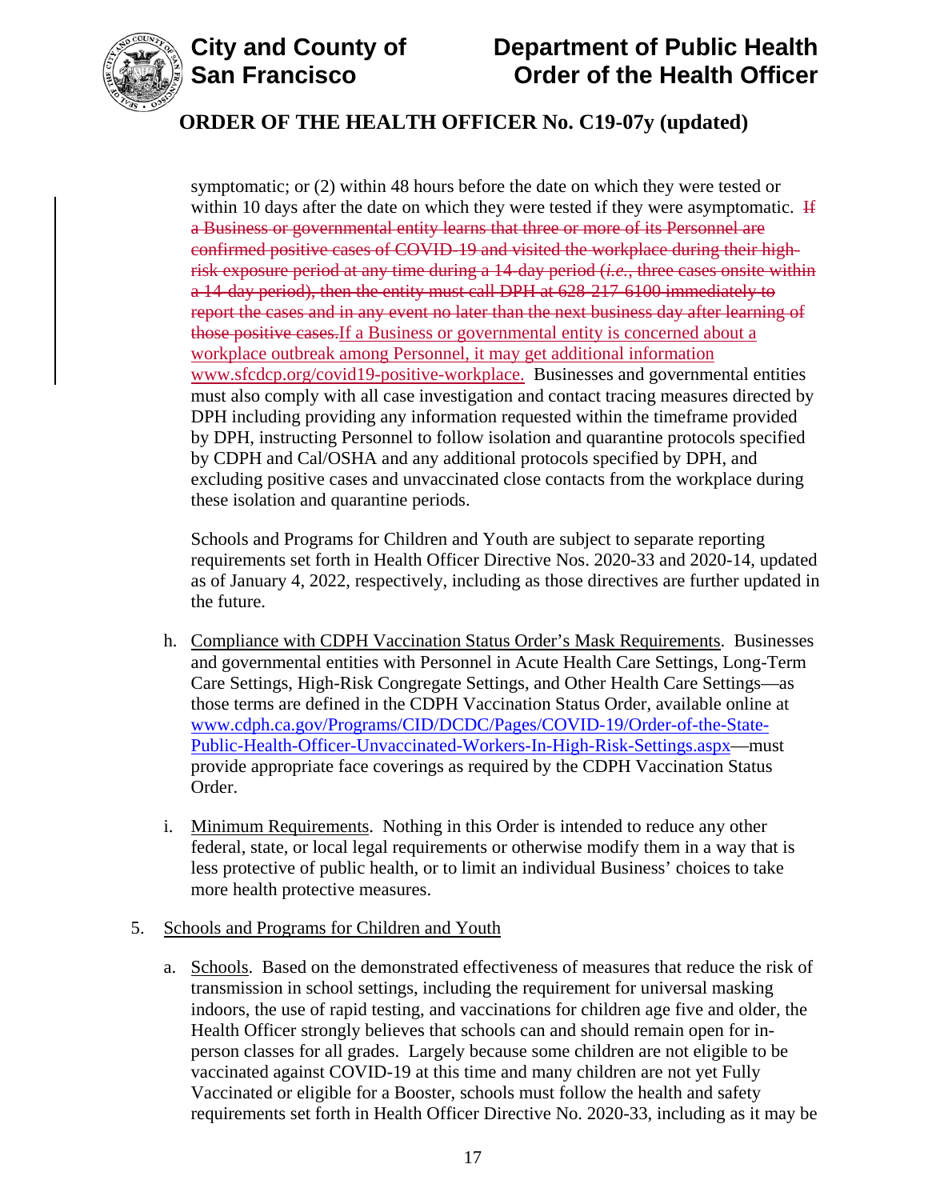symptomatic; or (2) within 48 hours before the date on which they were tested or within 10 days after the date on which they were tested if they are asymptomatic. ~~If a Business or governmental entity learns that three or more of its Personnel are confirmed positive cases of COVID-19 and visited the workplace during their high-risk exposure period at any time during a 14-day period (*i.e.*, three cases onsite within a 14-day period), then the entity must call DPH at 628-217-6100 immediately to report the cases and in any event no later than the next business day after learning of those positive cases.~~ If a Business or governmental entity is concerned about a workplace outbreak among Personnel, it may get additional information www.sfcdcp.org/covid19-positive-workplace. Businesses and governmental entities must also comply with all case investigation and contact tracing measures directed by DPH including providing any information requested within the timeframe provided by DPH, instructing Personnel to follow isolation and quarantine protocols specified by CDPH and Cal/OSHA and any additional protocols specified by DPH, and excluding positive cases and unvaccinated close contacts from the workplace during these isolation and quarantine periods.

Schools and Programs for Children and Youth are subject to separate reporting requirements set forth in Health Officer Directive Nos. 2020-33 and 2020-14, updated as of January 4, 2022, respectively, including as those directives are further updated in the future.

h. Compliance with CDPH Vaccination Status Order's Mask Requirements. Businesses and governmental entities with Personnel in Acute Health Care Settings, Long-Term Care Settings, High-Risk Congregate Settings, and Other Health Care Settings—as those terms are defined in the CDPH Vaccination Status Order, available online at www.cdph.ca.gov/Programs/CID/DCDC/Pages/COVID-19/Order-of-the-State-Public-Health-Officer-Unvaccinated-Workers-In-High-Risk-Settings.aspx—must provide appropriate face coverings as required by the CDPH Vaccination Status Order.

i. Minimum Requirements. Nothing in this Order is intended to reduce any other federal, state, or local legal requirements or otherwise modify them in a way that is less protective of public health, or to limit an individual Business' choices to take more health protective measures.

5. Schools and Programs for Children and Youth

a. Schools. Based on the demonstrated effectiveness of measures that reduce the risk of transmission in school settings, including the requirement for universal masking indoors, the use of rapid testing, and vaccinations for children age five and older, the Health Officer strongly believes that schools can and should remain open for in-person classes for all grades. Largely because some children are not eligible to be vaccinated against COVID-19 at this time and many children are not yet Fully Vaccinated or eligible for a Booster, schools must follow the health and safety requirements set forth in Health Officer Directive No. 2020-33, including as it may be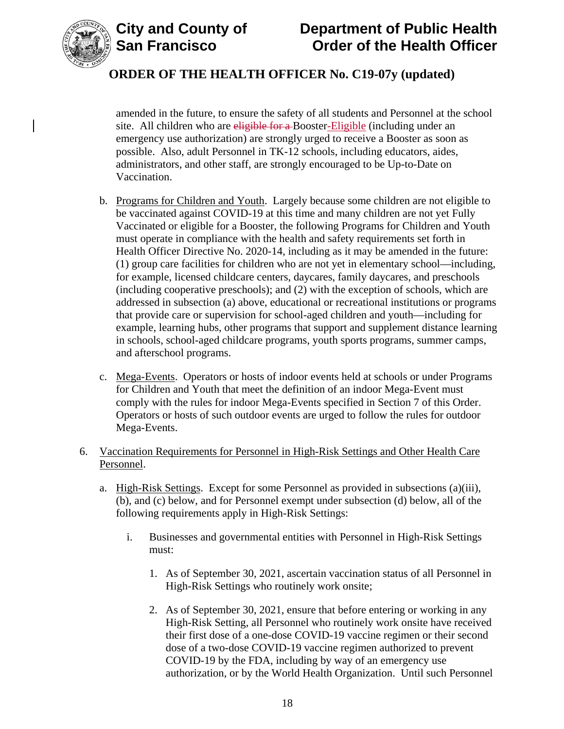amended in the future, to ensure the safety of all students and Personnel at the school site. All children who are ~~eligible for a~~ Booster-Eligible (including under an emergency use authorization) are strongly urged to receive a Booster as soon as possible. Also, adult Personnel in TK-12 schools, including educators, aides, administrators, and other staff, are strongly encouraged to be Up-to-Date on Vaccination.

b. Programs for Children and Youth. Largely because some children are not eligible to be vaccinated against COVID-19 at this time and many children are not yet Fully Vaccinated or eligible for a Booster, the following Programs for Children and Youth must operate in compliance with the health and safety requirements set forth in Health Officer Directive No. 2020-14, including as it may be amended in the future: (1) group care facilities for children who are not yet in elementary school—including, for example, licensed childcare centers, daycares, family daycares, and preschools (including cooperative preschools); and (2) with the exception of schools, which are addressed in subsection (a) above, educational or recreational institutions or programs that provide care or supervision for school-aged children and youth—including for example, learning hubs, other programs that support and supplement distance learning in schools, school-aged childcare programs, youth sports programs, summer camps, and afterschool programs.

c. Mega-Events. Operators or hosts of indoor events held at schools or under Programs for Children and Youth that meet the definition of an indoor Mega-Event must comply with the rules for indoor Mega-Events specified in Section 7 of this Order. Operators or hosts of such outdoor events are urged to follow the rules for outdoor Mega-Events.

6. Vaccination Requirements for Personnel in High-Risk Settings and Other Health Care Personnel.

   a. High-Risk Settings. Except for some Personnel as provided in subsections (a)(iii), (b), and (c) below, and for Personnel exempt under subsection (d) below, all of the following requirements apply in High-Risk Settings:

      i. Businesses and governmental entities with Personnel in High-Risk Settings must:

         1. As of September 30, 2021, ascertain vaccination status of all Personnel in High-Risk Settings who routinely work onsite;

         2. As of September 30, 2021, ensure that before entering or working in any High-Risk Setting, all Personnel who routinely work onsite have received their first dose of a one-dose COVID-19 vaccine regimen or their second dose of a two-dose COVID-19 vaccine regimen authorized to prevent COVID-19 by the FDA, including by way of an emergency use authorization, or by the World Health Organization. Until such Personnel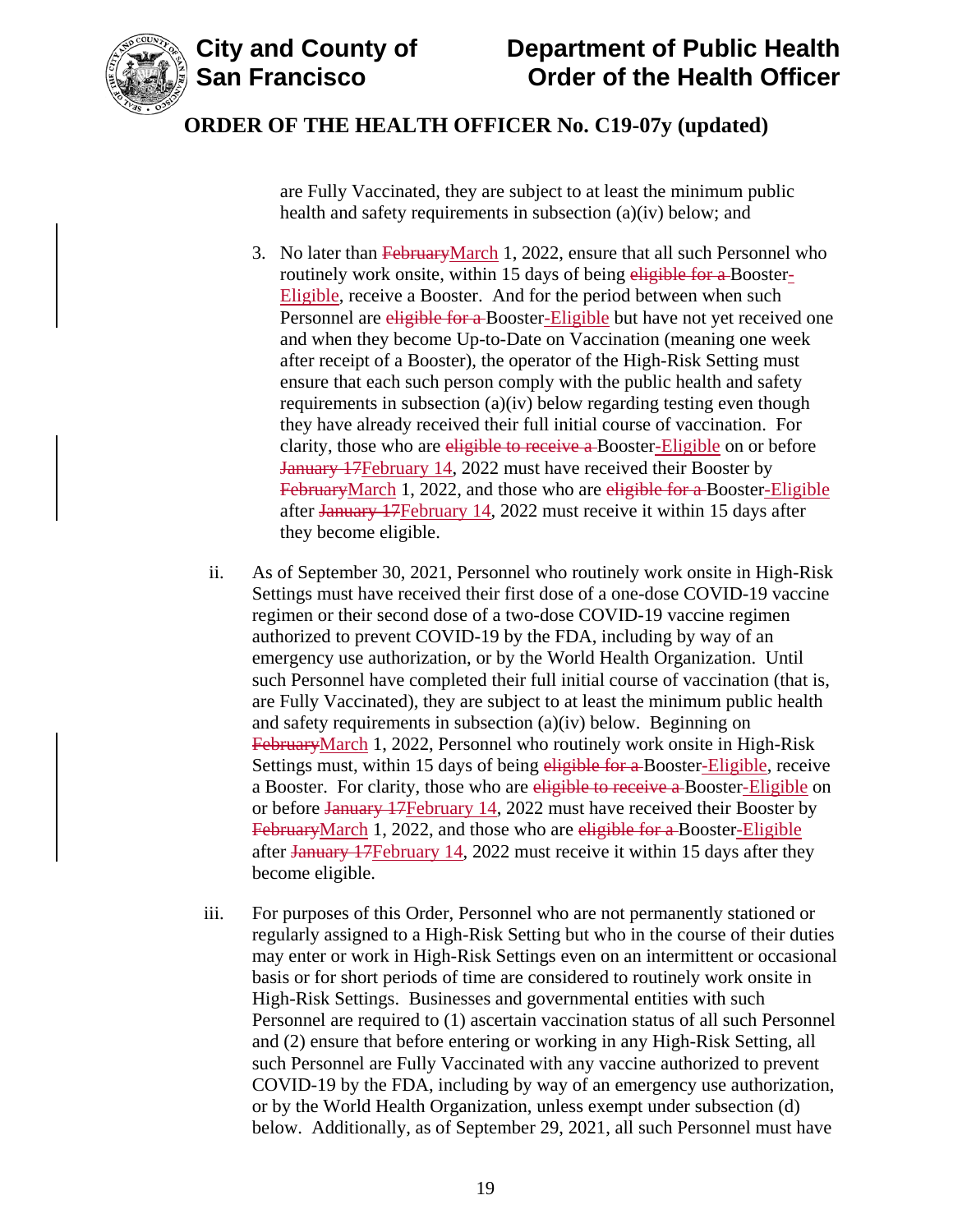are Fully Vaccinated, they are subject to at least the minimum public health and safety requirements in subsection (a)(iv) below; and

3. No later than ~~February~~March 1, 2022, ensure that all such Personnel who routinely work onsite, within 15 days of being ~~eligible for a~~ Booster-Eligible, receive a Booster. And for the period between when such Personnel are ~~eligible for a~~ Booster-Eligible but have not yet received one and when they become Up-to-Date on Vaccination (meaning one week after receipt of a Booster), the operator of the High-Risk Setting must ensure that each such person comply with the public health and safety requirements in subsection (a)(iv) below regarding testing even though they have already received their full initial course of vaccination. For clarity, those who are ~~eligible to receive a~~ Booster-Eligible on or before ~~January 17~~February 14, 2022 must have received their Booster by ~~February~~March 1, 2022, and those who are ~~eligible for a~~ Booster-Eligible after ~~January 17~~February 14, 2022 must receive it within 15 days after they become eligible.

ii. As of September 30, 2021, Personnel who routinely work onsite in High-Risk Settings must have received their first dose of a one-dose COVID-19 vaccine regimen or their second dose of a two-dose COVID-19 vaccine regimen authorized to prevent COVID-19 by the FDA, including by way of an emergency use authorization, or by the World Health Organization. Until such Personnel have completed their full initial course of vaccination (that is, are Fully Vaccinated), they are subject to at least the minimum public health and safety requirements in subsection (a)(iv) below. Beginning on ~~February~~March 1, 2022, Personnel who routinely work onsite in High-Risk Settings must, within 15 days of being ~~eligible for a~~ Booster-Eligible, receive a Booster. For clarity, those who are ~~eligible to receive a~~ Booster-Eligible on or before ~~January 17~~February 14, 2022 must have received their Booster by ~~February~~March 1, 2022, and those who are ~~eligible for a~~ Booster-Eligible after ~~January 17~~February 14, 2022 must receive it within 15 days after they become eligible.

iii. For purposes of this Order, Personnel who are not permanently stationed or regularly assigned to a High-Risk Setting but who in the course of their duties may enter or work in High-Risk Settings even on an intermittent or occasional basis or for short periods of time are considered to routinely work onsite in High-Risk Settings. Businesses and governmental entities with such Personnel are required to (1) ascertain vaccination status of all such Personnel and (2) ensure that before entering or working in any High-Risk Setting, all such Personnel are Fully Vaccinated with any vaccine authorized to prevent COVID-19 by the FDA, including by way of an emergency use authorization, or by the World Health Organization, unless exempt under subsection (d) below. Additionally, as of September 29, 2021, all such Personnel must have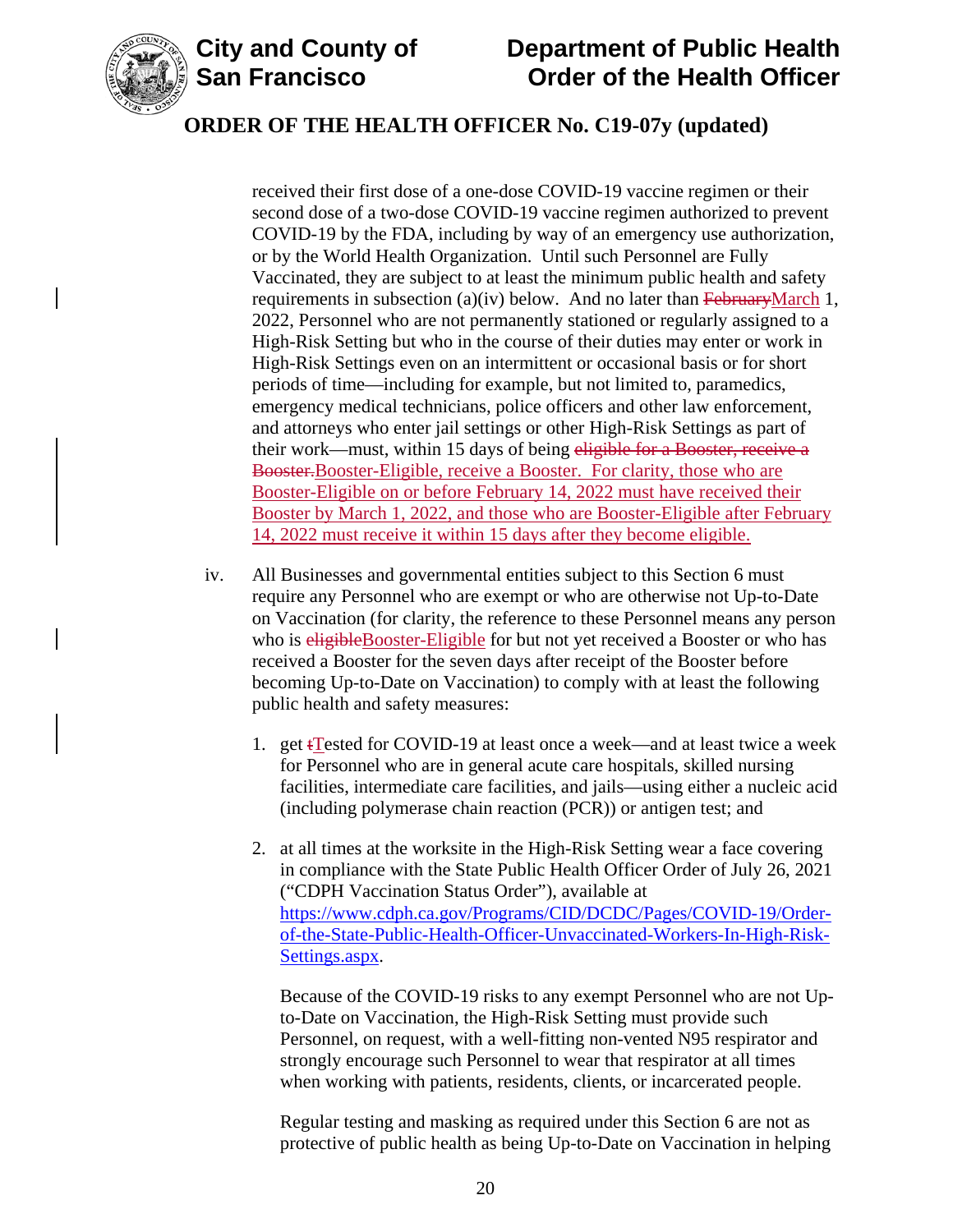received their first dose of a one-dose COVID-19 vaccine regimen or their second dose of a two-dose COVID-19 vaccine regimen authorized to prevent COVID-19 by the FDA, including by way of an emergency use authorization, or by the World Health Organization. Until such Personnel are Fully Vaccinated, they are subject to at least the minimum public health and safety requirements in subsection (a)(iv) below. And no later than ~~February~~March 1, 2022, Personnel who are not permanently stationed or regularly assigned to a High-Risk Setting but who in the course of their duties may enter or work in High-Risk Settings even on an intermittent or occasional basis or for short periods of time—including for example, but not limited to, paramedics, emergency medical technicians, police officers and other law enforcement, and attorneys who enter jail settings or other High-Risk Settings as part of their work—must, within 15 days of being ~~eligible for a Booster, receive a Booster.~~Booster-Eligible, receive a Booster. For clarity, those who are Booster-Eligible on or before February 14, 2022 must have received their Booster by March 1, 2022, and those who are Booster-Eligible after February 14, 2022 must receive it within 15 days after they become eligible.

iv. All Businesses and governmental entities subject to this Section 6 must require any Personnel who are exempt or who are otherwise not Up-to-Date on Vaccination (for clarity, the reference to these Personnel means any person who is ~~eligible~~Booster-Eligible for but not yet received a Booster or who has received a Booster for the seven days after receipt of the Booster before becoming Up-to-Date on Vaccination) to comply with at least the following public health and safety measures:

1. get ~~t~~Tested for COVID-19 at least once a week—and at least twice a week for Personnel who are in general acute care hospitals, skilled nursing facilities, intermediate care facilities, and jails—using either a nucleic acid (including polymerase chain reaction (PCR)) or antigen test; and

2. at all times at the worksite in the High-Risk Setting wear a face covering in compliance with the State Public Health Officer Order of July 26, 2021 ("CDPH Vaccination Status Order"), available at https://www.cdph.ca.gov/Programs/CID/DCDC/Pages/COVID-19/Order-of-the-State-Public-Health-Officer-Unvaccinated-Workers-In-High-Risk-Settings.aspx.

   Because of the COVID-19 risks to any exempt Personnel who are not Up-to-Date on Vaccination, the High-Risk Setting must provide such Personnel, on request, with a well-fitting non-vented N95 respirator and strongly encourage such Personnel to wear that respirator at all times when working with patients, residents, clients, or incarcerated people.

   Regular testing and masking as required under this Section 6 are not as protective of public health as being Up-to-Date on Vaccination in helping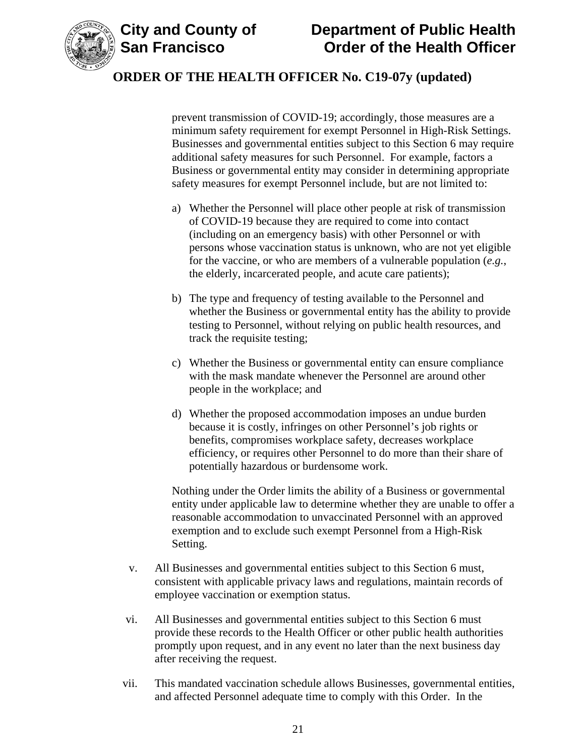prevent transmission of COVID-19; accordingly, those measures are a minimum safety requirement for exempt Personnel in High-Risk Settings. Businesses and governmental entities subject to this Section 6 may require additional safety measures for such Personnel. For example, factors a Business or governmental entity may consider in determining appropriate safety measures for exempt Personnel include, but are not limited to:

a) Whether the Personnel will place other people at risk of transmission of COVID-19 because they are required to come into contact (including on an emergency basis) with other Personnel or with persons whose vaccination status is unknown, who are not yet eligible for the vaccine, or who are members of a vulnerable population (*e.g.*, the elderly, incarcerated people, and acute care patients);

b) The type and frequency of testing available to the Personnel and whether the Business or governmental entity has the ability to provide testing to Personnel, without relying on public health resources, and track the requisite testing;

c) Whether the Business or governmental entity can ensure compliance with the mask mandate whenever the Personnel are around other people in the workplace; and

d) Whether the proposed accommodation imposes an undue burden because it is costly, infringes on other Personnel's job rights or benefits, compromises workplace safety, decreases workplace efficiency, or requires other Personnel to do more than their share of potentially hazardous or burdensome work.

Nothing under the Order limits the ability of a Business or governmental entity under applicable law to determine whether they are unable to offer a reasonable accommodation to unvaccinated Personnel with an approved exemption and to exclude such exempt Personnel from a High-Risk Setting.

v. All Businesses and governmental entities subject to this Section 6 must, consistent with applicable privacy laws and regulations, maintain records of employee vaccination or exemption status.

vi. All Businesses and governmental entities subject to this Section 6 must provide these records to the Health Officer or other public health authorities promptly upon request, and in any event no later than the next business day after receiving the request.

vii. This mandated vaccination schedule allows Businesses, governmental entities, and affected Personnel adequate time to comply with this Order. In the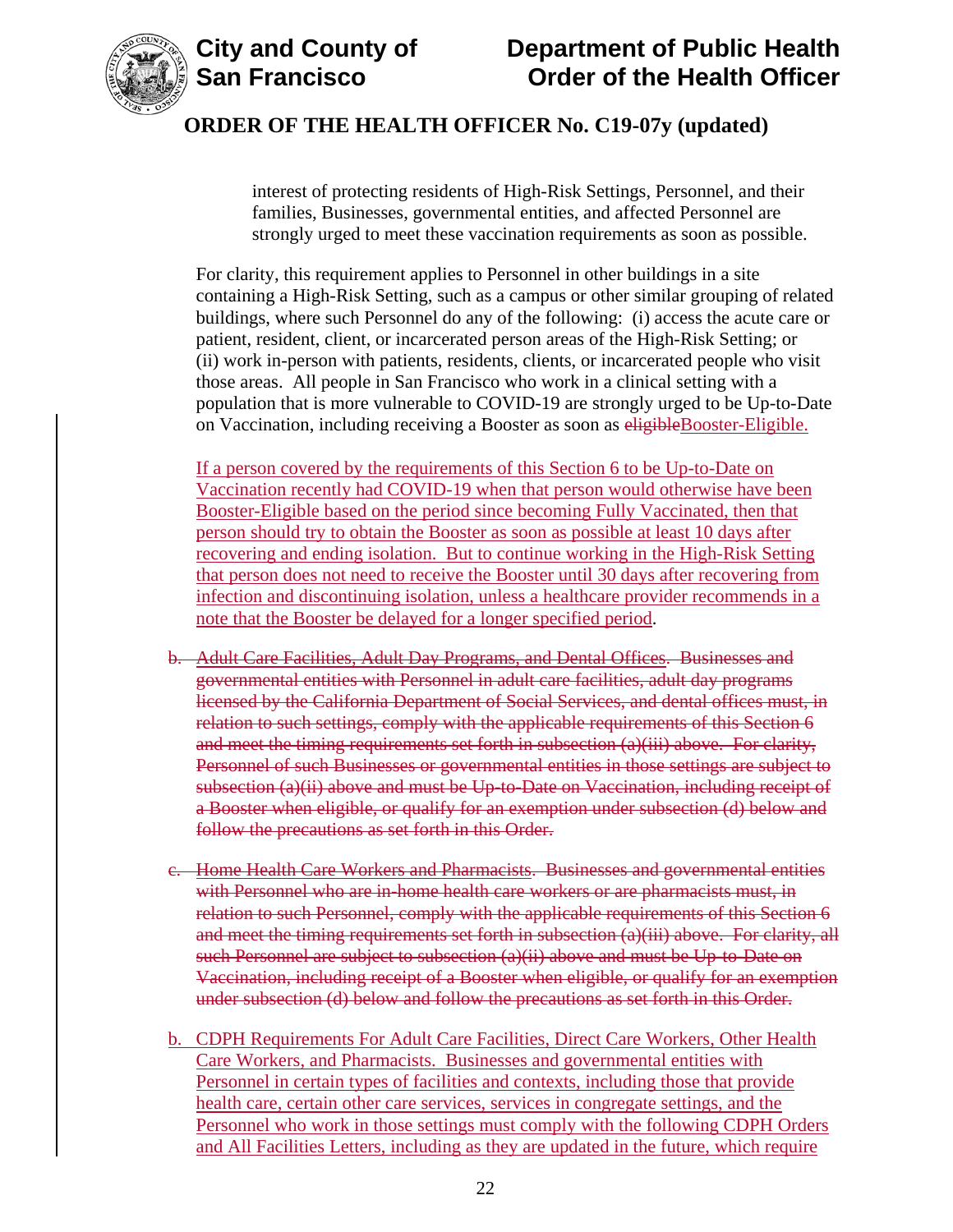interest of protecting residents of High-Risk Settings, Personnel, and their families, Businesses, governmental entities, and affected Personnel are strongly urged to meet these vaccination requirements as soon as possible.

For clarity, this requirement applies to Personnel in other buildings in a site containing a High-Risk Setting, such as a campus or other similar grouping of related buildings, where such Personnel do any of the following: (i) access the acute care or patient, resident, client, or incarcerated person areas of the High-Risk Setting; or (ii) work in-person with patients, residents, clients, or incarcerated people who visit those areas. All people in San Francisco who work in a clinical setting with a population that is more vulnerable to COVID-19 are strongly urged to be Up-to-Date on Vaccination, including receiving a Booster as soon as ~~eligible~~Booster-Eligible.

If a person covered by the requirements of this Section 6 to be Up-to-Date on Vaccination recently had COVID-19 when that person would otherwise have been Booster-Eligible based on the period since becoming Fully Vaccinated, then that person should try to obtain the Booster as soon as possible at least 10 days after recovering and ending isolation. But to continue working in the High-Risk Setting that person does not need to receive the Booster until 30 days after recovering from infection and discontinuing isolation, unless a healthcare provider recommends in a note that the Booster be delayed for a longer specified period.

~~b. Adult Care Facilities, Adult Day Programs, and Dental Offices. Businesses and governmental entities with Personnel in adult care facilities, adult day programs licensed by the California Department of Social Services, and dental offices must, in relation to such settings, comply with the applicable requirements of this Section 6 and meet the timing requirements set forth in subsection (a)(iii) above. For clarity, Personnel of such Businesses or governmental entities in those settings are subject to subsection (a)(ii) above and must be Up-to-Date on Vaccination, including receipt of a Booster when eligible, or qualify for an exemption under subsection (d) below and follow the precautions as set forth in this Order.~~

~~c. Home Health Care Workers and Pharmacists. Businesses and governmental entities with Personnel who are in-home health care workers or are pharmacists must, in relation to such Personnel, comply with the applicable requirements of this Section 6 and meet the timing requirements set forth in subsection (a)(iii) above. For clarity, all such Personnel are subject to subsection (a)(ii) above and must be Up-to-Date on Vaccination, including receipt of a Booster when eligible, or qualify for an exemption under subsection (d) below and follow the precautions as set forth in this Order.~~

b. CDPH Requirements For Adult Care Facilities, Direct Care Workers, Other Health Care Workers, and Pharmacists. Businesses and governmental entities with Personnel in certain types of facilities and contexts, including those that provide health care, certain other care services, services in congregate settings, and the Personnel who work in those settings must comply with the following CDPH Orders and All Facilities Letters, including as they are updated in the future, which require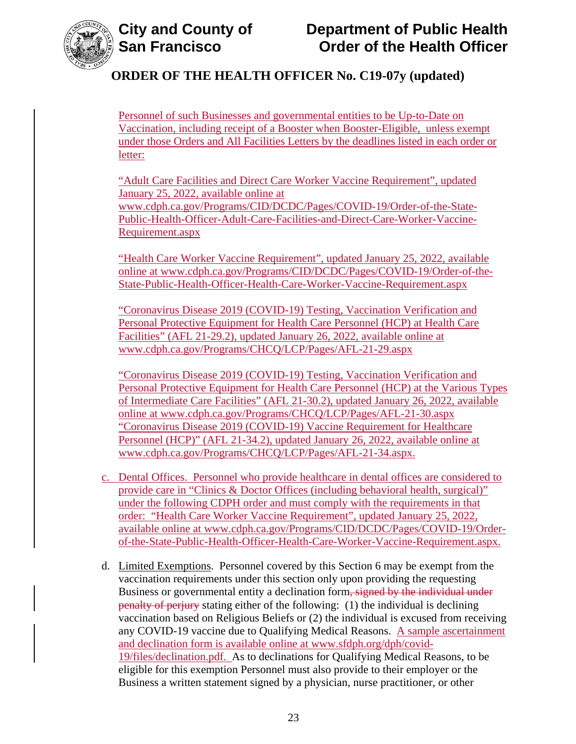Personnel of such Businesses and governmental entities to be Up-to-Date on Vaccination, including receipt of a Booster when Booster-Eligible, unless exempt under those Orders and All Facilities Letters by the deadlines listed in each order or letter:

"Adult Care Facilities and Direct Care Worker Vaccine Requirement", updated January 25, 2022, available online at www.cdph.ca.gov/Programs/CID/DCDC/Pages/COVID-19/Order-of-the-State-Public-Health-Officer-Adult-Care-Facilities-and-Direct-Care-Worker-Vaccine-Requirement.aspx

"Health Care Worker Vaccine Requirement", updated January 25, 2022, available online at www.cdph.ca.gov/Programs/CID/DCDC/Pages/COVID-19/Order-of-the-State-Public-Health-Officer-Health-Care-Worker-Vaccine-Requirement.aspx

"Coronavirus Disease 2019 (COVID-19) Testing, Vaccination Verification and Personal Protective Equipment for Health Care Personnel (HCP) at Health Care Facilities" (AFL 21-29.2), updated January 26, 2022, available online at www.cdph.ca.gov/Programs/CHCQ/LCP/Pages/AFL-21-29.aspx

"Coronavirus Disease 2019 (COVID-19) Testing, Vaccination Verification and Personal Protective Equipment for Health Care Personnel (HCP) at the Various Types of Intermediate Care Facilities" (AFL 21-30.2), updated January 26, 2022, available online at www.cdph.ca.gov/Programs/CHCQ/LCP/Pages/AFL-21-30.aspx
"Coronavirus Disease 2019 (COVID-19) Vaccine Requirement for Healthcare Personnel (HCP)" (AFL 21-34.2), updated January 26, 2022, available online at www.cdph.ca.gov/Programs/CHCQ/LCP/Pages/AFL-21-34.aspx.

c. Dental Offices. Personnel who provide healthcare in dental offices are considered to provide care in "Clinics & Doctor Offices (including behavioral health, surgical)" under the following CDPH order and must comply with the requirements in that order: "Health Care Worker Vaccine Requirement", updated January 25, 2022, available online at www.cdph.ca.gov/Programs/CID/DCDC/Pages/COVID-19/Order-of-the-State-Public-Health-Officer-Health-Care-Worker-Vaccine-Requirement.aspx.

d. Limited Exemptions. Personnel covered by this Section 6 may be exempt from the vaccination requirements under this section only upon providing the requesting Business or governmental entity a declination form~~, signed by the individual under penalty of perjury~~ stating either of the following: (1) the individual is declining vaccination based on Religious Beliefs or (2) the individual is excused from receiving any COVID-19 vaccine due to Qualifying Medical Reasons. A sample ascertainment and declination form is available online at www.sfdph.org/dph/covid-19/files/declination.pdf. As to declinations for Qualifying Medical Reasons, to be eligible for this exemption Personnel must also provide to their employer or the Business a written statement signed by a physician, nurse practitioner, or other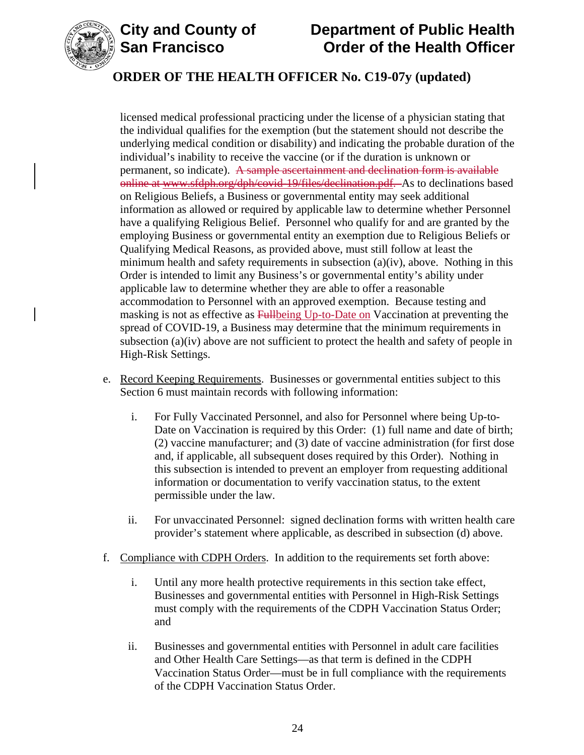licensed medical professional practicing under the license of a physician stating that the individual qualifies for the exemption (but the statement should not describe the underlying medical condition or disability) and indicating the probable duration of the individual's inability to receive the vaccine (or if the duration is unknown or permanent, so indicate). ~~A sample ascertainment and declination form is available online at www.sfdph.org/dph/covid-19/files/declination.pdf.~~ As to declinations based on Religious Beliefs, a Business or governmental entity may seek additional information as allowed or required by applicable law to determine whether Personnel have a qualifying Religious Belief. Personnel who qualify for and are granted by the employing Business or governmental entity an exemption due to Religious Beliefs or Qualifying Medical Reasons, as provided above, must still follow at least the minimum health and safety requirements in subsection (a)(iv), above. Nothing in this Order is intended to limit any Business's or governmental entity's ability under applicable law to determine whether they are able to offer a reasonable accommodation to Personnel with an approved exemption. Because testing and masking is not as effective as ~~Full~~being Up-to-Date on Vaccination at preventing the spread of COVID-19, a Business may determine that the minimum requirements in subsection (a)(iv) above are not sufficient to protect the health and safety of people in High-Risk Settings.

e. Record Keeping Requirements. Businesses or governmental entities subject to this Section 6 must maintain records with following information:

   i. For Fully Vaccinated Personnel, and also for Personnel where being Up-to-Date on Vaccination is required by this Order: (1) full name and date of birth; (2) vaccine manufacturer; and (3) date of vaccine administration (for first dose and, if applicable, all subsequent doses required by this Order). Nothing in this subsection is intended to prevent an employer from requesting additional information or documentation to verify vaccination status, to the extent permissible under the law.

   ii. For unvaccinated Personnel: signed declination forms with written health care provider's statement where applicable, as described in subsection (d) above.

f. Compliance with CDPH Orders. In addition to the requirements set forth above:

   i. Until any more health protective requirements in this section take effect, Businesses and governmental entities with Personnel in High-Risk Settings must comply with the requirements of the CDPH Vaccination Status Order; and

   ii. Businesses and governmental entities with Personnel in adult care facilities and Other Health Care Settings—as that term is defined in the CDPH Vaccination Status Order—must be in full compliance with the requirements of the CDPH Vaccination Status Order.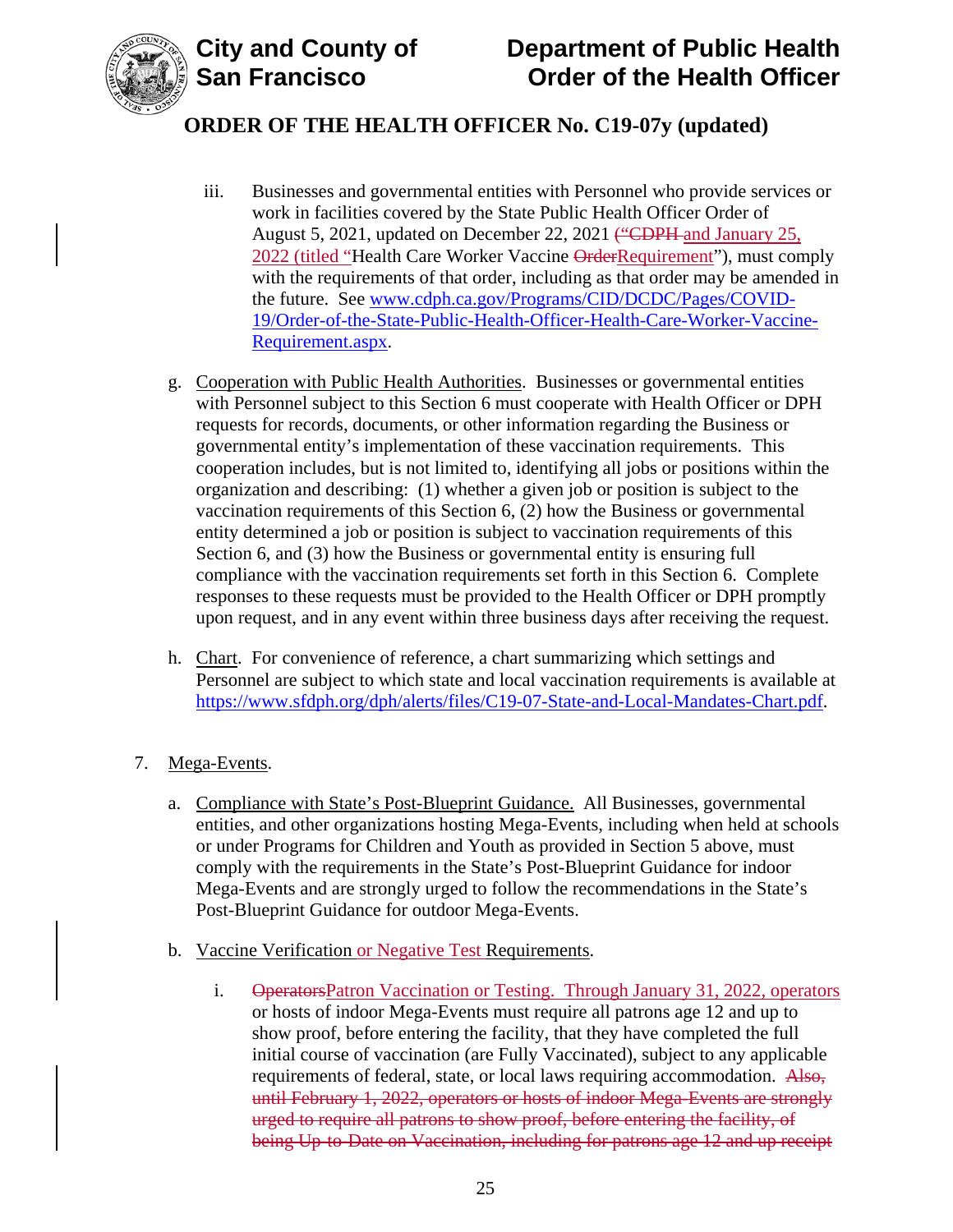iii. Businesses and governmental entities with Personnel who provide services or work in facilities covered by the State Public Health Officer Order of August 5, 2021, updated on December 22, 2021 ~~("CDPH~~ and January 25, 2022 (titled "Health Care Worker Vaccine ~~Order~~Requirement"), must comply with the requirements of that order, including as that order may be amended in the future. See www.cdph.ca.gov/Programs/CID/DCDC/Pages/COVID-19/Order-of-the-State-Public-Health-Officer-Health-Care-Worker-Vaccine-Requirement.aspx.

g. Cooperation with Public Health Authorities. Businesses or governmental entities with Personnel subject to this Section 6 must cooperate with Health Officer or DPH requests for records, documents, or other information regarding the Business or governmental entity's implementation of these vaccination requirements. This cooperation includes, but is not limited to, identifying all jobs or positions within the organization and describing: (1) whether a given job or position is subject to the vaccination requirements of this Section 6, (2) how the Business or governmental entity determined a job or position is subject to vaccination requirements of this Section 6, and (3) how the Business or governmental entity is ensuring full compliance with the vaccination requirements set forth in this Section 6. Complete responses to these requests must be provided to the Health Officer or DPH promptly upon request, and in any event within three business days after receiving the request.

h. Chart. For convenience of reference, a chart summarizing which settings and Personnel are subject to which state and local vaccination requirements is available at https://www.sfdph.org/dph/alerts/files/C19-07-State-and-Local-Mandates-Chart.pdf.

7. Mega-Events.

a. Compliance with State's Post-Blueprint Guidance. All Businesses, governmental entities, and other organizations hosting Mega-Events, including when held at schools or under Programs for Children and Youth as provided in Section 5 above, must comply with the requirements in the State's Post-Blueprint Guidance for indoor Mega-Events and are strongly urged to follow the recommendations in the State's Post-Blueprint Guidance for outdoor Mega-Events.

b. Vaccine Verification or Negative Test Requirements.

i. ~~Operators~~Patron Vaccination or Testing. Through January 31, 2022, operators or hosts of indoor Mega-Events must require all patrons age 12 and up to show proof, before entering the facility, that they have completed the full initial course of vaccination (are Fully Vaccinated), subject to any applicable requirements of federal, state, or local laws requiring accommodation. ~~Also, until February 1, 2022, operators or hosts of indoor Mega-Events are strongly urged to require all patrons to show proof, before entering the facility, of being Up-to-Date on Vaccination, including for patrons age 12 and up receipt~~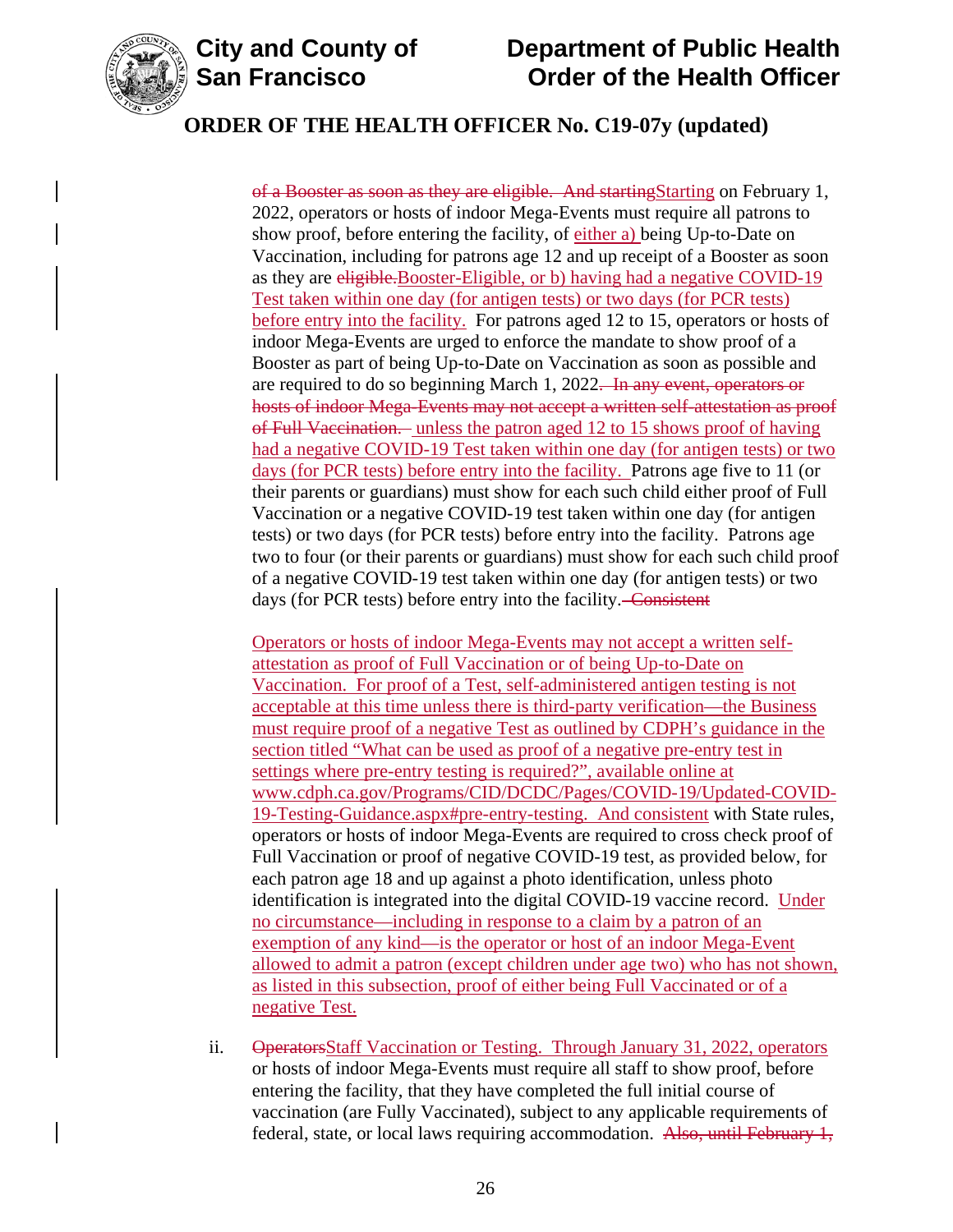of a Booster as soon as they are eligible. And startingStarting on February 1, 2022, operators or hosts of indoor Mega-Events must require all patrons to show proof, before entering the facility, of either a) being Up-to-Date on Vaccination, including for patrons age 12 and up receipt of a Booster as soon as they are eligible.Booster-Eligible, or b) having had a negative COVID-19 Test taken within one day (for antigen tests) or two days (for PCR tests) before entry into the facility. For patrons aged 12 to 15, operators or hosts of indoor Mega-Events are urged to enforce the mandate to show proof of a Booster as part of being Up-to-Date on Vaccination as soon as possible and are required to do so beginning March 1, 2022. In any event, operators or hosts of indoor Mega-Events may not accept a written self-attestation as proof of Full Vaccination. unless the patron aged 12 to 15 shows proof of having had a negative COVID-19 Test taken within one day (for antigen tests) or two days (for PCR tests) before entry into the facility. Patrons age five to 11 (or their parents or guardians) must show for each such child either proof of Full Vaccination or a negative COVID-19 test taken within one day (for antigen tests) or two days (for PCR tests) before entry into the facility. Patrons age two to four (or their parents or guardians) must show for each such child proof of a negative COVID-19 test taken within one day (for antigen tests) or two days (for PCR tests) before entry into the facility. Consistent

Operators or hosts of indoor Mega-Events may not accept a written self-attestation as proof of Full Vaccination or of being Up-to-Date on Vaccination. For proof of a Test, self-administered antigen testing is not acceptable at this time unless there is third-party verification—the Business must require proof of a negative Test as outlined by CDPH's guidance in the section titled "What can be used as proof of a negative pre-entry test in settings where pre-entry testing is required?", available online at www.cdph.ca.gov/Programs/CID/DCDC/Pages/COVID-19/Updated-COVID-19-Testing-Guidance.aspx#pre-entry-testing. And consistent with State rules, operators or hosts of indoor Mega-Events are required to cross check proof of Full Vaccination or proof of negative COVID-19 test, as provided below, for each patron age 18 and up against a photo identification, unless photo identification is integrated into the digital COVID-19 vaccine record. Under no circumstance—including in response to a claim by a patron of an exemption of any kind—is the operator or host of an indoor Mega-Event allowed to admit a patron (except children under age two) who has not shown, as listed in this subsection, proof of either being Full Vaccinated or of a negative Test.

ii. OperatorsStaff Vaccination or Testing. Through January 31, 2022, operators or hosts of indoor Mega-Events must require all staff to show proof, before entering the facility, that they have completed the full initial course of vaccination (are Fully Vaccinated), subject to any applicable requirements of federal, state, or local laws requiring accommodation. Also, until February 1,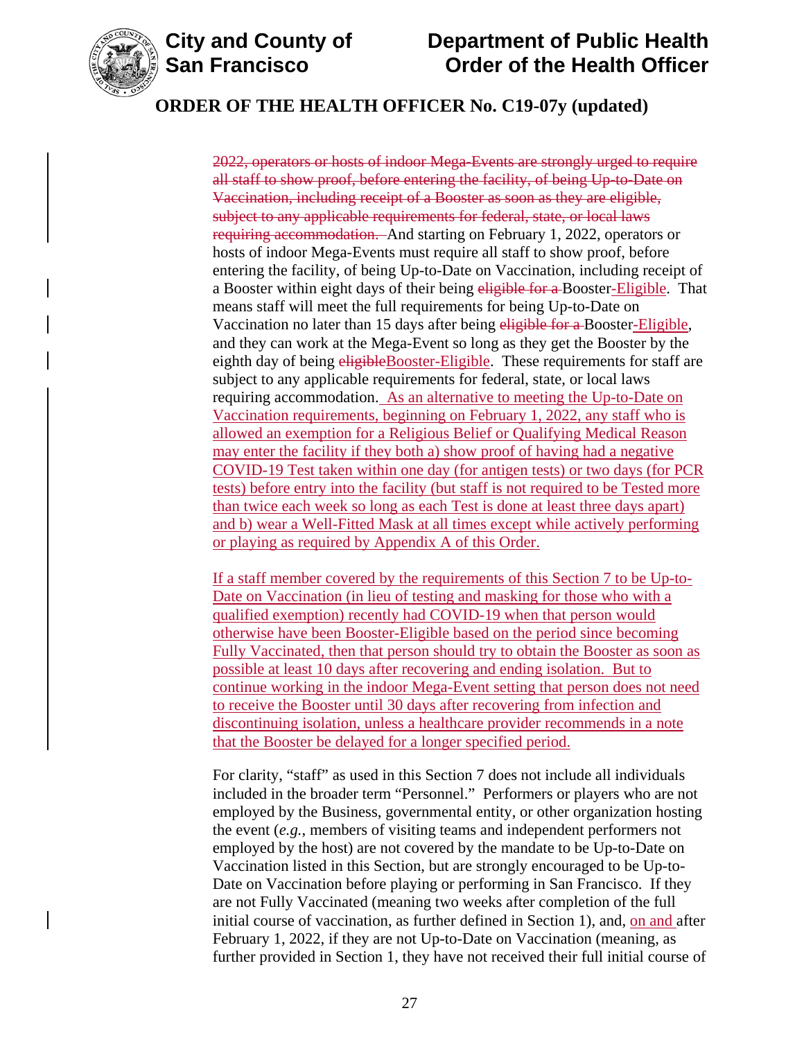## ORDER OF THE HEALTH OFFICER No. C19-07y (updated)

~~2022, operators or hosts of indoor Mega-Events are strongly urged to require all staff to show proof, before entering the facility, of being Up-to-Date on Vaccination, including receipt of a Booster as soon as they are eligible, subject to any applicable requirements for federal, state, or local laws requiring accommodation.~~ And starting on February 1, 2022, operators or hosts of indoor Mega-Events must require all staff to show proof, before entering the facility, of being Up-to-Date on Vaccination, including receipt of a Booster within eight days of their being ~~eligible for a~~ Booster-Eligible. That means staff will meet the full requirements for being Up-to-Date on Vaccination no later than 15 days after being ~~eligible for a~~ Booster-Eligible, and they can work at the Mega-Event so long as they get the Booster by the eighth day of being ~~eligible~~Booster-Eligible. These requirements for staff are subject to any applicable requirements for federal, state, or local laws requiring accommodation. As an alternative to meeting the Up-to-Date on Vaccination requirements, beginning on February 1, 2022, any staff who is allowed an exemption for a Religious Belief or Qualifying Medical Reason may enter the facility if they both a) show proof of having had a negative COVID-19 Test taken within one day (for antigen tests) or two days (for PCR tests) before entry into the facility (but staff is not required to be Tested more than twice each week so long as each Test is done at least three days apart) and b) wear a Well-Fitted Mask at all times except while actively performing or playing as required by Appendix A of this Order.

If a staff member covered by the requirements of this Section 7 to be Up-to-Date on Vaccination (in lieu of testing and masking for those who with a qualified exemption) recently had COVID-19 when that person would otherwise have been Booster-Eligible based on the period since becoming Fully Vaccinated, then that person should try to obtain the Booster as soon as possible at least 10 days after recovering and ending isolation. But to continue working in the indoor Mega-Event setting that person does not need to receive the Booster until 30 days after recovering from infection and discontinuing isolation, unless a healthcare provider recommends in a note that the Booster be delayed for a longer specified period.

For clarity, "staff" as used in this Section 7 does not include all individuals included in the broader term "Personnel." Performers or players who are not employed by the Business, governmental entity, or other organization hosting the event (*e.g.*, members of visiting teams and independent performers not employed by the host) are not covered by the mandate to be Up-to-Date on Vaccination listed in this Section, but are strongly encouraged to be Up-to-Date on Vaccination before playing or performing in San Francisco. If they are not Fully Vaccinated (meaning two weeks after completion of the full initial course of vaccination, as further defined in Section 1), and, on and after February 1, 2022, if they are not Up-to-Date on Vaccination (meaning, as further provided in Section 1, they have not received their full initial course of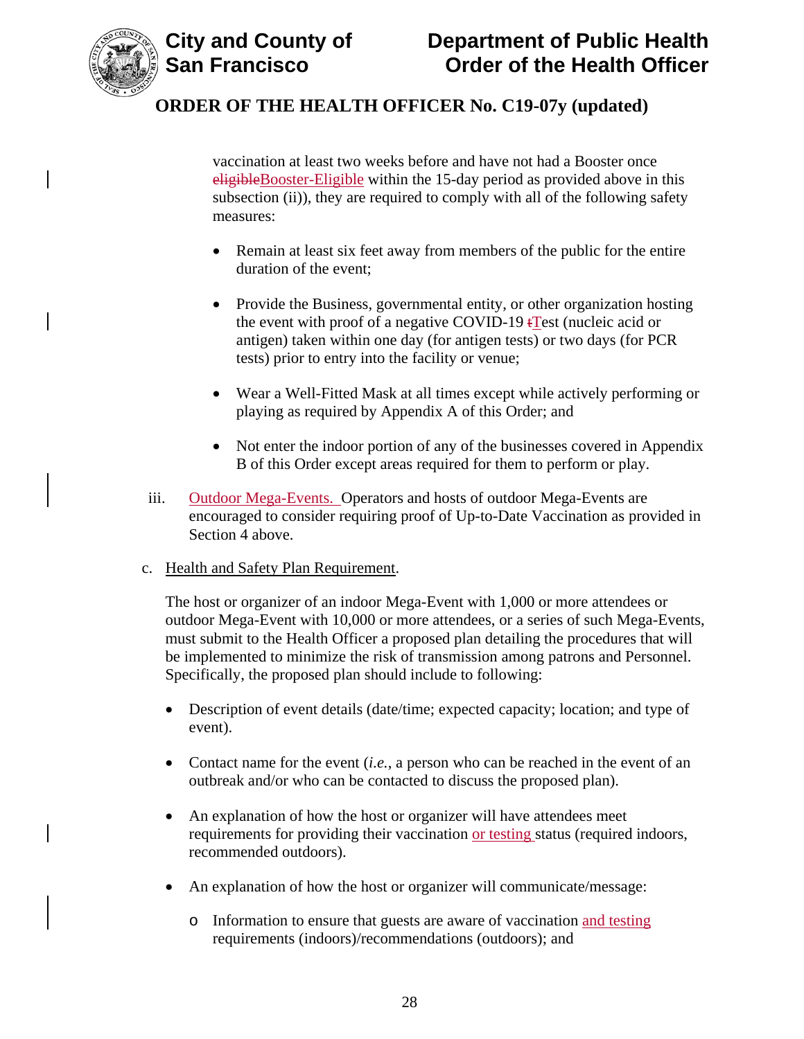vaccination at least two weeks before and have not had a Booster once ~~eligible~~Booster-Eligible within the 15-day period as provided above in this subsection (ii)), they are required to comply with all of the following safety measures:

- Remain at least six feet away from members of the public for the entire duration of the event;
- Provide the Business, governmental entity, or other organization hosting the event with proof of a negative COVID-19 ~~t~~Test (nucleic acid or antigen) taken within one day (for antigen tests) or two days (for PCR tests) prior to entry into the facility or venue;
- Wear a Well-Fitted Mask at all times except while actively performing or playing as required by Appendix A of this Order; and
- Not enter the indoor portion of any of the businesses covered in Appendix B of this Order except areas required for them to perform or play.

iii. Outdoor Mega-Events. Operators and hosts of outdoor Mega-Events are encouraged to consider requiring proof of Up-to-Date Vaccination as provided in Section 4 above.

c. Health and Safety Plan Requirement.

The host or organizer of an indoor Mega-Event with 1,000 or more attendees or outdoor Mega-Event with 10,000 or more attendees, or a series of such Mega-Events, must submit to the Health Officer a proposed plan detailing the procedures that will be implemented to minimize the risk of transmission among patrons and Personnel. Specifically, the proposed plan should include to following:

- Description of event details (date/time; expected capacity; location; and type of event).
- Contact name for the event (*i.e.*, a person who can be reached in the event of an outbreak and/or who can be contacted to discuss the proposed plan).
- An explanation of how the host or organizer will have attendees meet requirements for providing their vaccination or testing status (required indoors, recommended outdoors).
- An explanation of how the host or organizer will communicate/message:
  - Information to ensure that guests are aware of vaccination and testing requirements (indoors)/recommendations (outdoors); and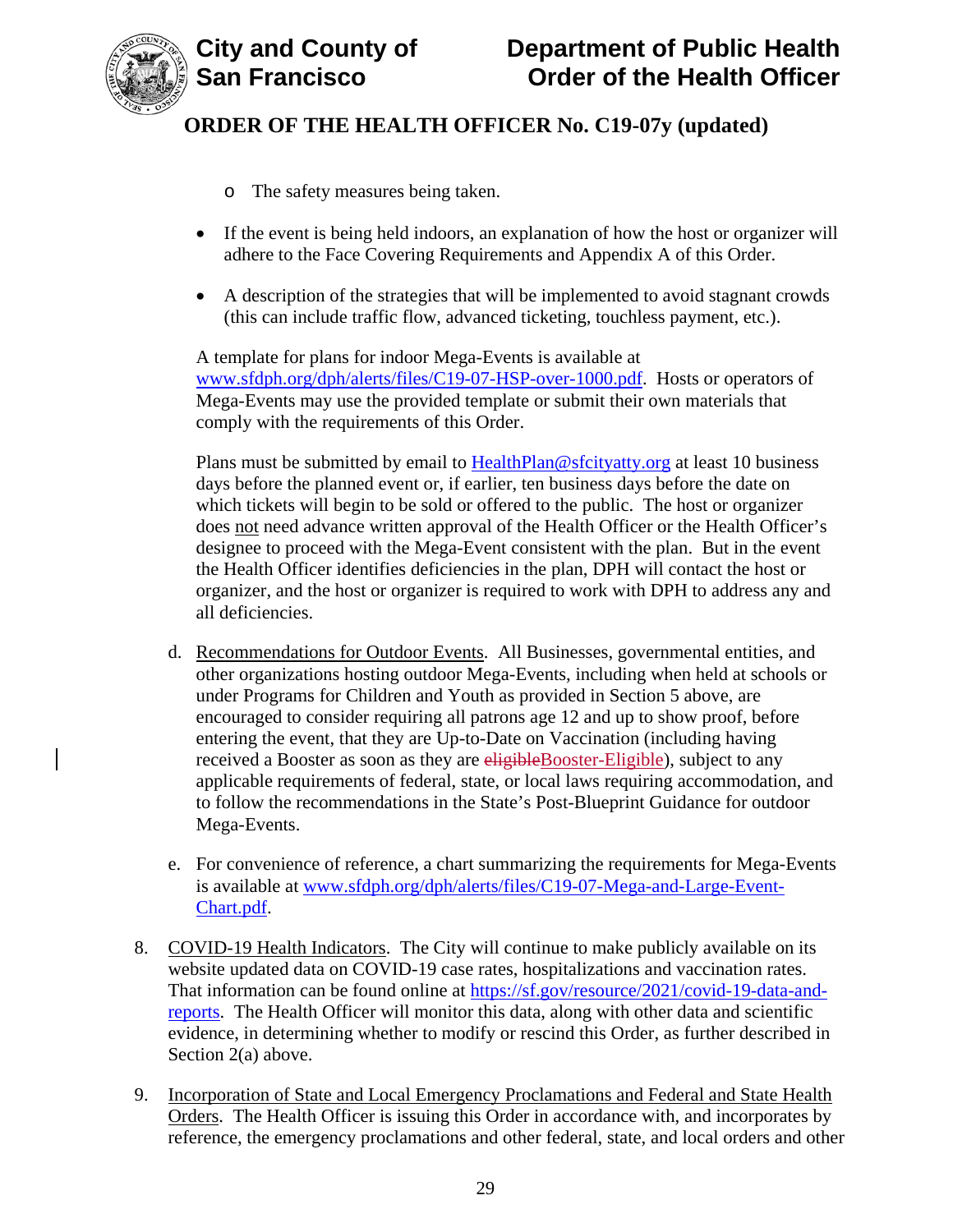- o The safety measures being taken.

- If the event is being held indoors, an explanation of how the host or organizer will adhere to the Face Covering Requirements and Appendix A of this Order.

- A description of the strategies that will be implemented to avoid stagnant crowds (this can include traffic flow, advanced ticketing, touchless payment, etc.).

A template for plans for indoor Mega-Events is available at www.sfdph.org/dph/alerts/files/C19-07-HSP-over-1000.pdf. Hosts or operators of Mega-Events may use the provided template or submit their own materials that comply with the requirements of this Order.

Plans must be submitted by email to HealthPlan@sfcityatty.org at least 10 business days before the planned event or, if earlier, ten business days before the date on which tickets will begin to be sold or offered to the public. The host or organizer does not need advance written approval of the Health Officer or the Health Officer's designee to proceed with the Mega-Event consistent with the plan. But in the event the Health Officer identifies deficiencies in the plan, DPH will contact the host or organizer, and the host or organizer is required to work with DPH to address any and all deficiencies.

d. Recommendations for Outdoor Events. All Businesses, governmental entities, and other organizations hosting outdoor Mega-Events, including when held at schools or under Programs for Children and Youth as provided in Section 5 above, are encouraged to consider requiring all patrons age 12 and up to show proof, before entering the event, that they are Up-to-Date on Vaccination (including having received a Booster as soon as they are ~~eligible~~Booster-Eligible), subject to any applicable requirements of federal, state, or local laws requiring accommodation, and to follow the recommendations in the State's Post-Blueprint Guidance for outdoor Mega-Events.

e. For convenience of reference, a chart summarizing the requirements for Mega-Events is available at www.sfdph.org/dph/alerts/files/C19-07-Mega-and-Large-Event-Chart.pdf.

8. COVID-19 Health Indicators. The City will continue to make publicly available on its website updated data on COVID-19 case rates, hospitalizations and vaccination rates. That information can be found online at https://sf.gov/resource/2021/covid-19-data-and-reports. The Health Officer will monitor this data, along with other data and scientific evidence, in determining whether to modify or rescind this Order, as further described in Section 2(a) above.

9. Incorporation of State and Local Emergency Proclamations and Federal and State Health Orders. The Health Officer is issuing this Order in accordance with, and incorporates by reference, the emergency proclamations and other federal, state, and local orders and other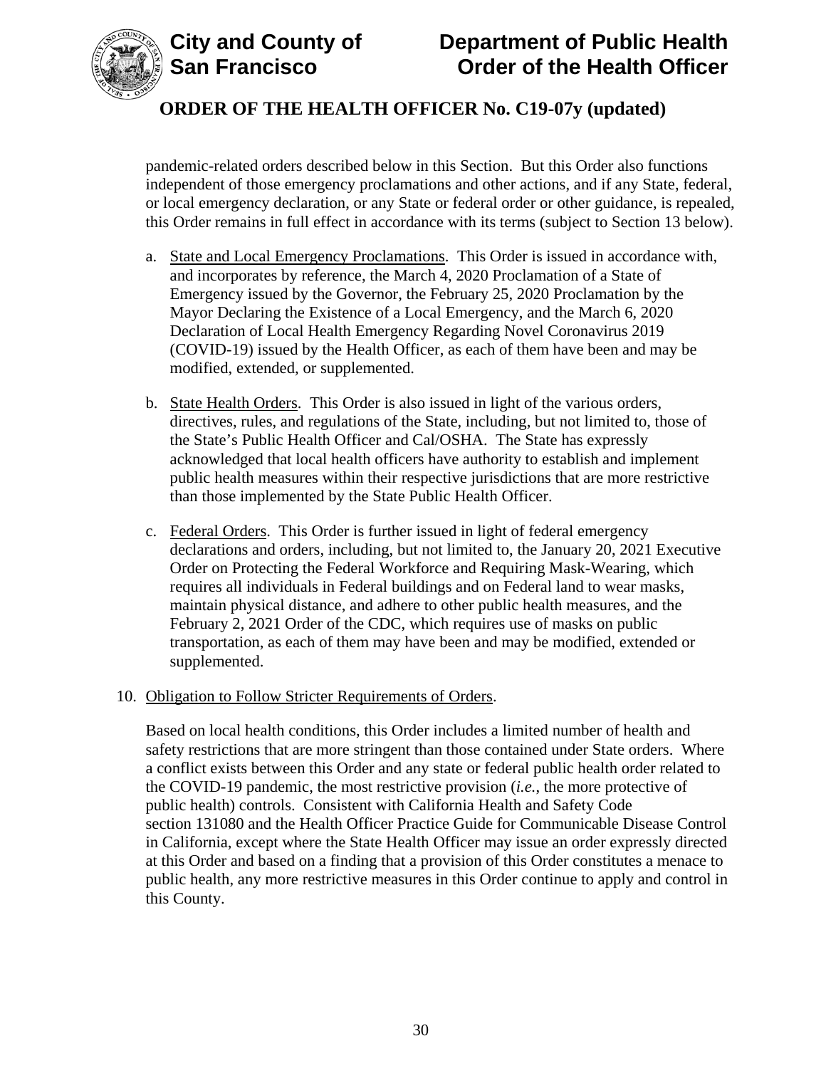pandemic-related orders described below in this Section. But this Order also functions independent of those emergency proclamations and other actions, and if any State, federal, or local emergency declaration, or any State or federal order or other guidance, is repealed, this Order remains in full effect in accordance with its terms (subject to Section 13 below).

a. State and Local Emergency Proclamations. This Order is issued in accordance with, and incorporates by reference, the March 4, 2020 Proclamation of a State of Emergency issued by the Governor, the February 25, 2020 Proclamation by the Mayor Declaring the Existence of a Local Emergency, and the March 6, 2020 Declaration of Local Health Emergency Regarding Novel Coronavirus 2019 (COVID-19) issued by the Health Officer, as each of them have been and may be modified, extended, or supplemented.

b. State Health Orders. This Order is also issued in light of the various orders, directives, rules, and regulations of the State, including, but not limited to, those of the State's Public Health Officer and Cal/OSHA. The State has expressly acknowledged that local health officers have authority to establish and implement public health measures within their respective jurisdictions that are more restrictive than those implemented by the State Public Health Officer.

c. Federal Orders. This Order is further issued in light of federal emergency declarations and orders, including, but not limited to, the January 20, 2021 Executive Order on Protecting the Federal Workforce and Requiring Mask-Wearing, which requires all individuals in Federal buildings and on Federal land to wear masks, maintain physical distance, and adhere to other public health measures, and the February 2, 2021 Order of the CDC, which requires use of masks on public transportation, as each of them may have been and may be modified, extended or supplemented.

10. Obligation to Follow Stricter Requirements of Orders.

Based on local health conditions, this Order includes a limited number of health and safety restrictions that are more stringent than those contained under State orders. Where a conflict exists between this Order and any state or federal public health order related to the COVID-19 pandemic, the most restrictive provision (*i.e.*, the more protective of public health) controls. Consistent with California Health and Safety Code section 131080 and the Health Officer Practice Guide for Communicable Disease Control in California, except where the State Health Officer may issue an order expressly directed at this Order and based on a finding that a provision of this Order constitutes a menace to public health, any more restrictive measures in this Order continue to apply and control in this County.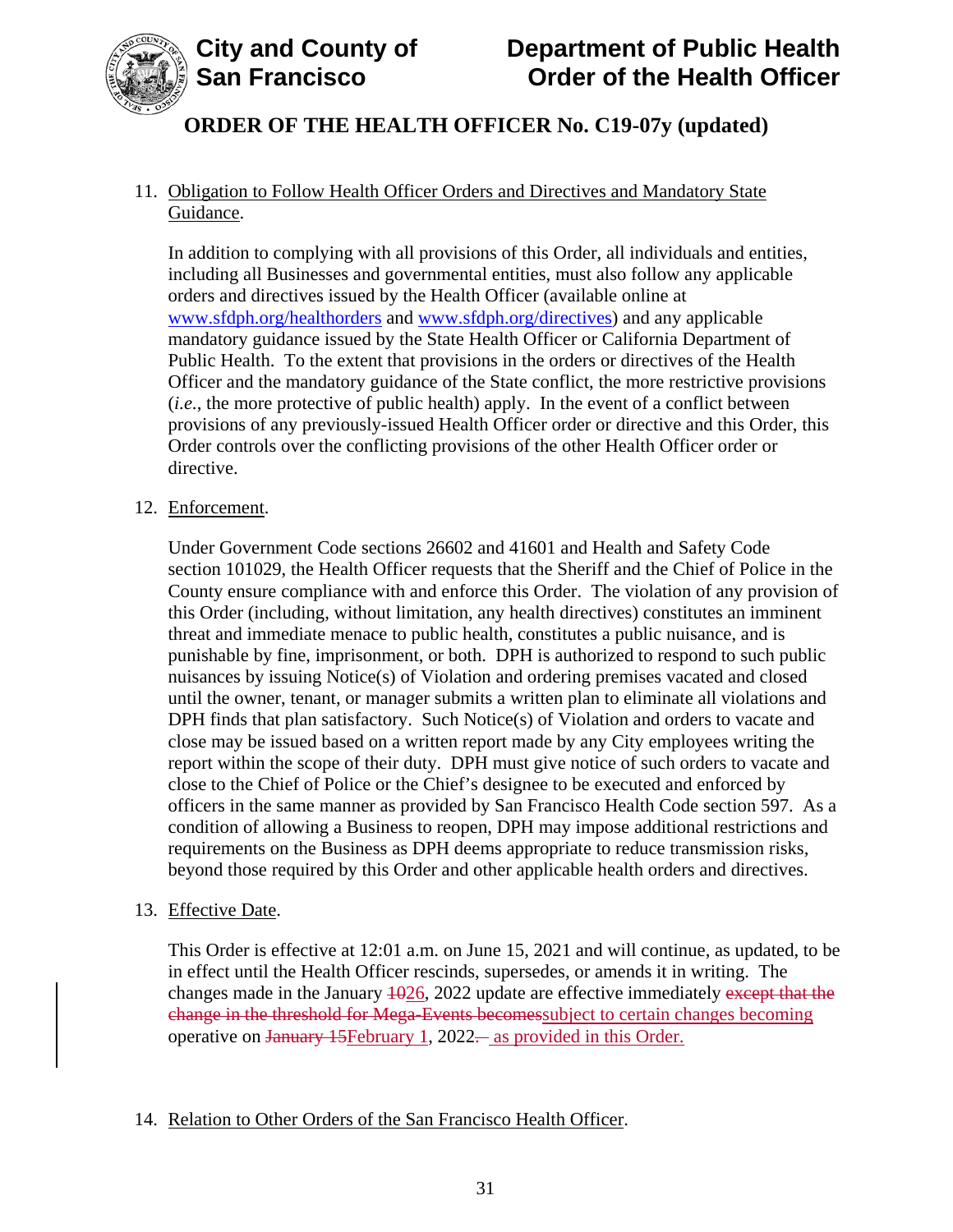11. Obligation to Follow Health Officer Orders and Directives and Mandatory State Guidance.

    In addition to complying with all provisions of this Order, all individuals and entities, including all Businesses and governmental entities, must also follow any applicable orders and directives issued by the Health Officer (available online at [www.sfdph.org/healthorders](http://www.sfdph.org/healthorders) and [www.sfdph.org/directives](http://www.sfdph.org/directives)) and any applicable mandatory guidance issued by the State Health Officer or California Department of Public Health. To the extent that provisions in the orders or directives of the Health Officer and the mandatory guidance of the State conflict, the more restrictive provisions (*i.e.*, the more protective of public health) apply. In the event of a conflict between provisions of any previously-issued Health Officer order or directive and this Order, this Order controls over the conflicting provisions of the other Health Officer order or directive.

12. Enforcement.

    Under Government Code sections 26602 and 41601 and Health and Safety Code section 101029, the Health Officer requests that the Sheriff and the Chief of Police in the County ensure compliance with and enforce this Order. The violation of any provision of this Order (including, without limitation, any health directives) constitutes an imminent threat and immediate menace to public health, constitutes a public nuisance, and is punishable by fine, imprisonment, or both. DPH is authorized to respond to such public nuisances by issuing Notice(s) of Violation and ordering premises vacated and closed until the owner, tenant, or manager submits a written plan to eliminate all violations and DPH finds that plan satisfactory. Such Notice(s) of Violation and orders to vacate and close may be issued based on a written report made by any City employees writing the report within the scope of their duty. DPH must give notice of such orders to vacate and close to the Chief of Police or the Chief's designee to be executed and enforced by officers in the same manner as provided by San Francisco Health Code section 597. As a condition of allowing a Business to reopen, DPH may impose additional restrictions and requirements on the Business as DPH deems appropriate to reduce transmission risks, beyond those required by this Order and other applicable health orders and directives.

13. Effective Date.

    This Order is effective at 12:01 a.m. on June 15, 2021 and will continue, as updated, to be in effect until the Health Officer rescinds, supersedes, or amends it in writing. The changes made in the January ~~10~~26, 2022 update are effective immediately ~~except that the change in the threshold for Mega-Events becomes~~subject to certain changes becoming operative on ~~January 15~~February 1, 2022~~.~~ as provided in this Order.

14. Relation to Other Orders of the San Francisco Health Officer.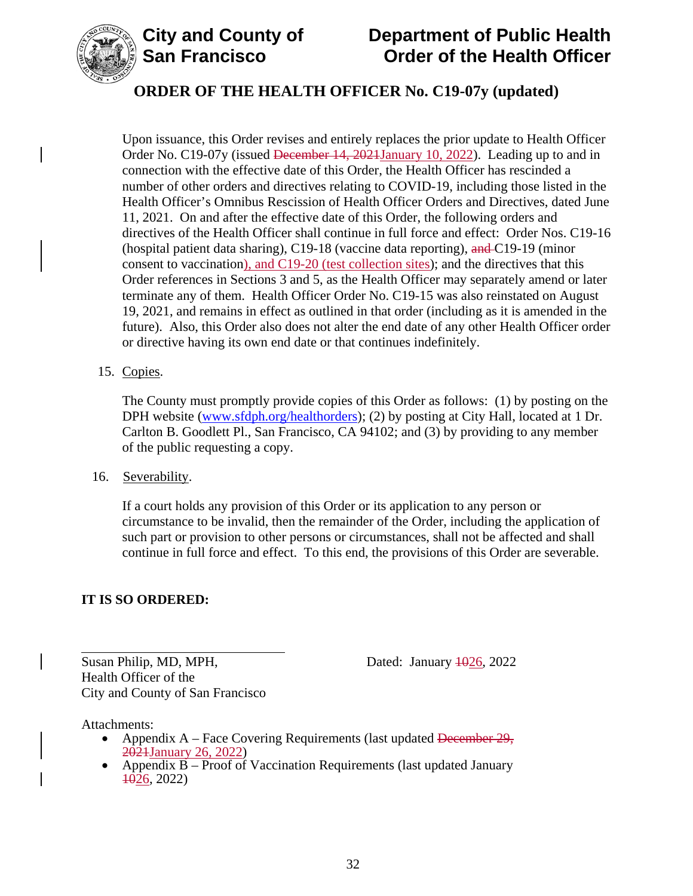Upon issuance, this Order revises and entirely replaces the prior update to Health Officer Order No. C19-07y (issued ~~December 14, 2021~~January 10, 2022). Leading up to and in connection with the effective date of this Order, the Health Officer has rescinded a number of other orders and directives relating to COVID-19, including those listed in the Health Officer's Omnibus Rescission of Health Officer Orders and Directives, dated June 11, 2021. On and after the effective date of this Order, the following orders and directives of the Health Officer shall continue in full force and effect: Order Nos. C19-16 (hospital patient data sharing), C19-18 (vaccine data reporting), ~~and~~ C19-19 (minor consent to vaccination), and C19-20 (test collection sites); and the directives that this Order references in Sections 3 and 5, as the Health Officer may separately amend or later terminate any of them. Health Officer Order No. C19-15 was also reinstated on August 19, 2021, and remains in effect as outlined in that order (including as it is amended in the future). Also, this Order also does not alter the end date of any other Health Officer order or directive having its own end date or that continues indefinitely.

15. Copies.

    The County must promptly provide copies of this Order as follows: (1) by posting on the DPH website (www.sfdph.org/healthorders); (2) by posting at City Hall, located at 1 Dr. Carlton B. Goodlett Pl., San Francisco, CA 94102; and (3) by providing to any member of the public requesting a copy.

16. Severability.

    If a court holds any provision of this Order or its application to any person or circumstance to be invalid, then the remainder of the Order, including the application of such part or provision to other persons or circumstances, shall not be affected and shall continue in full force and effect. To this end, the provisions of this Order are severable.

**IT IS SO ORDERED:**

\_\_\_\_\_\_\_\_\_\_\_\_\_\_\_\_\_\_\_\_\_\_\_\_\_\_\_\_\_\_

Susan Philip, MD, MPH,
Health Officer of the
City and County of San Francisco

Dated: January ~~10~~26, 2022

Attachments:

- Appendix A – Face Covering Requirements (last updated ~~December 29, 2021~~January 26, 2022)
- Appendix B – Proof of Vaccination Requirements (last updated January ~~10~~26, 2022)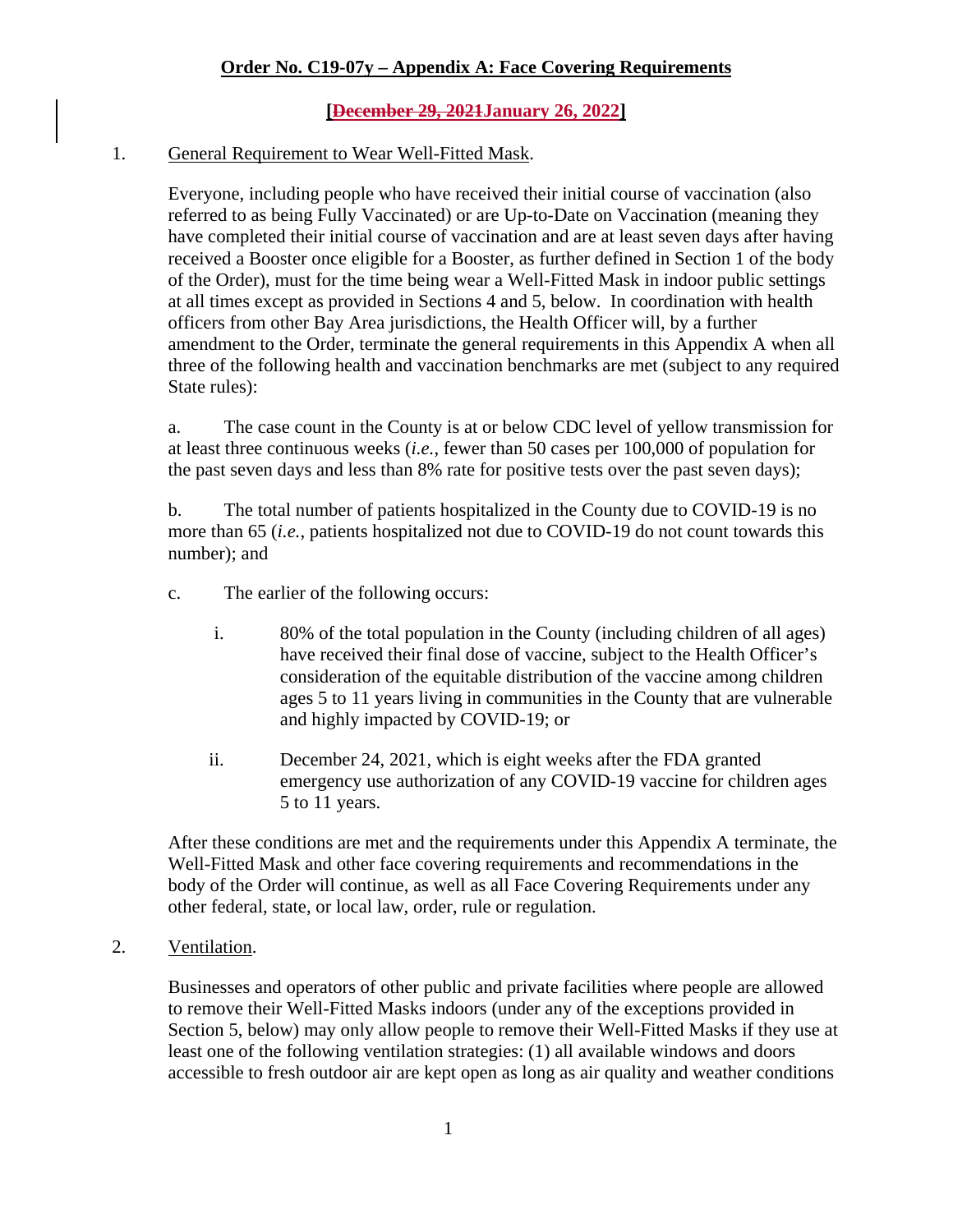**Order No. C19-07y – Appendix A: Face Covering Requirements**

**[~~December 29, 2021~~January 26, 2022]**

1. General Requirement to Wear Well-Fitted Mask.

   Everyone, including people who have received their initial course of vaccination (also referred to as being Fully Vaccinated) or are Up-to-Date on Vaccination (meaning they have completed their initial course of vaccination and are at least seven days after having received a Booster once eligible for a Booster, as further defined in Section 1 of the body of the Order), must for the time being wear a Well-Fitted Mask in indoor public settings at all times except as provided in Sections 4 and 5, below. In coordination with health officers from other Bay Area jurisdictions, the Health Officer will, by a further amendment to the Order, terminate the general requirements in this Appendix A when all three of the following health and vaccination benchmarks are met (subject to any required State rules):

   a. The case count in the County is at or below CDC level of yellow transmission for at least three continuous weeks (*i.e.*, fewer than 50 cases per 100,000 of population for the past seven days and less than 8% rate for positive tests over the past seven days);

   b. The total number of patients hospitalized in the County due to COVID-19 is no more than 65 (*i.e.*, patients hospitalized not due to COVID-19 do not count towards this number); and

   c. The earlier of the following occurs:

      i. 80% of the total population in the County (including children of all ages) have received their final dose of vaccine, subject to the Health Officer's consideration of the equitable distribution of the vaccine among children ages 5 to 11 years living in communities in the County that are vulnerable and highly impacted by COVID-19; or

      ii. December 24, 2021, which is eight weeks after the FDA granted emergency use authorization of any COVID-19 vaccine for children ages 5 to 11 years.

   After these conditions are met and the requirements under this Appendix A terminate, the Well-Fitted Mask and other face covering requirements and recommendations in the body of the Order will continue, as well as all Face Covering Requirements under any other federal, state, or local law, order, rule or regulation.

2. Ventilation.

   Businesses and operators of other public and private facilities where people are allowed to remove their Well-Fitted Masks indoors (under any of the exceptions provided in Section 5, below) may only allow people to remove their Well-Fitted Masks if they use at least one of the following ventilation strategies: (1) all available windows and doors accessible to fresh outdoor air are kept open as long as air quality and weather conditions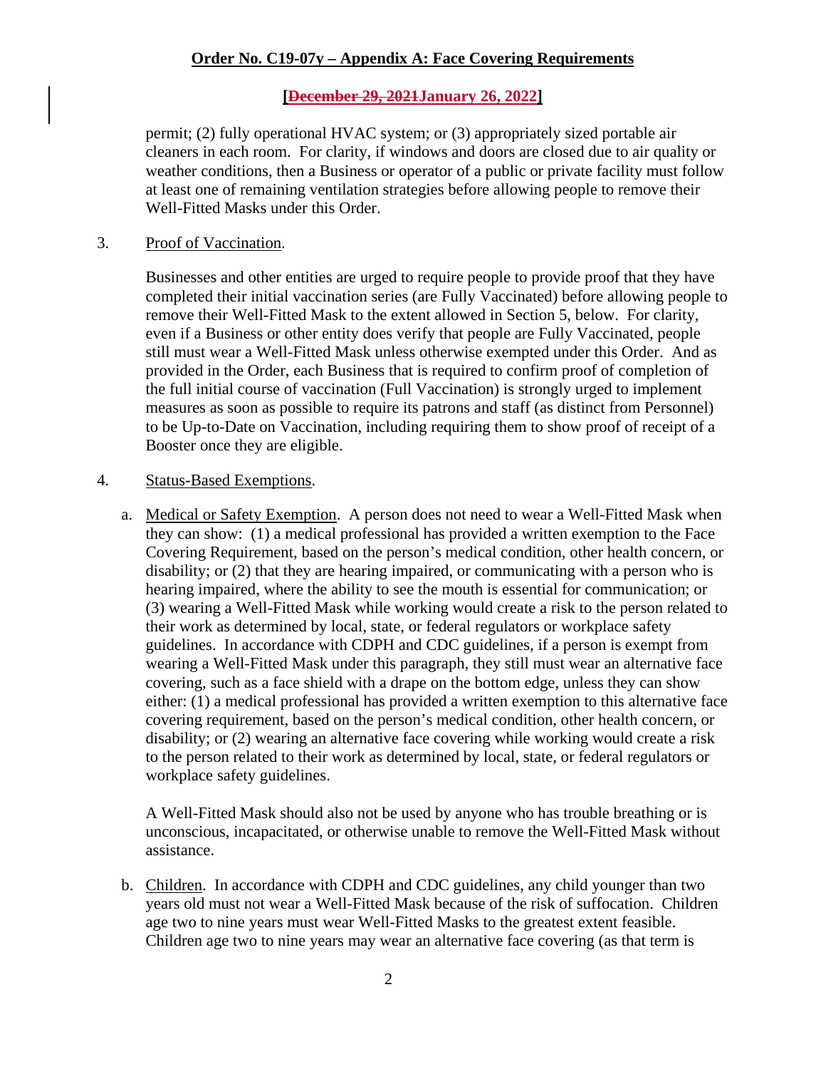permit; (2) fully operational HVAC system; or (3) appropriately sized portable air cleaners in each room. For clarity, if windows and doors are closed due to air quality or weather conditions, then a Business or operator of a public or private facility must follow at least one of remaining ventilation strategies before allowing people to remove their Well-Fitted Masks under this Order.

3. Proof of Vaccination.

   Businesses and other entities are urged to require people to provide proof that they have completed their initial vaccination series (are Fully Vaccinated) before allowing people to remove their Well-Fitted Mask to the extent allowed in Section 5, below. For clarity, even if a Business or other entity does verify that people are Fully Vaccinated, people still must wear a Well-Fitted Mask unless otherwise exempted under this Order. And as provided in the Order, each Business that is required to confirm proof of completion of the full initial course of vaccination (Full Vaccination) is strongly urged to implement measures as soon as possible to require its patrons and staff (as distinct from Personnel) to be Up-to-Date on Vaccination, including requiring them to show proof of receipt of a Booster once they are eligible.

4. Status-Based Exemptions.

   a. Medical or Safety Exemption. A person does not need to wear a Well-Fitted Mask when they can show: (1) a medical professional has provided a written exemption to the Face Covering Requirement, based on the person's medical condition, other health concern, or disability; or (2) that they are hearing impaired, or communicating with a person who is hearing impaired, where the ability to see the mouth is essential for communication; or (3) wearing a Well-Fitted Mask while working would create a risk to the person related to their work as determined by local, state, or federal regulators or workplace safety guidelines. In accordance with CDPH and CDC guidelines, if a person is exempt from wearing a Well-Fitted Mask under this paragraph, they still must wear an alternative face covering, such as a face shield with a drape on the bottom edge, unless they can show either: (1) a medical professional has provided a written exemption to this alternative face covering requirement, based on the person's medical condition, other health concern, or disability; or (2) wearing an alternative face covering while working would create a risk to the person related to their work as determined by local, state, or federal regulators or workplace safety guidelines.

      A Well-Fitted Mask should also not be used by anyone who has trouble breathing or is unconscious, incapacitated, or otherwise unable to remove the Well-Fitted Mask without assistance.

   b. Children. In accordance with CDPH and CDC guidelines, any child younger than two years old must not wear a Well-Fitted Mask because of the risk of suffocation. Children age two to nine years must wear Well-Fitted Masks to the greatest extent feasible. Children age two to nine years may wear an alternative face covering (as that term is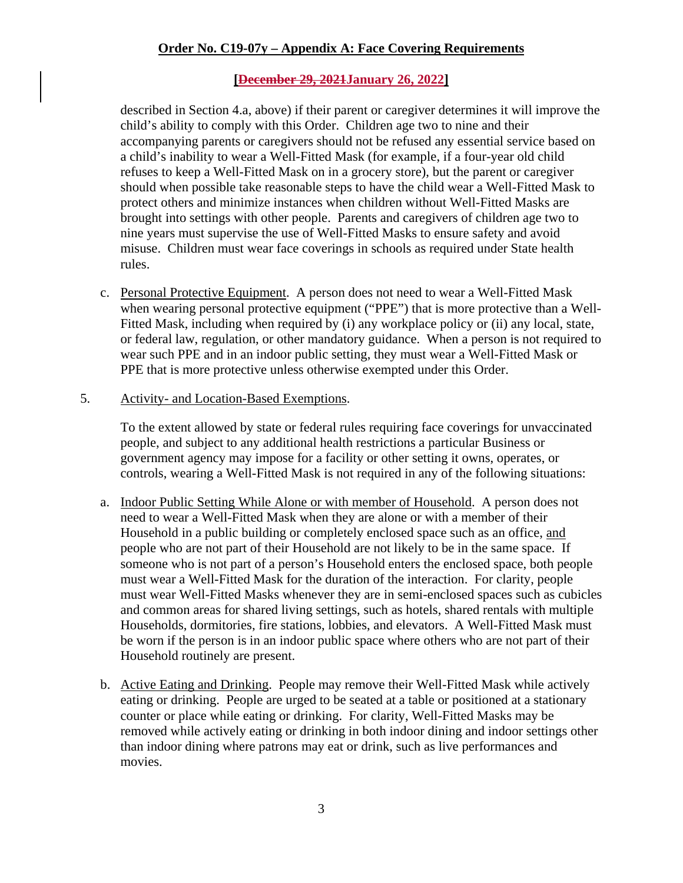described in Section 4.a, above) if their parent or caregiver determines it will improve the child's ability to comply with this Order. Children age two to nine and their accompanying parents or caregivers should not be refused any essential service based on a child's inability to wear a Well-Fitted Mask (for example, if a four-year old child refuses to keep a Well-Fitted Mask on in a grocery store), but the parent or caregiver should when possible take reasonable steps to have the child wear a Well-Fitted Mask to protect others and minimize instances when children without Well-Fitted Masks are brought into settings with other people. Parents and caregivers of children age two to nine years must supervise the use of Well-Fitted Masks to ensure safety and avoid misuse. Children must wear face coverings in schools as required under State health rules.

c. Personal Protective Equipment. A person does not need to wear a Well-Fitted Mask when wearing personal protective equipment ("PPE") that is more protective than a Well-Fitted Mask, including when required by (i) any workplace policy or (ii) any local, state, or federal law, regulation, or other mandatory guidance. When a person is not required to wear such PPE and in an indoor public setting, they must wear a Well-Fitted Mask or PPE that is more protective unless otherwise exempted under this Order.

5. Activity- and Location-Based Exemptions.

To the extent allowed by state or federal rules requiring face coverings for unvaccinated people, and subject to any additional health restrictions a particular Business or government agency may impose for a facility or other setting it owns, operates, or controls, wearing a Well-Fitted Mask is not required in any of the following situations:

a. Indoor Public Setting While Alone or with member of Household. A person does not need to wear a Well-Fitted Mask when they are alone or with a member of their Household in a public building or completely enclosed space such as an office, and people who are not part of their Household are not likely to be in the same space. If someone who is not part of a person's Household enters the enclosed space, both people must wear a Well-Fitted Mask for the duration of the interaction. For clarity, people must wear Well-Fitted Masks whenever they are in semi-enclosed spaces such as cubicles and common areas for shared living settings, such as hotels, shared rentals with multiple Households, dormitories, fire stations, lobbies, and elevators. A Well-Fitted Mask must be worn if the person is in an indoor public space where others who are not part of their Household routinely are present.

b. Active Eating and Drinking. People may remove their Well-Fitted Mask while actively eating or drinking. People are urged to be seated at a table or positioned at a stationary counter or place while eating or drinking. For clarity, Well-Fitted Masks may be removed while actively eating or drinking in both indoor dining and indoor settings other than indoor dining where patrons may eat or drink, such as live performances and movies.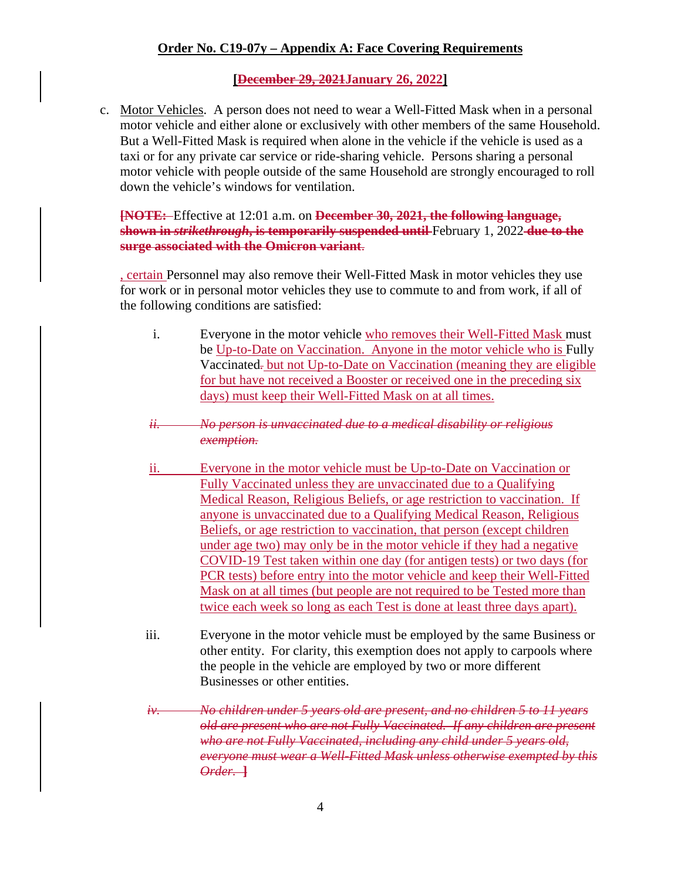**Order No. C19-07y – Appendix A: Face Covering Requirements**

**[~~December 29, 2021~~January 26, 2022]**

c. Motor Vehicles. A person does not need to wear a Well-Fitted Mask when in a personal motor vehicle and either alone or exclusively with other members of the same Household. But a Well-Fitted Mask is required when alone in the vehicle if the vehicle is used as a taxi or for any private car service or ride-sharing vehicle. Persons sharing a personal motor vehicle with people outside of the same Household are strongly encouraged to roll down the vehicle's windows for ventilation.

**~~[NOTE:~~** Effective at 12:01 a.m. on **~~December 30, 2021, the following language, shown in *strikethrough*, is temporarily suspended until~~** February 1, 2022 **~~due to the surge associated with the Omicron variant~~**.

, certain Personnel may also remove their Well-Fitted Mask in motor vehicles they use for work or in personal motor vehicles they use to commute to and from work, if all of the following conditions are satisfied:

i. Everyone in the motor vehicle who removes their Well-Fitted Mask must be Up-to-Date on Vaccination. Anyone in the motor vehicle who is Fully Vaccinated~~.~~ but not Up-to-Date on Vaccination (meaning they are eligible for but have not received a Booster or received one in the preceding six days) must keep their Well-Fitted Mask on at all times.

~~*ii. No person is unvaccinated due to a medical disability or religious exemption.*~~

ii. Everyone in the motor vehicle must be Up-to-Date on Vaccination or Fully Vaccinated unless they are unvaccinated due to a Qualifying Medical Reason, Religious Beliefs, or age restriction to vaccination. If anyone is unvaccinated due to a Qualifying Medical Reason, Religious Beliefs, or age restriction to vaccination, that person (except children under age two) may only be in the motor vehicle if they had a negative COVID-19 Test taken within one day (for antigen tests) or two days (for PCR tests) before entry into the motor vehicle and keep their Well-Fitted Mask on at all times (but people are not required to be Tested more than twice each week so long as each Test is done at least three days apart).

iii. Everyone in the motor vehicle must be employed by the same Business or other entity. For clarity, this exemption does not apply to carpools where the people in the vehicle are employed by two or more different Businesses or other entities.

~~*iv. No children under 5 years old are present, and no children 5 to 11 years old are present who are not Fully Vaccinated. If any children are present who are not Fully Vaccinated, including any child under 5 years old, everyone must wear a Well-Fitted Mask unless otherwise exempted by this Order.* **]**~~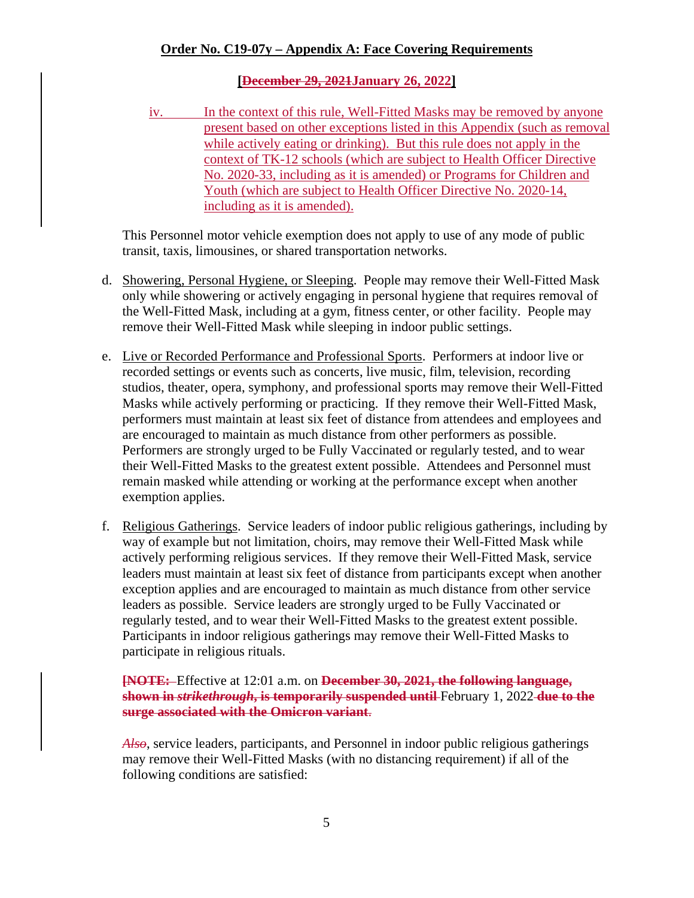## Order No. C19-07y – Appendix A: Face Covering Requirements

**[~~December 29, 2021~~January 26, 2022]**

iv. In the context of this rule, Well-Fitted Masks may be removed by anyone present based on other exceptions listed in this Appendix (such as removal while actively eating or drinking). But this rule does not apply in the context of TK-12 schools (which are subject to Health Officer Directive No. 2020-33, including as it is amended) or Programs for Children and Youth (which are subject to Health Officer Directive No. 2020-14, including as it is amended).

This Personnel motor vehicle exemption does not apply to use of any mode of public transit, taxis, limousines, or shared transportation networks.

d. Showering, Personal Hygiene, or Sleeping. People may remove their Well-Fitted Mask only while showering or actively engaging in personal hygiene that requires removal of the Well-Fitted Mask, including at a gym, fitness center, or other facility. People may remove their Well-Fitted Mask while sleeping in indoor public settings.

e. Live or Recorded Performance and Professional Sports. Performers at indoor live or recorded settings or events such as concerts, live music, film, television, recording studios, theater, opera, symphony, and professional sports may remove their Well-Fitted Masks while actively performing or practicing. If they remove their Well-Fitted Mask, performers must maintain at least six feet of distance from attendees and employees and are encouraged to maintain as much distance from other performers as possible. Performers are strongly urged to be Fully Vaccinated or regularly tested, and to wear their Well-Fitted Masks to the greatest extent possible. Attendees and Personnel must remain masked while attending or working at the performance except when another exemption applies.

f. Religious Gatherings. Service leaders of indoor public religious gatherings, including by way of example but not limitation, choirs, may remove their Well-Fitted Mask while actively performing religious services. If they remove their Well-Fitted Mask, service leaders must maintain at least six feet of distance from participants except when another exception applies and are encouraged to maintain as much distance from other service leaders as possible. Service leaders are strongly urged to be Fully Vaccinated or regularly tested, and to wear their Well-Fitted Masks to the greatest extent possible. Participants in indoor religious gatherings may remove their Well-Fitted Masks to participate in religious rituals.

~~**[NOTE:**~~ Effective at 12:01 a.m. on ~~**December 30, 2021, the following language, shown in *strikethrough*, is temporarily suspended until**~~ February 1, 2022 ~~**due to the surge associated with the Omicron variant**~~.

~~*Also*~~, service leaders, participants, and Personnel in indoor public religious gatherings may remove their Well-Fitted Masks (with no distancing requirement) if all of the following conditions are satisfied: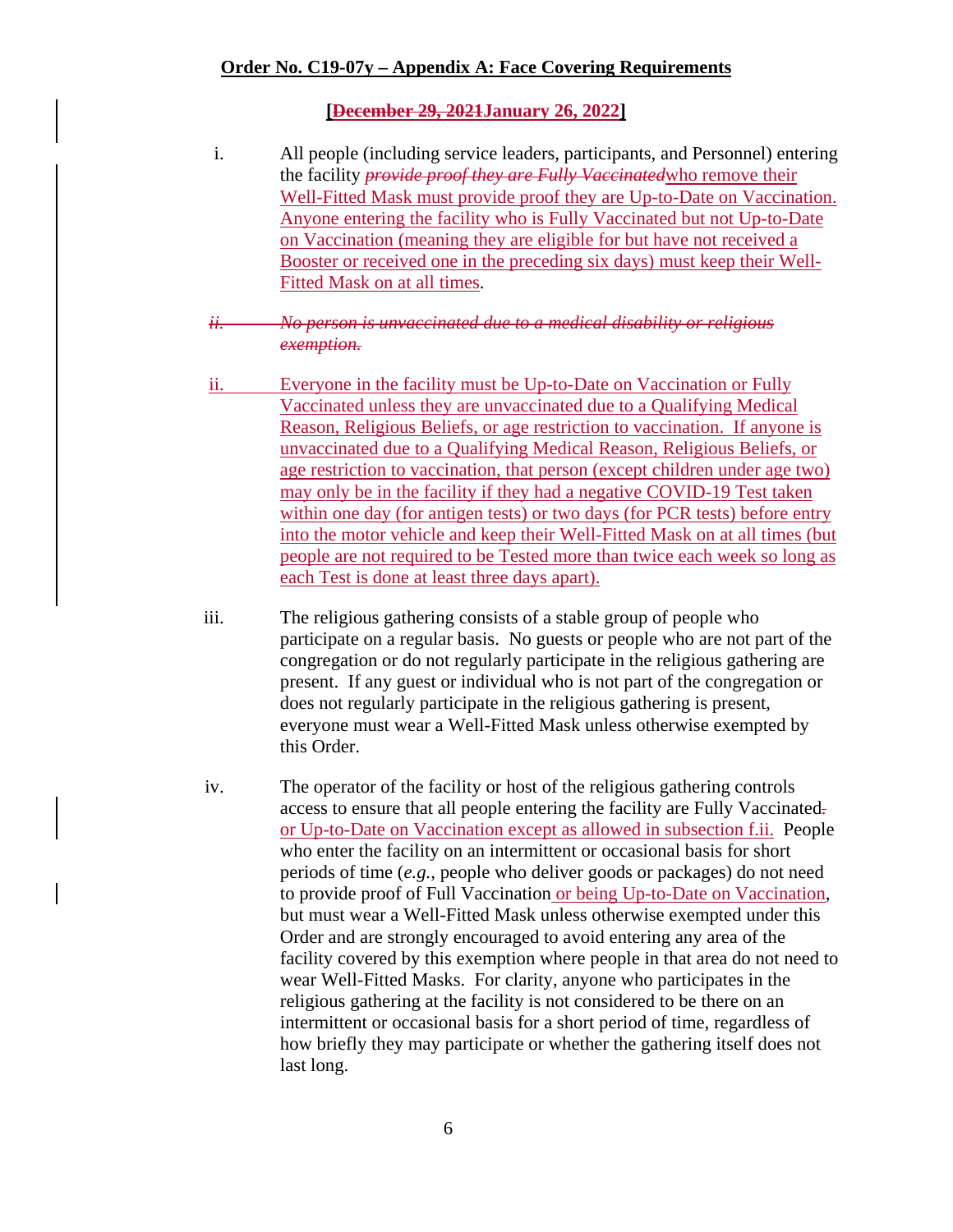**Order No. C19-07y – Appendix A: Face Covering Requirements**

**[~~December 29, 2021~~January 26, 2022]**

i. All people (including service leaders, participants, and Personnel) entering the facility ~~*provide proof they are Fully Vaccinated*~~who remove their Well-Fitted Mask must provide proof they are Up-to-Date on Vaccination. Anyone entering the facility who is Fully Vaccinated but not Up-to-Date on Vaccination (meaning they are eligible for but have not received a Booster or received one in the preceding six days) must keep their Well-Fitted Mask on at all times.

~~*ii. No person is unvaccinated due to a medical disability or religious exemption.*~~

ii. Everyone in the facility must be Up-to-Date on Vaccination or Fully Vaccinated unless they are unvaccinated due to a Qualifying Medical Reason, Religious Beliefs, or age restriction to vaccination. If anyone is unvaccinated due to a Qualifying Medical Reason, Religious Beliefs, or age restriction to vaccination, that person (except children under age two) may only be in the facility if they had a negative COVID-19 Test taken within one day (for antigen tests) or two days (for PCR tests) before entry into the motor vehicle and keep their Well-Fitted Mask on at all times (but people are not required to be Tested more than twice each week so long as each Test is done at least three days apart).

iii. The religious gathering consists of a stable group of people who participate on a regular basis. No guests or people who are not part of the congregation or do not regularly participate in the religious gathering are present. If any guest or individual who is not part of the congregation or does not regularly participate in the religious gathering is present, everyone must wear a Well-Fitted Mask unless otherwise exempted by this Order.

iv. The operator of the facility or host of the religious gathering controls access to ensure that all people entering the facility are Fully Vaccinated~~.~~ or Up-to-Date on Vaccination except as allowed in subsection f.ii. People who enter the facility on an intermittent or occasional basis for short periods of time (*e.g.*, people who deliver goods or packages) do not need to provide proof of Full Vaccination or being Up-to-Date on Vaccination, but must wear a Well-Fitted Mask unless otherwise exempted under this Order and are strongly encouraged to avoid entering any area of the facility covered by this exemption where people in that area do not need to wear Well-Fitted Masks. For clarity, anyone who participates in the religious gathering at the facility is not considered to be there on an intermittent or occasional basis for a short period of time, regardless of how briefly they may participate or whether the gathering itself does not last long.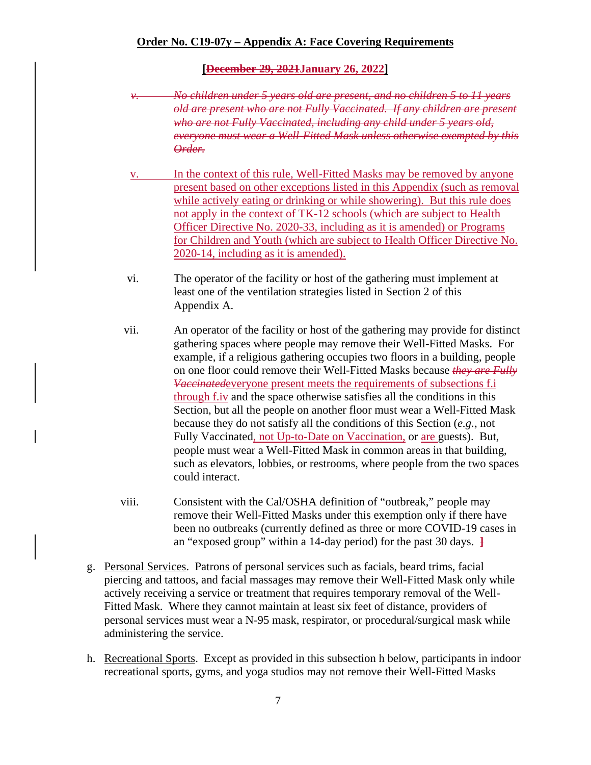**[~~December 29, 2021~~January 26, 2022]**

~~*v. No children under 5 years old are present, and no children 5 to 11 years old are present who are not Fully Vaccinated. If any children are present who are not Fully Vaccinated, including any child under 5 years old, everyone must wear a Well-Fitted Mask unless otherwise exempted by this Order.*~~

v. In the context of this rule, Well-Fitted Masks may be removed by anyone present based on other exceptions listed in this Appendix (such as removal while actively eating or drinking or while showering). But this rule does not apply in the context of TK-12 schools (which are subject to Health Officer Directive No. 2020-33, including as it is amended) or Programs for Children and Youth (which are subject to Health Officer Directive No. 2020-14, including as it is amended).

vi. The operator of the facility or host of the gathering must implement at least one of the ventilation strategies listed in Section 2 of this Appendix A.

vii. An operator of the facility or host of the gathering may provide for distinct gathering spaces where people may remove their Well-Fitted Masks. For example, if a religious gathering occupies two floors in a building, people on one floor could remove their Well-Fitted Masks because ~~*they are Fully Vaccinated*~~everyone present meets the requirements of subsections f.i through f.iv and the space otherwise satisfies all the conditions in this Section, but all the people on another floor must wear a Well-Fitted Mask because they do not satisfy all the conditions of this Section (*e.g.*, not Fully Vaccinated, not Up-to-Date on Vaccination, or are guests). But, people must wear a Well-Fitted Mask in common areas in that building, such as elevators, lobbies, or restrooms, where people from the two spaces could interact.

viii. Consistent with the Cal/OSHA definition of "outbreak," people may remove their Well-Fitted Masks under this exemption only if there have been no outbreaks (currently defined as three or more COVID-19 cases in an "exposed group" within a 14-day period) for the past 30 days. ~~]~~

g. Personal Services. Patrons of personal services such as facials, beard trims, facial piercing and tattoos, and facial massages may remove their Well-Fitted Mask only while actively receiving a service or treatment that requires temporary removal of the Well-Fitted Mask. Where they cannot maintain at least six feet of distance, providers of personal services must wear a N-95 mask, respirator, or procedural/surgical mask while administering the service.

h. Recreational Sports. Except as provided in this subsection h below, participants in indoor recreational sports, gyms, and yoga studios may not remove their Well-Fitted Masks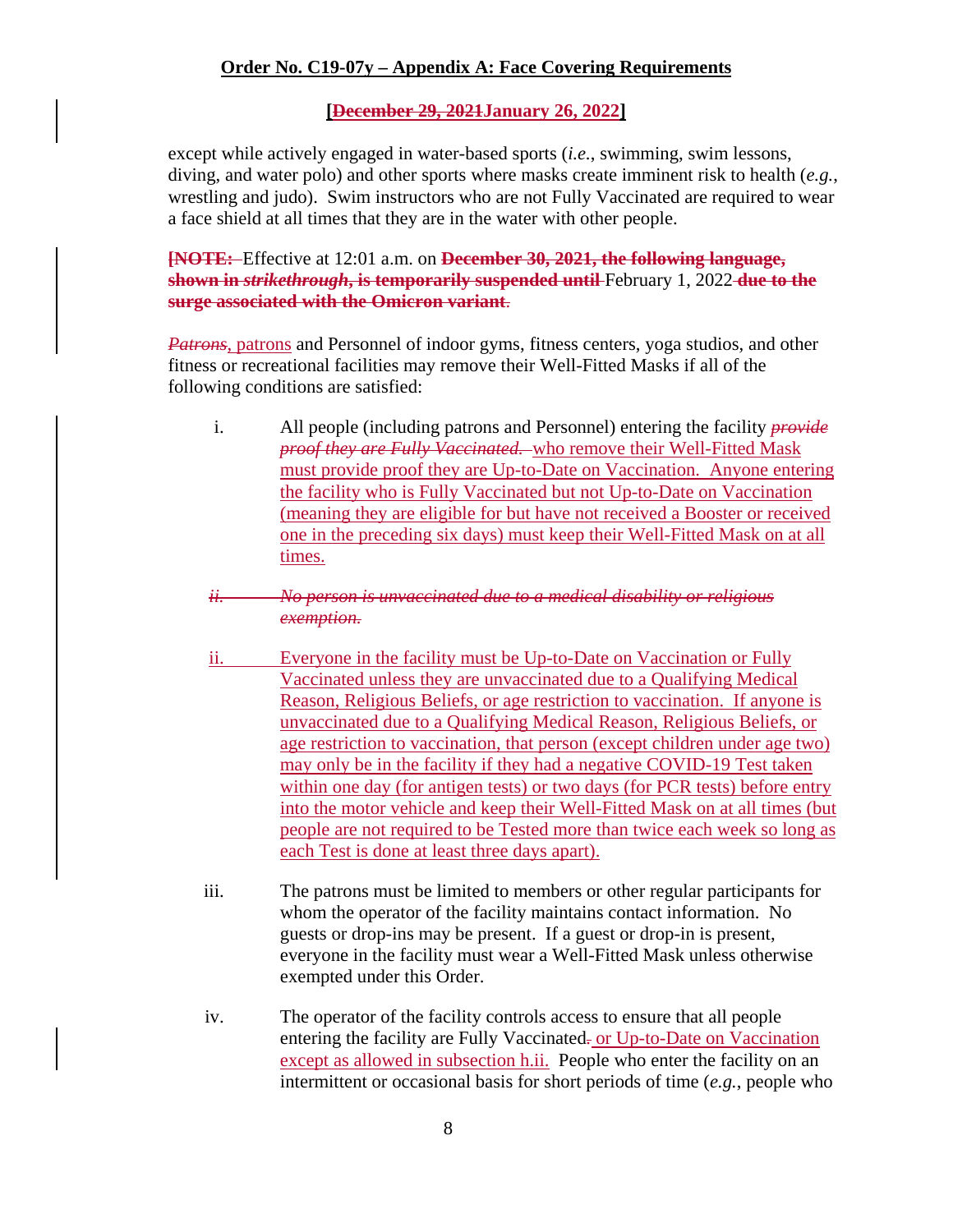## Order No. C19-07y – Appendix A: Face Covering Requirements

**[~~December 29, 2021~~January 26, 2022]**

except while actively engaged in water-based sports (*i.e.*, swimming, swim lessons, diving, and water polo) and other sports where masks create imminent risk to health (*e.g.*, wrestling and judo). Swim instructors who are not Fully Vaccinated are required to wear a face shield at all times that they are in the water with other people.

**~~[NOTE:~~** Effective at 12:01 a.m. on **~~December 30, 2021, the following language, shown in *strikethrough*, is temporarily suspended until~~** February 1, 2022 **~~due to the surge associated with the Omicron variant~~**.

~~*Patrons*~~, patrons and Personnel of indoor gyms, fitness centers, yoga studios, and other fitness or recreational facilities may remove their Well-Fitted Masks if all of the following conditions are satisfied:

i. All people (including patrons and Personnel) entering the facility ~~*provide proof they are Fully Vaccinated.*~~ who remove their Well-Fitted Mask must provide proof they are Up-to-Date on Vaccination. Anyone entering the facility who is Fully Vaccinated but not Up-to-Date on Vaccination (meaning they are eligible for but have not received a Booster or received one in the preceding six days) must keep their Well-Fitted Mask on at all times.

~~*ii. No person is unvaccinated due to a medical disability or religious exemption.*~~

ii. Everyone in the facility must be Up-to-Date on Vaccination or Fully Vaccinated unless they are unvaccinated due to a Qualifying Medical Reason, Religious Beliefs, or age restriction to vaccination. If anyone is unvaccinated due to a Qualifying Medical Reason, Religious Beliefs, or age restriction to vaccination, that person (except children under age two) may only be in the facility if they had a negative COVID-19 Test taken within one day (for antigen tests) or two days (for PCR tests) before entry into the motor vehicle and keep their Well-Fitted Mask on at all times (but people are not required to be Tested more than twice each week so long as each Test is done at least three days apart).

iii. The patrons must be limited to members or other regular participants for whom the operator of the facility maintains contact information. No guests or drop-ins may be present. If a guest or drop-in is present, everyone in the facility must wear a Well-Fitted Mask unless otherwise exempted under this Order.

iv. The operator of the facility controls access to ensure that all people entering the facility are Fully Vaccinated~~.~~ or Up-to-Date on Vaccination except as allowed in subsection h.ii. People who enter the facility on an intermittent or occasional basis for short periods of time (*e.g.*, people who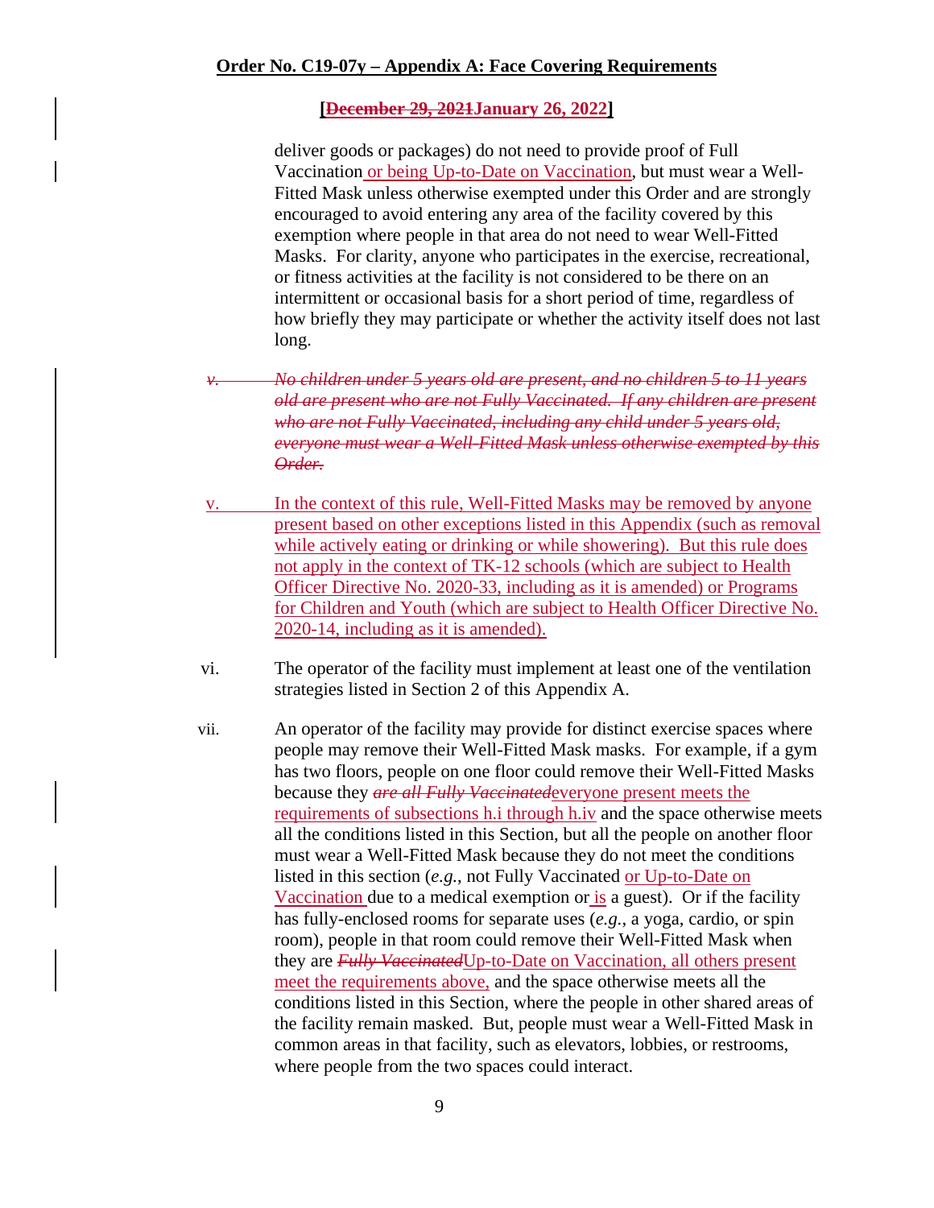deliver goods or packages) do not need to provide proof of Full Vaccination or being Up-to-Date on Vaccination, but must wear a Well-Fitted Mask unless otherwise exempted under this Order and are strongly encouraged to avoid entering any area of the facility covered by this exemption where people in that area do not need to wear Well-Fitted Masks. For clarity, anyone who participates in the exercise, recreational, or fitness activities at the facility is not considered to be there on an intermittent or occasional basis for a short period of time, regardless of how briefly they may participate or whether the activity itself does not last long.

v. ~~*No children under 5 years old are present, and no children 5 to 11 years old are present who are not Fully Vaccinated. If any children are present who are not Fully Vaccinated, including any child under 5 years old, everyone must wear a Well-Fitted Mask unless otherwise exempted by this Order.*~~

v. In the context of this rule, Well-Fitted Masks may be removed by anyone present based on other exceptions listed in this Appendix (such as removal while actively eating or drinking or while showering). But this rule does not apply in the context of TK-12 schools (which are subject to Health Officer Directive No. 2020-33, including as it is amended) or Programs for Children and Youth (which are subject to Health Officer Directive No. 2020-14, including as it is amended).

vi. The operator of the facility must implement at least one of the ventilation strategies listed in Section 2 of this Appendix A.

vii. An operator of the facility may provide for distinct exercise spaces where people may remove their Well-Fitted Mask masks. For example, if a gym has two floors, people on one floor could remove their Well-Fitted Masks because they ~~*are all Fully Vaccinated*~~everyone present meets the requirements of subsections h.i through h.iv and the space otherwise meets all the conditions listed in this Section, but all the people on another floor must wear a Well-Fitted Mask because they do not meet the conditions listed in this section (*e.g.*, not Fully Vaccinated or Up-to-Date on Vaccination due to a medical exemption or is a guest). Or if the facility has fully-enclosed rooms for separate uses (*e.g.*, a yoga, cardio, or spin room), people in that room could remove their Well-Fitted Mask when they are ~~*Fully Vaccinated*~~Up-to-Date on Vaccination, all others present meet the requirements above, and the space otherwise meets all the conditions listed in this Section, where the people in other shared areas of the facility remain masked. But, people must wear a Well-Fitted Mask in common areas in that facility, such as elevators, lobbies, or restrooms, where people from the two spaces could interact.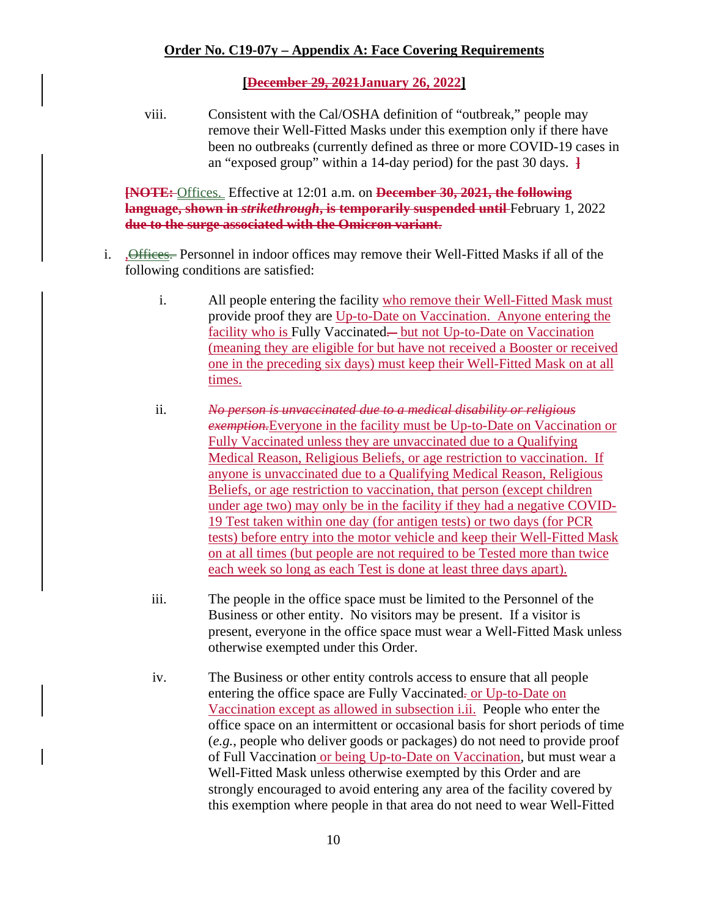**Order No. C19-07y – Appendix A: Face Covering Requirements**

**[~~December 29, 2021~~January 26, 2022]**

viii. Consistent with the Cal/OSHA definition of "outbreak," people may remove their Well-Fitted Masks under this exemption only if there have been no outbreaks (currently defined as three or more COVID-19 cases in an "exposed group" within a 14-day period) for the past 30 days. ~~]~~

~~**[NOTE:**~~ Offices. Effective at 12:01 a.m. on ~~**December 30, 2021, the following language, shown in *strikethrough*, is temporarily suspended until**~~ February 1, 2022 ~~**due to the surge associated with the Omicron variant**~~.

i. ,~~Offices.~~ Personnel in indoor offices may remove their Well-Fitted Masks if all of the following conditions are satisfied:

   i. All people entering the facility who remove their Well-Fitted Mask must provide proof they are Up-to-Date on Vaccination. Anyone entering the facility who is Fully Vaccinated~~.~~ but not Up-to-Date on Vaccination (meaning they are eligible for but have not received a Booster or received one in the preceding six days) must keep their Well-Fitted Mask on at all times.

   ii. ~~*No person is unvaccinated due to a medical disability or religious exemption.*~~Everyone in the facility must be Up-to-Date on Vaccination or Fully Vaccinated unless they are unvaccinated due to a Qualifying Medical Reason, Religious Beliefs, or age restriction to vaccination. If anyone is unvaccinated due to a Qualifying Medical Reason, Religious Beliefs, or age restriction to vaccination, that person (except children under age two) may only be in the facility if they had a negative COVID-19 Test taken within one day (for antigen tests) or two days (for PCR tests) before entry into the motor vehicle and keep their Well-Fitted Mask on at all times (but people are not required to be Tested more than twice each week so long as each Test is done at least three days apart).

   iii. The people in the office space must be limited to the Personnel of the Business or other entity. No visitors may be present. If a visitor is present, everyone in the office space must wear a Well-Fitted Mask unless otherwise exempted under this Order.

   iv. The Business or other entity controls access to ensure that all people entering the office space are Fully Vaccinated~~.~~ or Up-to-Date on Vaccination except as allowed in subsection i.ii. People who enter the office space on an intermittent or occasional basis for short periods of time (*e.g.*, people who deliver goods or packages) do not need to provide proof of Full Vaccination or being Up-to-Date on Vaccination, but must wear a Well-Fitted Mask unless otherwise exempted by this Order and are strongly encouraged to avoid entering any area of the facility covered by this exemption where people in that area do not need to wear Well-Fitted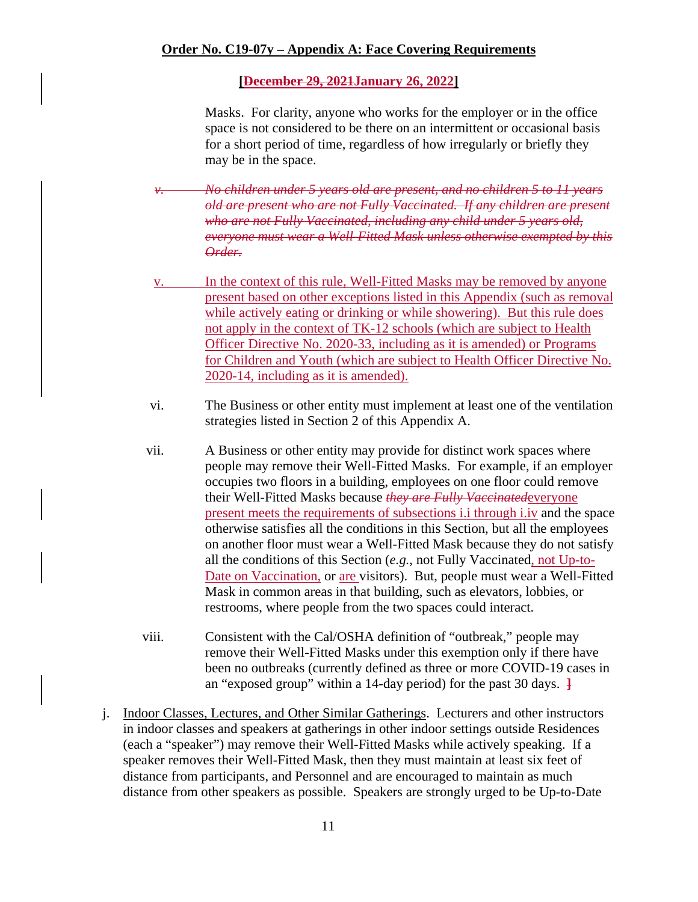Masks. For clarity, anyone who works for the employer or in the office space is not considered to be there on an intermittent or occasional basis for a short period of time, regardless of how irregularly or briefly they may be in the space.

~~v. No children under 5 years old are present, and no children 5 to 11 years old are present who are not Fully Vaccinated. If any children are present who are not Fully Vaccinated, including any child under 5 years old, everyone must wear a Well-Fitted Mask unless otherwise exempted by this Order.~~

v. In the context of this rule, Well-Fitted Masks may be removed by anyone present based on other exceptions listed in this Appendix (such as removal while actively eating or drinking or while showering). But this rule does not apply in the context of TK-12 schools (which are subject to Health Officer Directive No. 2020-33, including as it is amended) or Programs for Children and Youth (which are subject to Health Officer Directive No. 2020-14, including as it is amended).

vi. The Business or other entity must implement at least one of the ventilation strategies listed in Section 2 of this Appendix A.

vii. A Business or other entity may provide for distinct work spaces where people may remove their Well-Fitted Masks. For example, if an employer occupies two floors in a building, employees on one floor could remove their Well-Fitted Masks because ~~*they are Fully Vaccinated*~~everyone present meets the requirements of subsections i.i through i.iv and the space otherwise satisfies all the conditions in this Section, but all the employees on another floor must wear a Well-Fitted Mask because they do not satisfy all the conditions of this Section (*e.g.*, not Fully Vaccinated, not Up-to-Date on Vaccination, or are visitors). But, people must wear a Well-Fitted Mask in common areas in that building, such as elevators, lobbies, or restrooms, where people from the two spaces could interact.

viii. Consistent with the Cal/OSHA definition of "outbreak," people may remove their Well-Fitted Masks under this exemption only if there have been no outbreaks (currently defined as three or more COVID-19 cases in an "exposed group" within a 14-day period) for the past 30 days. ~~]~~

j. Indoor Classes, Lectures, and Other Similar Gatherings. Lecturers and other instructors in indoor classes and speakers at gatherings in other indoor settings outside Residences (each a "speaker") may remove their Well-Fitted Masks while actively speaking. If a speaker removes their Well-Fitted Mask, then they must maintain at least six feet of distance from participants, and Personnel and are encouraged to maintain as much distance from other speakers as possible. Speakers are strongly urged to be Up-to-Date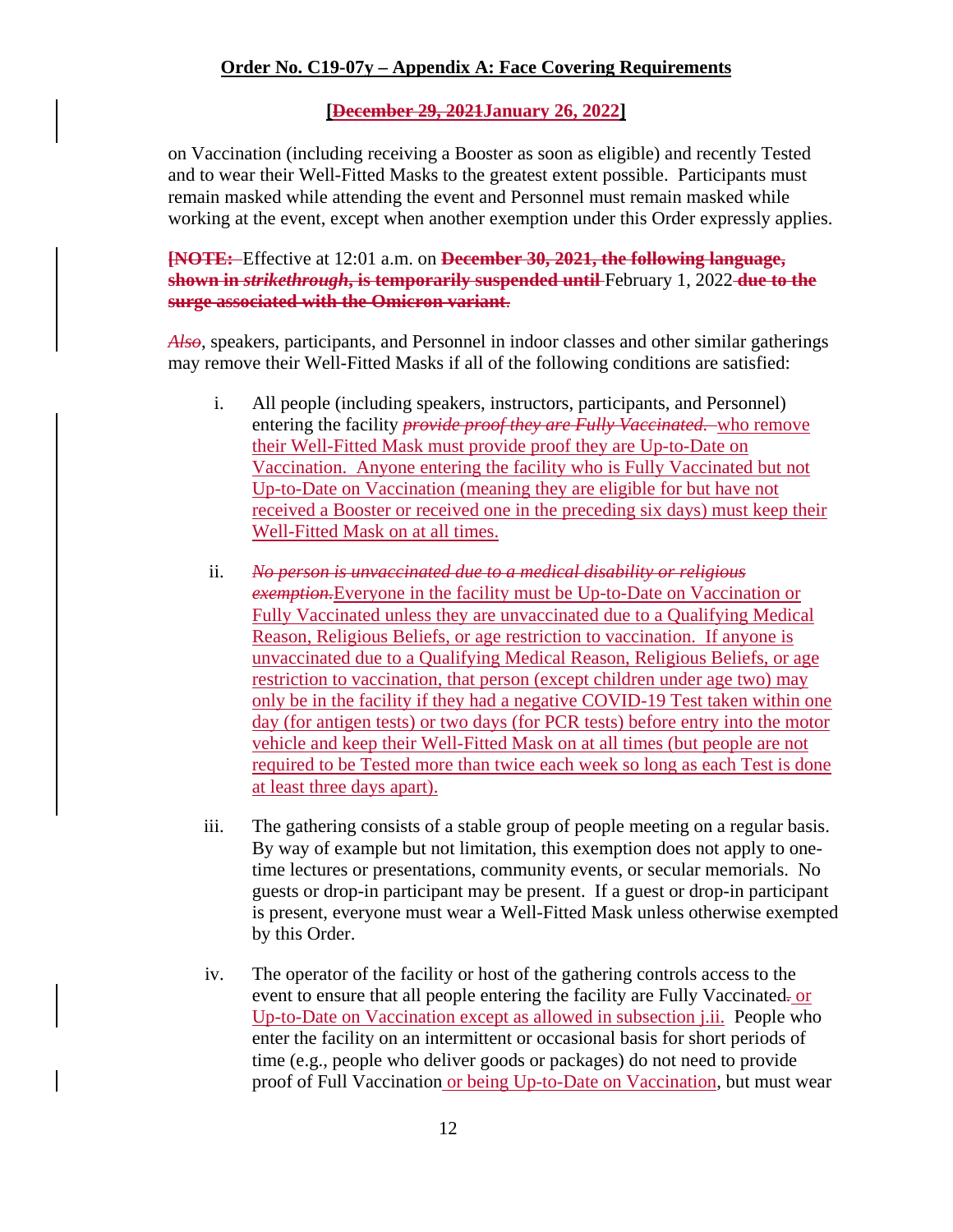on Vaccination (including receiving a Booster as soon as eligible) and recently Tested and to wear their Well-Fitted Masks to the greatest extent possible. Participants must remain masked while attending the event and Personnel must remain masked while working at the event, except when another exemption under this Order expressly applies.

~~**[NOTE:**~~ Effective at 12:01 a.m. on ~~**December 30, 2021, the following language, shown in *strikethrough*, is temporarily suspended until**~~ February 1, 2022 ~~**due to the surge associated with the Omicron variant**~~.

~~*Also*~~, speakers, participants, and Personnel in indoor classes and other similar gatherings may remove their Well-Fitted Masks if all of the following conditions are satisfied:

i. All people (including speakers, instructors, participants, and Personnel) entering the facility ~~*provide proof they are Fully Vaccinated.*~~ <u>who remove their Well-Fitted Mask must provide proof they are Up-to-Date on Vaccination. Anyone entering the facility who is Fully Vaccinated but not Up-to-Date on Vaccination (meaning they are eligible for but have not received a Booster or received one in the preceding six days) must keep their Well-Fitted Mask on at all times.</u>

ii. ~~*No person is unvaccinated due to a medical disability or religious exemption.*~~<u>Everyone in the facility must be Up-to-Date on Vaccination or Fully Vaccinated unless they are unvaccinated due to a Qualifying Medical Reason, Religious Beliefs, or age restriction to vaccination. If anyone is unvaccinated due to a Qualifying Medical Reason, Religious Beliefs, or age restriction to vaccination, that person (except children under age two) may only be in the facility if they had a negative COVID-19 Test taken within one day (for antigen tests) or two days (for PCR tests) before entry into the motor vehicle and keep their Well-Fitted Mask on at all times (but people are not required to be Tested more than twice each week so long as each Test is done at least three days apart).</u>

iii. The gathering consists of a stable group of people meeting on a regular basis. By way of example but not limitation, this exemption does not apply to one-time lectures or presentations, community events, or secular memorials. No guests or drop-in participant may be present. If a guest or drop-in participant is present, everyone must wear a Well-Fitted Mask unless otherwise exempted by this Order.

iv. The operator of the facility or host of the gathering controls access to the event to ensure that all people entering the facility are Fully Vaccinated~~.~~ <u>or Up-to-Date on Vaccination except as allowed in subsection j.ii.</u> People who enter the facility on an intermittent or occasional basis for short periods of time (e.g., people who deliver goods or packages) do not need to provide proof of Full Vaccination <u>or being Up-to-Date on Vaccination</u>, but must wear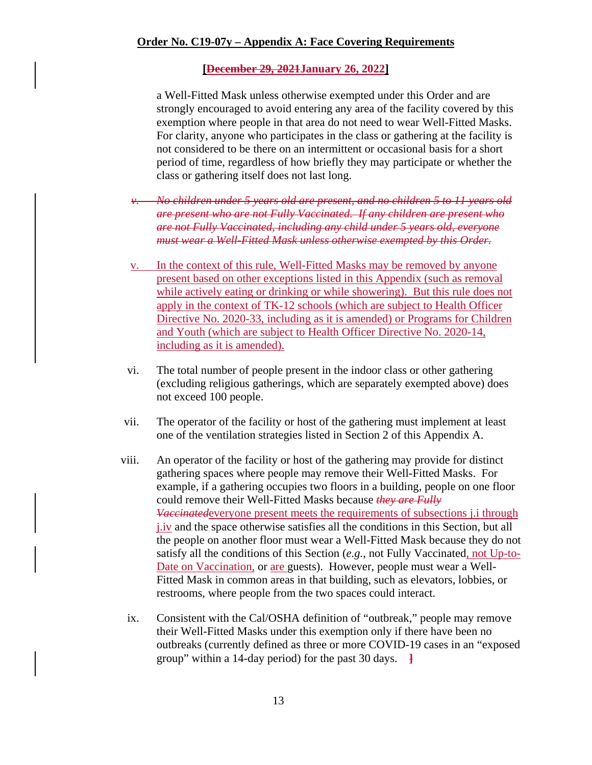a Well-Fitted Mask unless otherwise exempted under this Order and are strongly encouraged to avoid entering any area of the facility covered by this exemption where people in that area do not need to wear Well-Fitted Masks. For clarity, anyone who participates in the class or gathering at the facility is not considered to be there on an intermittent or occasional basis for a short period of time, regardless of how briefly they may participate or whether the class or gathering itself does not last long.

~~v. No children under 5 years old are present, and no children 5 to 11 years old are present who are not Fully Vaccinated. If any children are present who are not Fully Vaccinated, including any child under 5 years old, everyone must wear a Well-Fitted Mask unless otherwise exempted by this Order.~~

v. In the context of this rule, Well-Fitted Masks may be removed by anyone present based on other exceptions listed in this Appendix (such as removal while actively eating or drinking or while showering). But this rule does not apply in the context of TK-12 schools (which are subject to Health Officer Directive No. 2020-33, including as it is amended) or Programs for Children and Youth (which are subject to Health Officer Directive No. 2020-14, including as it is amended).

vi. The total number of people present in the indoor class or other gathering (excluding religious gatherings, which are separately exempted above) does not exceed 100 people.

vii. The operator of the facility or host of the gathering must implement at least one of the ventilation strategies listed in Section 2 of this Appendix A.

viii. An operator of the facility or host of the gathering may provide for distinct gathering spaces where people may remove their Well-Fitted Masks. For example, if a gathering occupies two floors in a building, people on one floor could remove their Well-Fitted Masks because ~~they are Fully Vaccinated~~everyone present meets the requirements of subsections j.i through j.iv and the space otherwise satisfies all the conditions in this Section, but all the people on another floor must wear a Well-Fitted Mask because they do not satisfy all the conditions of this Section (*e.g.*, not Fully Vaccinated, not Up-to-Date on Vaccination, or are guests). However, people must wear a Well-Fitted Mask in common areas in that building, such as elevators, lobbies, or restrooms, where people from the two spaces could interact.

ix. Consistent with the Cal/OSHA definition of "outbreak," people may remove their Well-Fitted Masks under this exemption only if there have been no outbreaks (currently defined as three or more COVID-19 cases in an "exposed group" within a 14-day period) for the past 30 days. ~~]~~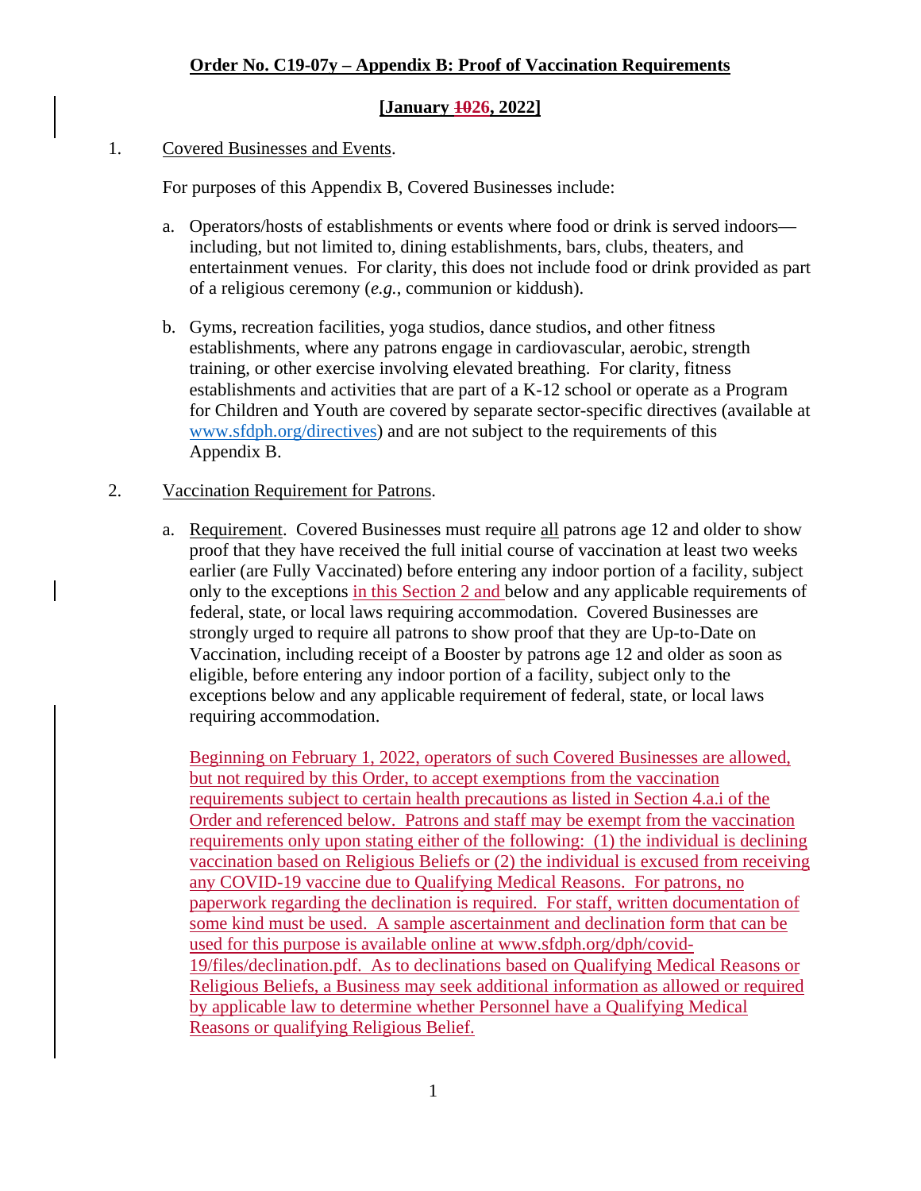**Order No. C19-07y – Appendix B: Proof of Vaccination Requirements**

**[January ~~10~~26, 2022]**

1. Covered Businesses and Events.

   For purposes of this Appendix B, Covered Businesses include:

   a. Operators/hosts of establishments or events where food or drink is served indoors—including, but not limited to, dining establishments, bars, clubs, theaters, and entertainment venues. For clarity, this does not include food or drink provided as part of a religious ceremony (*e.g.*, communion or kiddush).

   b. Gyms, recreation facilities, yoga studios, dance studios, and other fitness establishments, where any patrons engage in cardiovascular, aerobic, strength training, or other exercise involving elevated breathing. For clarity, fitness establishments and activities that are part of a K-12 school or operate as a Program for Children and Youth are covered by separate sector-specific directives (available at www.sfdph.org/directives) and are not subject to the requirements of this Appendix B.

2. Vaccination Requirement for Patrons.

   a. Requirement. Covered Businesses must require all patrons age 12 and older to show proof that they have received the full initial course of vaccination at least two weeks earlier (are Fully Vaccinated) before entering any indoor portion of a facility, subject only to the exceptions in this Section 2 and below and any applicable requirements of federal, state, or local laws requiring accommodation. Covered Businesses are strongly urged to require all patrons to show proof that they are Up-to-Date on Vaccination, including receipt of a Booster by patrons age 12 and older as soon as eligible, before entering any indoor portion of a facility, subject only to the exceptions below and any applicable requirement of federal, state, or local laws requiring accommodation.

   Beginning on February 1, 2022, operators of such Covered Businesses are allowed, but not required by this Order, to accept exemptions from the vaccination requirements subject to certain health precautions as listed in Section 4.a.i of the Order and referenced below. Patrons and staff may be exempt from the vaccination requirements only upon stating either of the following: (1) the individual is declining vaccination based on Religious Beliefs or (2) the individual is excused from receiving any COVID-19 vaccine due to Qualifying Medical Reasons. For patrons, no paperwork regarding the declination is required. For staff, written documentation of some kind must be used. A sample ascertainment and declination form that can be used for this purpose is available online at www.sfdph.org/dph/covid-19/files/declination.pdf. As to declinations based on Qualifying Medical Reasons or Religious Beliefs, a Business may seek additional information as allowed or required by applicable law to determine whether Personnel have a Qualifying Medical Reasons or qualifying Religious Belief.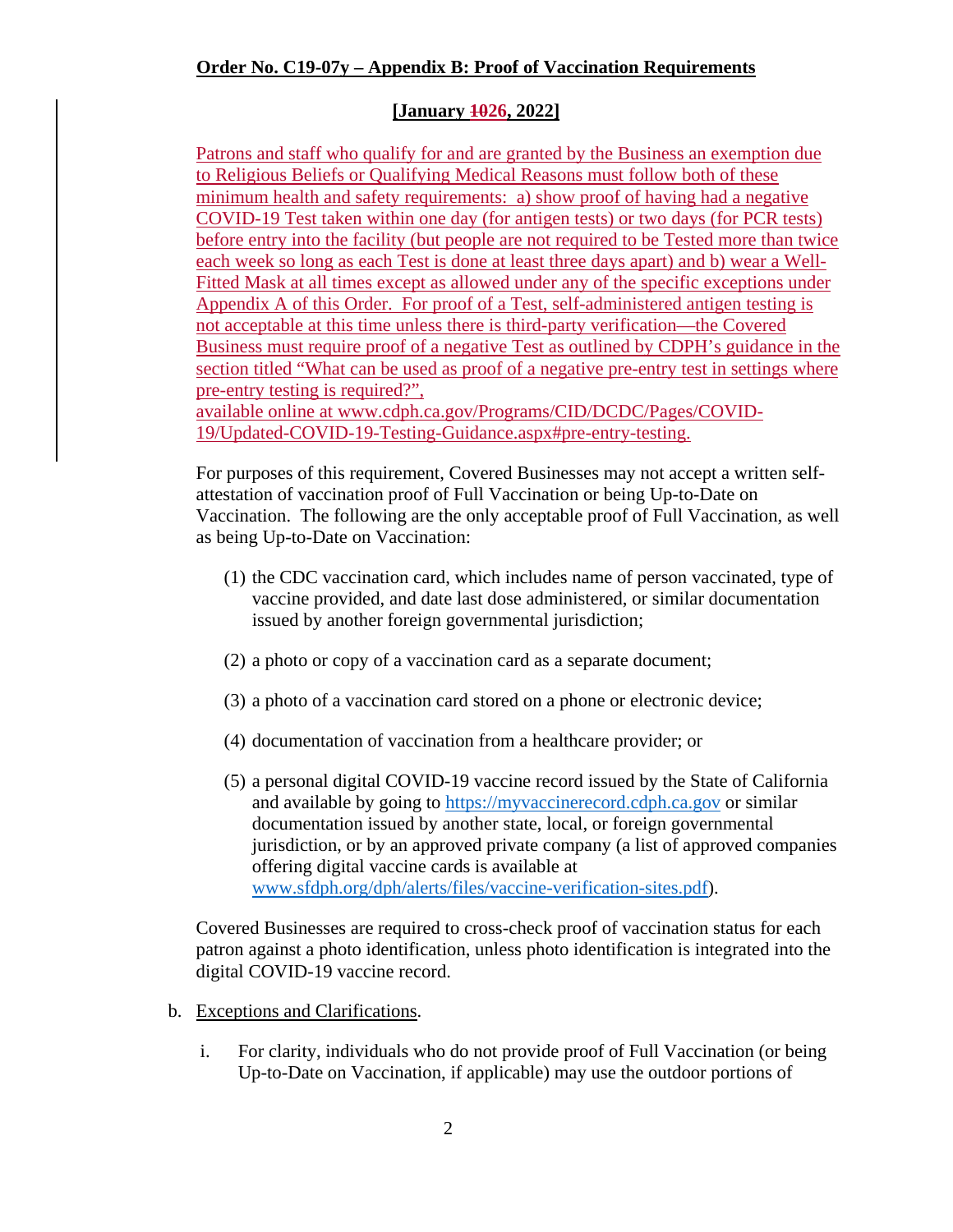**Order No. C19-07y – Appendix B: Proof of Vaccination Requirements**

**[January ~~10~~26, 2022]**

Patrons and staff who qualify for and are granted by the Business an exemption due to Religious Beliefs or Qualifying Medical Reasons must follow both of these minimum health and safety requirements: a) show proof of having had a negative COVID-19 Test taken within one day (for antigen tests) or two days (for PCR tests) before entry into the facility (but people are not required to be Tested more than twice each week so long as each Test is done at least three days apart) and b) wear a Well-Fitted Mask at all times except as allowed under any of the specific exceptions under Appendix A of this Order. For proof of a Test, self-administered antigen testing is not acceptable at this time unless there is third-party verification—the Covered Business must require proof of a negative Test as outlined by CDPH's guidance in the section titled "What can be used as proof of a negative pre-entry test in settings where pre-entry testing is required?", available online at www.cdph.ca.gov/Programs/CID/DCDC/Pages/COVID-19/Updated-COVID-19-Testing-Guidance.aspx#pre-entry-testing.

For purposes of this requirement, Covered Businesses may not accept a written self-attestation of vaccination proof of Full Vaccination or being Up-to-Date on Vaccination. The following are the only acceptable proof of Full Vaccination, as well as being Up-to-Date on Vaccination:

(1) the CDC vaccination card, which includes name of person vaccinated, type of vaccine provided, and date last dose administered, or similar documentation issued by another foreign governmental jurisdiction;

(2) a photo or copy of a vaccination card as a separate document;

(3) a photo of a vaccination card stored on a phone or electronic device;

(4) documentation of vaccination from a healthcare provider; or

(5) a personal digital COVID-19 vaccine record issued by the State of California and available by going to https://myvaccinerecord.cdph.ca.gov or similar documentation issued by another state, local, or foreign governmental jurisdiction, or by an approved private company (a list of approved companies offering digital vaccine cards is available at www.sfdph.org/dph/alerts/files/vaccine-verification-sites.pdf).

Covered Businesses are required to cross-check proof of vaccination status for each patron against a photo identification, unless photo identification is integrated into the digital COVID-19 vaccine record.

b. Exceptions and Clarifications.

i. For clarity, individuals who do not provide proof of Full Vaccination (or being Up-to-Date on Vaccination, if applicable) may use the outdoor portions of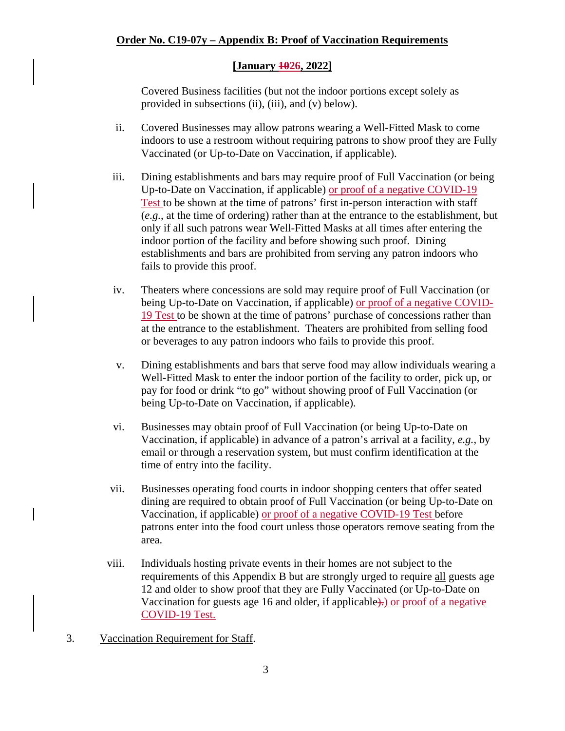**Order No. C19-07y – Appendix B: Proof of Vaccination Requirements**

**[January ~~10~~26, 2022]**

Covered Business facilities (but not the indoor portions except solely as provided in subsections (ii), (iii), and (v) below).

ii. Covered Businesses may allow patrons wearing a Well-Fitted Mask to come indoors to use a restroom without requiring patrons to show proof they are Fully Vaccinated (or Up-to-Date on Vaccination, if applicable).

iii. Dining establishments and bars may require proof of Full Vaccination (or being Up-to-Date on Vaccination, if applicable) or proof of a negative COVID-19 Test to be shown at the time of patrons' first in-person interaction with staff (*e.g.*, at the time of ordering) rather than at the entrance to the establishment, but only if all such patrons wear Well-Fitted Masks at all times after entering the indoor portion of the facility and before showing such proof. Dining establishments and bars are prohibited from serving any patron indoors who fails to provide this proof.

iv. Theaters where concessions are sold may require proof of Full Vaccination (or being Up-to-Date on Vaccination, if applicable) or proof of a negative COVID-19 Test to be shown at the time of patrons' purchase of concessions rather than at the entrance to the establishment. Theaters are prohibited from selling food or beverages to any patron indoors who fails to provide this proof.

v. Dining establishments and bars that serve food may allow individuals wearing a Well-Fitted Mask to enter the indoor portion of the facility to order, pick up, or pay for food or drink "to go" without showing proof of Full Vaccination (or being Up-to-Date on Vaccination, if applicable).

vi. Businesses may obtain proof of Full Vaccination (or being Up-to-Date on Vaccination, if applicable) in advance of a patron's arrival at a facility, *e.g.*, by email or through a reservation system, but must confirm identification at the time of entry into the facility.

vii. Businesses operating food courts in indoor shopping centers that offer seated dining are required to obtain proof of Full Vaccination (or being Up-to-Date on Vaccination, if applicable) or proof of a negative COVID-19 Test before patrons enter into the food court unless those operators remove seating from the area.

viii. Individuals hosting private events in their homes are not subject to the requirements of this Appendix B but are strongly urged to require all guests age 12 and older to show proof that they are Fully Vaccinated (or Up-to-Date on Vaccination for guests age 16 and older, if applicable~~).~~) or proof of a negative COVID-19 Test.

3. Vaccination Requirement for Staff.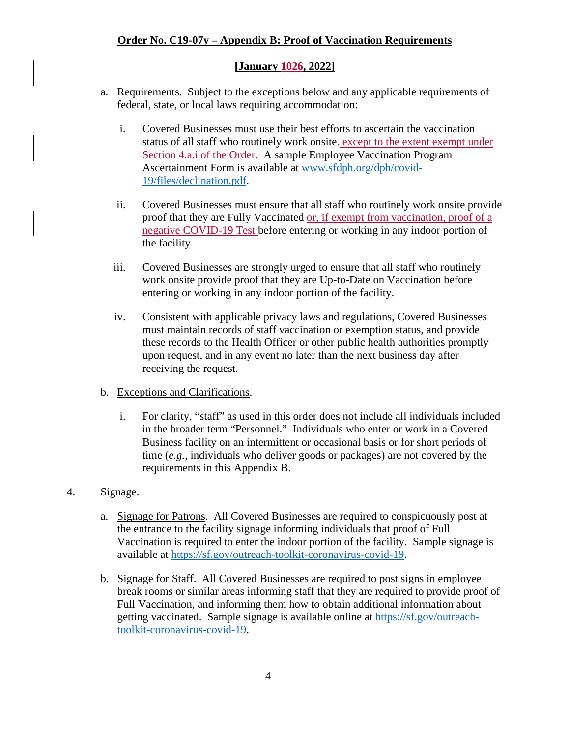**Order No. C19-07y – Appendix B: Proof of Vaccination Requirements**

**[January ~~10~~26, 2022]**

a. Requirements. Subject to the exceptions below and any applicable requirements of federal, state, or local laws requiring accommodation:

   i. Covered Businesses must use their best efforts to ascertain the vaccination status of all staff who routinely work onsite~~.~~ except to the extent exempt under Section 4.a.i of the Order. A sample Employee Vaccination Program Ascertainment Form is available at www.sfdph.org/dph/covid-19/files/declination.pdf.

   ii. Covered Businesses must ensure that all staff who routinely work onsite provide proof that they are Fully Vaccinated or, if exempt from vaccination, proof of a negative COVID-19 Test before entering or working in any indoor portion of the facility.

   iii. Covered Businesses are strongly urged to ensure that all staff who routinely work onsite provide proof that they are Up-to-Date on Vaccination before entering or working in any indoor portion of the facility.

   iv. Consistent with applicable privacy laws and regulations, Covered Businesses must maintain records of staff vaccination or exemption status, and provide these records to the Health Officer or other public health authorities promptly upon request, and in any event no later than the next business day after receiving the request.

b. Exceptions and Clarifications.

   i. For clarity, "staff" as used in this order does not include all individuals included in the broader term "Personnel." Individuals who enter or work in a Covered Business facility on an intermittent or occasional basis or for short periods of time (*e.g.*, individuals who deliver goods or packages) are not covered by the requirements in this Appendix B.

4. Signage.

   a. Signage for Patrons. All Covered Businesses are required to conspicuously post at the entrance to the facility signage informing individuals that proof of Full Vaccination is required to enter the indoor portion of the facility. Sample signage is available at https://sf.gov/outreach-toolkit-coronavirus-covid-19.

   b. Signage for Staff. All Covered Businesses are required to post signs in employee break rooms or similar areas informing staff that they are required to provide proof of Full Vaccination, and informing them how to obtain additional information about getting vaccinated. Sample signage is available online at https://sf.gov/outreach-toolkit-coronavirus-covid-19.